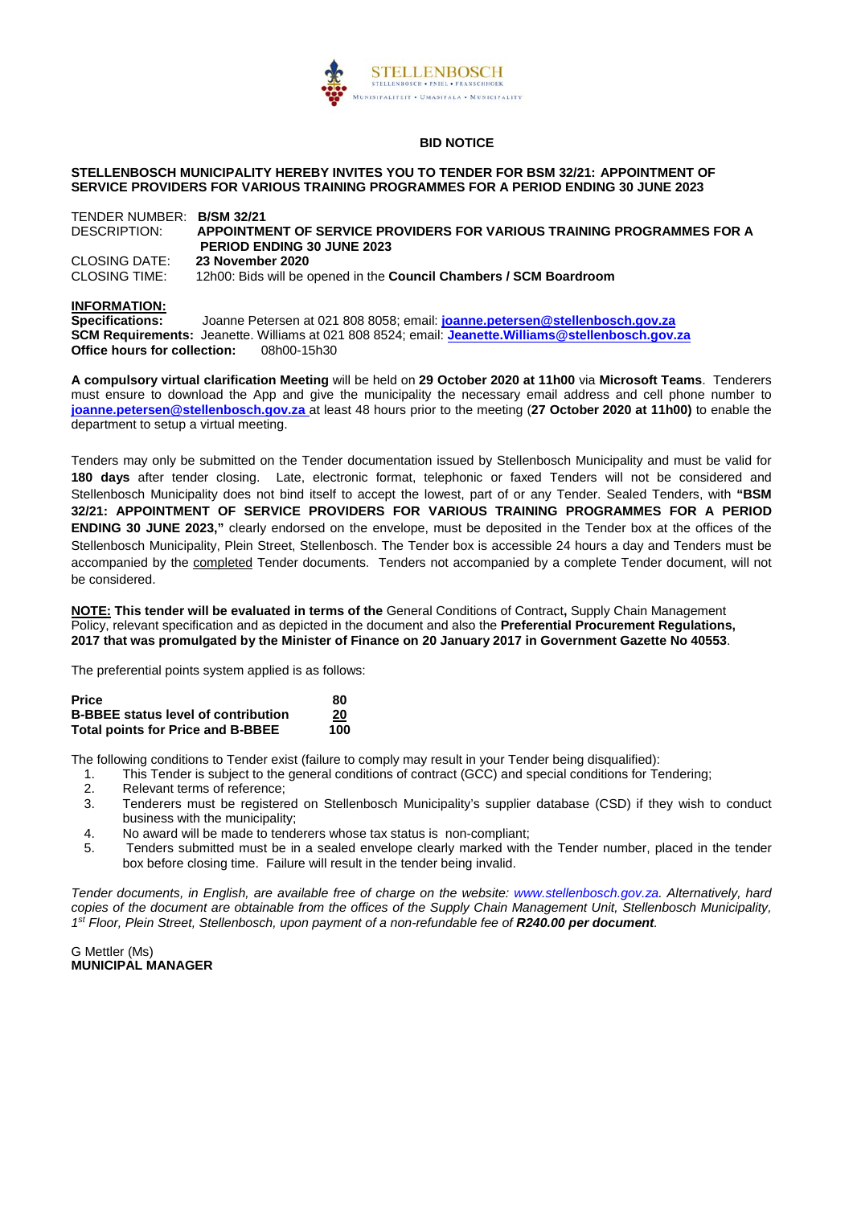## BID NOTICE

**STELLENBOSCH MUNICIPALITY HEREBY INVITES YOU TO TENDER FOR BSM 32/21: APPOINTMENT OF SERVICE PROVIDERS FOR VARIOUS TRAINING PROGRAMMES FOR A PERIOD ENDING 30 JUNE 2023**

TENDER NUMBER: **B/SM 32/21**
DESCRIPTION: **APPOINTMENT OF SERVICE PROVIDERS FOR VARIOUS TRAINING PROGRAMMES FOR A PERIOD ENDING 30 JUNE 2023**
CLOSING DATE: **23 November 2020**
CLOSING TIME: 12h00: Bids will be opened in the **Council Chambers / SCM Boardroom**

**INFORMATION:**
**Specifications:** Joanne Petersen at 021 808 8058; email: **joanne.petersen@stellenbosch.gov.za**
**SCM Requirements:** Jeanette. Williams at 021 808 8524; email: **Jeanette.Williams@stellenbosch.gov.za**
**Office hours for collection:** 08h00-15h30

**A compulsory virtual clarification Meeting** will be held on **29 October 2020 at 11h00** via **Microsoft Teams**. Tenderers must ensure to download the App and give the municipality the necessary email address and cell phone number to **joanne.petersen@stellenbosch.gov.za** at least 48 hours prior to the meeting (**27 October 2020 at 11h00)** to enable the department to setup a virtual meeting.

Tenders may only be submitted on the Tender documentation issued by Stellenbosch Municipality and must be valid for **180 days** after tender closing. Late, electronic format, telephonic or faxed Tenders will not be considered and Stellenbosch Municipality does not bind itself to accept the lowest, part of or any Tender. Sealed Tenders, with **"BSM 32/21: APPOINTMENT OF SERVICE PROVIDERS FOR VARIOUS TRAINING PROGRAMMES FOR A PERIOD ENDING 30 JUNE 2023,"** clearly endorsed on the envelope, must be deposited in the Tender box at the offices of the Stellenbosch Municipality, Plein Street, Stellenbosch. The Tender box is accessible 24 hours a day and Tenders must be accompanied by the completed Tender documents. Tenders not accompanied by a complete Tender document, will not be considered.

**NOTE: This tender will be evaluated in terms of the** General Conditions of Contract**,** Supply Chain Management Policy, relevant specification and as depicted in the document and also the **Preferential Procurement Regulations, 2017 that was promulgated by the Minister of Finance on 20 January 2017 in Government Gazette No 40553**.

The preferential points system applied is as follows:

| | |
|---|---|
| **Price** | **80** |
| **B-BBEE status level of contribution** | **20** |
| **Total points for Price and B-BBEE** | **100** |

The following conditions to Tender exist (failure to comply may result in your Tender being disqualified):

1. This Tender is subject to the general conditions of contract (GCC) and special conditions for Tendering;
2. Relevant terms of reference;
3. Tenderers must be registered on Stellenbosch Municipality's supplier database (CSD) if they wish to conduct business with the municipality;
4. No award will be made to tenderers whose tax status is non-compliant;
5. Tenders submitted must be in a sealed envelope clearly marked with the Tender number, placed in the tender box before closing time. Failure will result in the tender being invalid.

*Tender documents, in English, are available free of charge on the website: www.stellenbosch.gov.za. Alternatively, hard copies of the document are obtainable from the offices of the Supply Chain Management Unit, Stellenbosch Municipality, 1st Floor, Plein Street, Stellenbosch, upon payment of a non-refundable fee of **R240.00 per document**.*

G Mettler (Ms)
**MUNICIPAL MANAGER**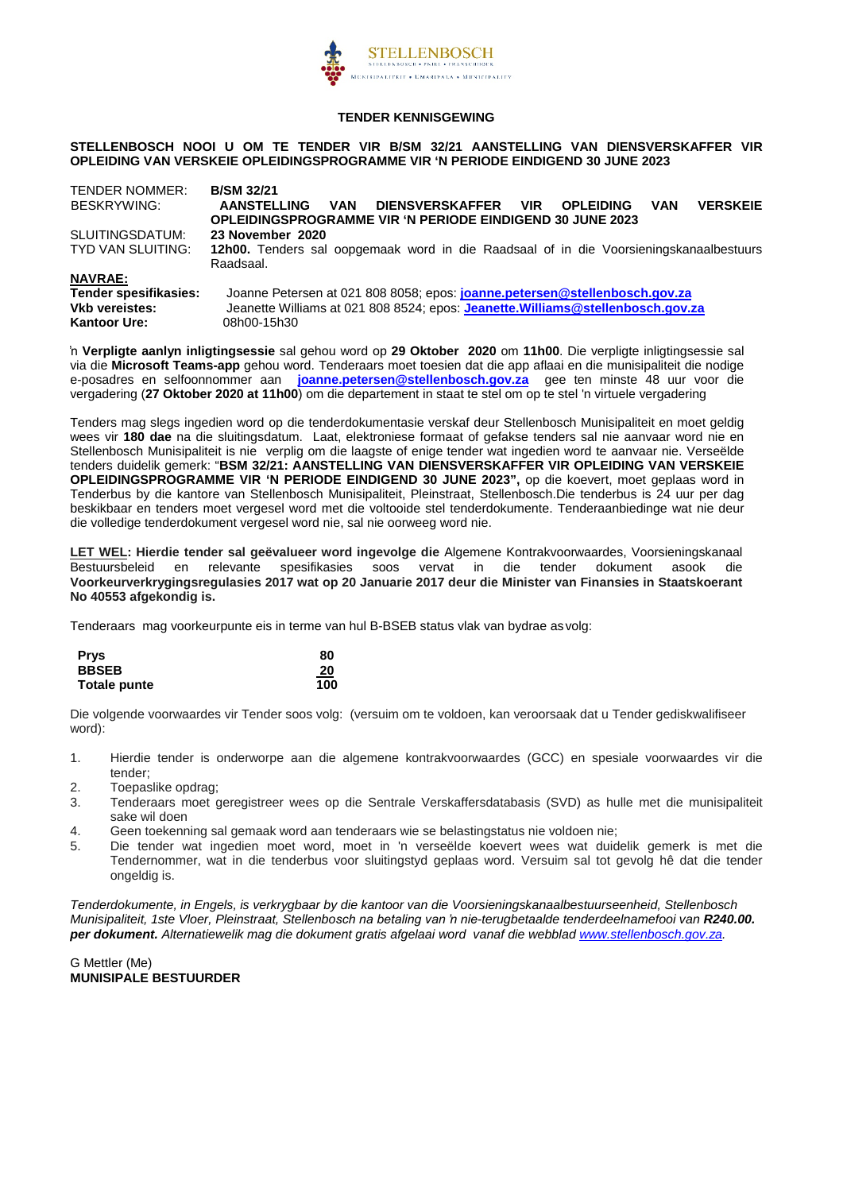STELLENBOSCH
STELLENBOSCH • PNIEL • FRANSCHHOEK
MUNISIPALITEIT • UMASIPALA • MUNICIPALITY

## TENDER KENNISGEWING

**STELLENBOSCH NOOI U OM TE TENDER VIR B/SM 32/21 AANSTELLING VAN DIENSVERSKAFFER VIR OPLEIDING VAN VERSKEIE OPLEIDINGSPROGRAMME VIR 'N PERIODE EINDIGEND 30 JUNE 2023**

| | |
|---|---|
| TENDER NOMMER: | **B/SM 32/21** |
| BESKRYWING: | **AANSTELLING VAN DIENSVERSKAFFER VIR OPLEIDING VAN VERSKEIE OPLEIDINGSPROGRAMME VIR 'N PERIODE EINDIGEND 30 JUNE 2023** |
| SLUITINGSDATUM: | **23 November 2020** |
| TYD VAN SLUITING: | **12h00.** Tenders sal oopgemaak word in die Raadsaal of in die Voorsieningskanaalbestuurs Raadsaal. |

**NAVRAE:**

| | |
|---|---|
| **Tender spesifikasies:** | Joanne Petersen at 021 808 8058; epos: **joanne.petersen@stellenbosch.gov.za** |
| **Vkb vereistes:** | Jeanette Williams at 021 808 8524; epos: **Jeanette.Williams@stellenbosch.gov.za** |
| **Kantoor Ure:** | 08h00-15h30 |

'n **Verpligte aanlyn inligtingsessie** sal gehou word op **29 Oktober 2020** om **11h00**. Die verpligte inligtingsessie sal via die **Microsoft Teams-app** gehou word. Tenderaars moet toesien dat die app aflaai en die munisipaliteit die nodige e-posadres en selfoonnommer aan **joanne.petersen@stellenbosch.gov.za** gee ten minste 48 uur voor die vergadering (**27 Oktober 2020 at 11h00**) om die departement in staat te stel om op te stel 'n virtuele vergadering

Tenders mag slegs ingedien word op die tenderdokumentasie verskaf deur Stellenbosch Munisipaliteit en moet geldig wees vir **180 dae** na die sluitingsdatum. Laat, elektroniese formaat of gefakse tenders sal nie aanvaar word nie en Stellenbosch Munisipaliteit is nie verplig om die laagste of enige tender wat ingedien word te aanvaar nie. Verseëlde tenders duidelik gemerk: "**BSM 32/21: AANSTELLING VAN DIENSVERSKAFFER VIR OPLEIDING VAN VERSKEIE OPLEIDINGSPROGRAMME VIR 'N PERIODE EINDIGEND 30 JUNE 2023",** op die koevert, moet geplaas word in Tenderbus by die kantore van Stellenbosch Munisipaliteit, Pleinstraat, Stellenbosch.Die tenderbus is 24 uur per dag beskikbaar en tenders moet vergesel word met die voltooide stel tenderdokumente. Tenderaanbiedinge wat nie deur die volledige tenderdokument vergesel word nie, sal nie oorweeg word nie.

**LET WEL: Hierdie tender sal geëvalueer word ingevolge die** Algemene Kontrakvoorwaardes, Voorsieningskanaal Bestuursbeleid en relevante spesifikasies soos vervat in die tender dokument asook die **Voorkeurverkrygingsregulasies 2017 wat op 20 Januarie 2017 deur die Minister van Finansies in Staatskoerant No 40553 afgekondig is.**

Tenderaars mag voorkeurpunte eis in terme van hul B-BSEB status vlak van bydrae as volg:

| | |
|---|---|
| **Prys** | **80** |
| **BBSEB** | **20** |
| **Totale punte** | **100** |

Die volgende voorwaardes vir Tender soos volg: (versuim om te voldoen, kan veroorsaak dat u Tender gediskwalifiseer word):

1. Hierdie tender is onderworpe aan die algemene kontrakvoorwaardes (GCC) en spesiale voorwaardes vir die tender;
2. Toepaslike opdrag;
3. Tenderaars moet geregistreer wees op die Sentrale Verskaffersdatabasis (SVD) as hulle met die munisipaliteit sake wil doen
4. Geen toekenning sal gemaak word aan tenderaars wie se belastingstatus nie voldoen nie;
5. Die tender wat ingedien moet word, moet in 'n verseëlde koevert wees wat duidelik gemerk is met die Tendernommer, wat in die tenderbus voor sluitingstyd geplaas word. Versuim sal tot gevolg hê dat die tender ongeldig is.

*Tenderdokumente, in Engels, is verkrygbaar by die kantoor van die Voorsieningskanaalbestuurseenheid, Stellenbosch Munisipaliteit, 1ste Vloer, Pleinstraat, Stellenbosch na betaling van 'n nie-terugbetaalde tenderdeelnamefooi van **R240.00. per dokument.** Alternatiewelik mag die dokument gratis afgelaai word vanaf die webblad www.stellenbosch.gov.za.*

G Mettler (Me)
**MUNISIPALE BESTUURDER**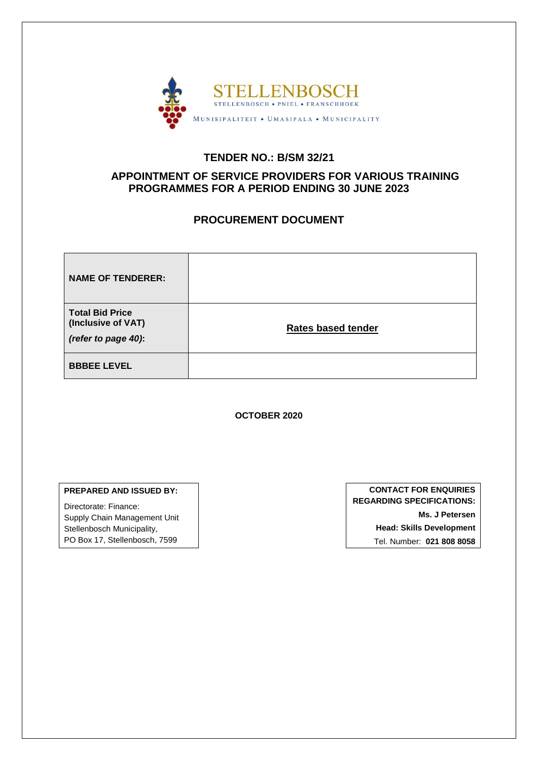STELLENBOSCH

STELLENBOSCH • PNIEL • FRANSCHHOEK

MUNISIPALITEIT • UMASIPALA • MUNICIPALITY

# TENDER NO.: B/SM 32/21

## APPOINTMENT OF SERVICE PROVIDERS FOR VARIOUS TRAINING PROGRAMMES FOR A PERIOD ENDING 30 JUNE 2023

## PROCUREMENT DOCUMENT

| | |
|---|---|
| **NAME OF TENDERER:** | |
| **Total Bid Price (Inclusive of VAT)** *(refer to page 40)*: | **Rates based tender** |
| **BBBEE LEVEL** | |

**OCTOBER 2020**

**PREPARED AND ISSUED BY:**

Directorate: Finance:
Supply Chain Management Unit
Stellenbosch Municipality,
PO Box 17, Stellenbosch, 7599

**CONTACT FOR ENQUIRIES REGARDING SPECIFICATIONS:**

**Ms. J Petersen**

**Head: Skills Development**

Tel. Number: **021 808 8058**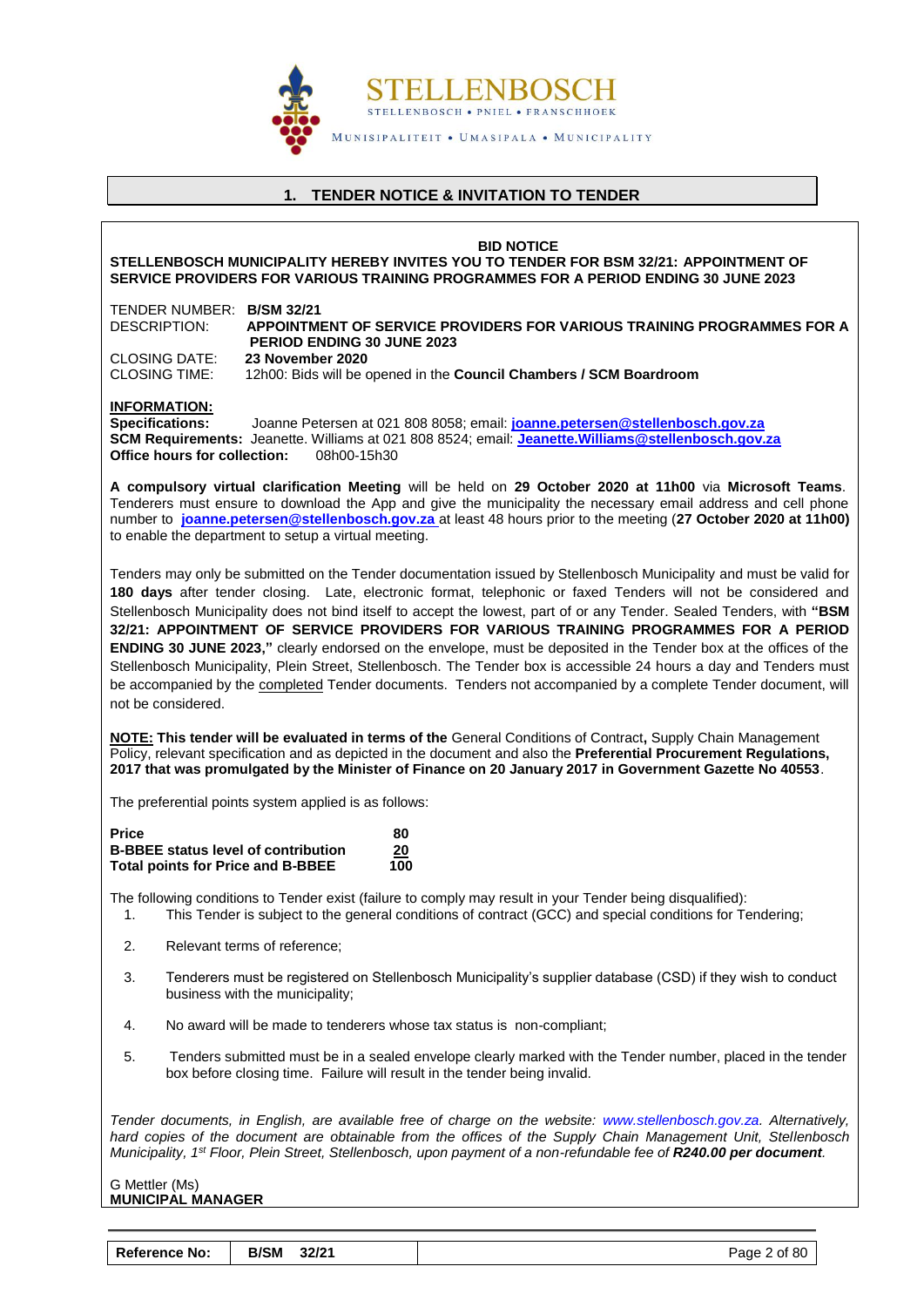STELLENBOSCH

STELLENBOSCH • PNIEL • FRANSCHHOEK

MUNISIPALITEIT • UMASIPALA • MUNICIPALITY

# 1. TENDER NOTICE & INVITATION TO TENDER

**BID NOTICE**

**STELLENBOSCH MUNICIPALITY HEREBY INVITES YOU TO TENDER FOR BSM 32/21: APPOINTMENT OF SERVICE PROVIDERS FOR VARIOUS TRAINING PROGRAMMES FOR A PERIOD ENDING 30 JUNE 2023**

| | |
|---|---|
| TENDER NUMBER: | **B/SM 32/21** |
| DESCRIPTION: | **APPOINTMENT OF SERVICE PROVIDERS FOR VARIOUS TRAINING PROGRAMMES FOR A PERIOD ENDING 30 JUNE 2023** |
| CLOSING DATE: | **23 November 2020** |
| CLOSING TIME: | 12h00: Bids will be opened in the **Council Chambers / SCM Boardroom** |

**INFORMATION:**
**Specifications:** Joanne Petersen at 021 808 8058; email: **joanne.petersen@stellenbosch.gov.za**
**SCM Requirements:** Jeanette. Williams at 021 808 8524; email: **Jeanette.Williams@stellenbosch.gov.za**
**Office hours for collection:** 08h00-15h30

**A compulsory virtual clarification Meeting** will be held on **29 October 2020 at 11h00** via **Microsoft Teams**. Tenderers must ensure to download the App and give the municipality the necessary email address and cell phone number to **joanne.petersen@stellenbosch.gov.za** at least 48 hours prior to the meeting (**27 October 2020 at 11h00)** to enable the department to setup a virtual meeting.

Tenders may only be submitted on the Tender documentation issued by Stellenbosch Municipality and must be valid for **180 days** after tender closing. Late, electronic format, telephonic or faxed Tenders will not be considered and Stellenbosch Municipality does not bind itself to accept the lowest, part of or any Tender. Sealed Tenders, with **"BSM 32/21: APPOINTMENT OF SERVICE PROVIDERS FOR VARIOUS TRAINING PROGRAMMES FOR A PERIOD ENDING 30 JUNE 2023,"** clearly endorsed on the envelope, must be deposited in the Tender box at the offices of the Stellenbosch Municipality, Plein Street, Stellenbosch. The Tender box is accessible 24 hours a day and Tenders must be accompanied by the completed Tender documents. Tenders not accompanied by a complete Tender document, will not be considered.

**NOTE: This tender will be evaluated in terms of the** General Conditions of Contract**,** Supply Chain Management Policy, relevant specification and as depicted in the document and also the **Preferential Procurement Regulations, 2017 that was promulgated by the Minister of Finance on 20 January 2017 in Government Gazette No 40553**.

The preferential points system applied is as follows:

| | |
|---|---|
| **Price** | **80** |
| **B-BBEE status level of contribution** | **20** |
| **Total points for Price and B-BBEE** | **100** |

The following conditions to Tender exist (failure to comply may result in your Tender being disqualified):

1. This Tender is subject to the general conditions of contract (GCC) and special conditions for Tendering;
2. Relevant terms of reference;
3. Tenderers must be registered on Stellenbosch Municipality's supplier database (CSD) if they wish to conduct business with the municipality;
4. No award will be made to tenderers whose tax status is non-compliant;
5. Tenders submitted must be in a sealed envelope clearly marked with the Tender number, placed in the tender box before closing time. Failure will result in the tender being invalid.

*Tender documents, in English, are available free of charge on the website: www.stellenbosch.gov.za. Alternatively, hard copies of the document are obtainable from the offices of the Supply Chain Management Unit, Stellenbosch Municipality, 1st Floor, Plein Street, Stellenbosch, upon payment of a non-refundable fee of **R240.00 per document**.*

G Mettler (Ms)
**MUNICIPAL MANAGER**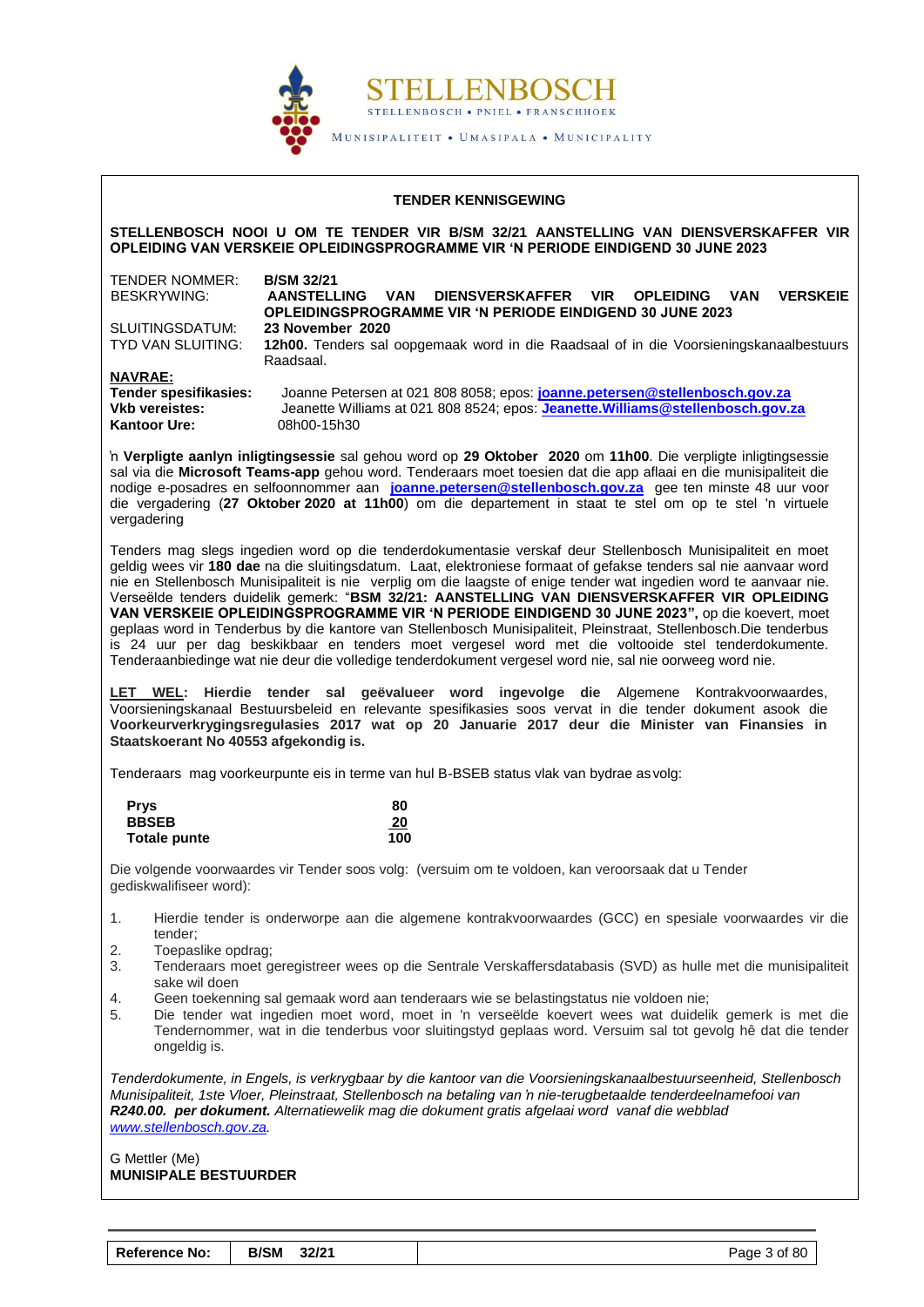STELLENBOSCH
STELLENBOSCH • PNIEL • FRANSCHHOEK
MUNISIPALITEIT • UMASIPALA • MUNICIPALITY

## TENDER KENNISGEWING

**STELLENBOSCH NOOI U OM TE TENDER VIR B/SM 32/21 AANSTELLING VAN DIENSVERSKAFFER VIR OPLEIDING VAN VERSKEIE OPLEIDINGSPROGRAMME VIR 'N PERIODE EINDIGEND 30 JUNE 2023**

| | |
|---|---|
| TENDER NOMMER: | **B/SM 32/21** |
| BESKRYWING: | **AANSTELLING VAN DIENSVERSKAFFER VIR OPLEIDING VAN VERSKEIE OPLEIDINGSPROGRAMME VIR 'N PERIODE EINDIGEND 30 JUNE 2023** |
| SLUITINGSDATUM: | **23 November 2020** |
| TYD VAN SLUITING: | **12h00.** Tenders sal oopgemaak word in die Raadsaal of in die Voorsieningskanaalbestuurs Raadsaal. |

**NAVRAE:**

| | |
|---|---|
| **Tender spesifikasies:** | Joanne Petersen at 021 808 8058; epos: **joanne.petersen@stellenbosch.gov.za** |
| **Vkb vereistes:** | Jeanette Williams at 021 808 8524; epos: **Jeanette.Williams@stellenbosch.gov.za** |
| **Kantoor Ure:** | 08h00-15h30 |

'n **Verpligte aanlyn inligtingsessie** sal gehou word op **29 Oktober 2020** om **11h00**. Die verpligte inligtingsessie sal via die **Microsoft Teams-app** gehou word. Tenderaars moet toesien dat die app aflaai en die munisipaliteit die nodige e-posadres en selfoonnommer aan **joanne.petersen@stellenbosch.gov.za** gee ten minste 48 uur voor die vergadering (**27 Oktober 2020 at 11h00**) om die departement in staat te stel om op te stel 'n virtuele vergadering

Tenders mag slegs ingedien word op die tenderdokumentasie verskaf deur Stellenbosch Munisipaliteit en moet geldig wees vir **180 dae** na die sluitingsdatum. Laat, elektroniese formaat of gefakse tenders sal nie aanvaar word nie en Stellenbosch Munisipaliteit is nie verplig om die laagste of enige tender wat ingedien word te aanvaar nie. Verseëlde tenders duidelik gemerk: "**BSM 32/21: AANSTELLING VAN DIENSVERSKAFFER VIR OPLEIDING VAN VERSKEIE OPLEIDINGSPROGRAMME VIR 'N PERIODE EINDIGEND 30 JUNE 2023",** op die koevert, moet geplaas word in Tenderbus by die kantore van Stellenbosch Munisipaliteit, Pleinstraat, Stellenbosch.Die tenderbus is 24 uur per dag beskikbaar en tenders moet vergesel word met die voltooide stel tenderdokumente. Tenderaanbiedinge wat nie deur die volledige tenderdokument vergesel word nie, sal nie oorweeg word nie.

**LET WEL: Hierdie tender sal geëvalueer word ingevolge die** Algemene Kontrakvoorwaardes, Voorsieningskanaal Bestuursbeleid en relevante spesifikasies soos vervat in die tender dokument asook die **Voorkeurverkrygingsregulasies 2017 wat op 20 Januarie 2017 deur die Minister van Finansies in Staatskoerant No 40553 afgekondig is.**

Tenderaars mag voorkeurpunte eis in terme van hul B-BSEB status vlak van bydrae as volg:

| | |
|---|---|
| **Prys** | **80** |
| **BBSEB** | **20** |
| **Totale punte** | **100** |

Die volgende voorwaardes vir Tender soos volg: (versuim om te voldoen, kan veroorsaak dat u Tender gediskwalifiseer word):

1. Hierdie tender is onderworpe aan die algemene kontrakvoorwaardes (GCC) en spesiale voorwaardes vir die tender;
2. Toepaslike opdrag;
3. Tenderaars moet geregistreer wees op die Sentrale Verskaffersdatabasis (SVD) as hulle met die munisipaliteit sake wil doen
4. Geen toekenning sal gemaak word aan tenderaars wie se belastingstatus nie voldoen nie;
5. Die tender wat ingedien moet word, moet in 'n verseëlde koevert wees wat duidelik gemerk is met die Tendernommer, wat in die tenderbus voor sluitingstyd geplaas word. Versuim sal tot gevolg hê dat die tender ongeldig is.

*Tenderdokumente, in Engels, is verkrygbaar by die kantoor van die Voorsieningskanaalbestuurseenheid, Stellenbosch Munisipaliteit, 1ste Vloer, Pleinstraat, Stellenbosch na betaling van 'n nie-terugbetaalde tenderdeelnamefooi van **R240.00. per dokument.** Alternatiewelik mag die dokument gratis afgelaai word vanaf die webblad www.stellenbosch.gov.za.*

G Mettler (Me)
**MUNISIPALE BESTUURDER**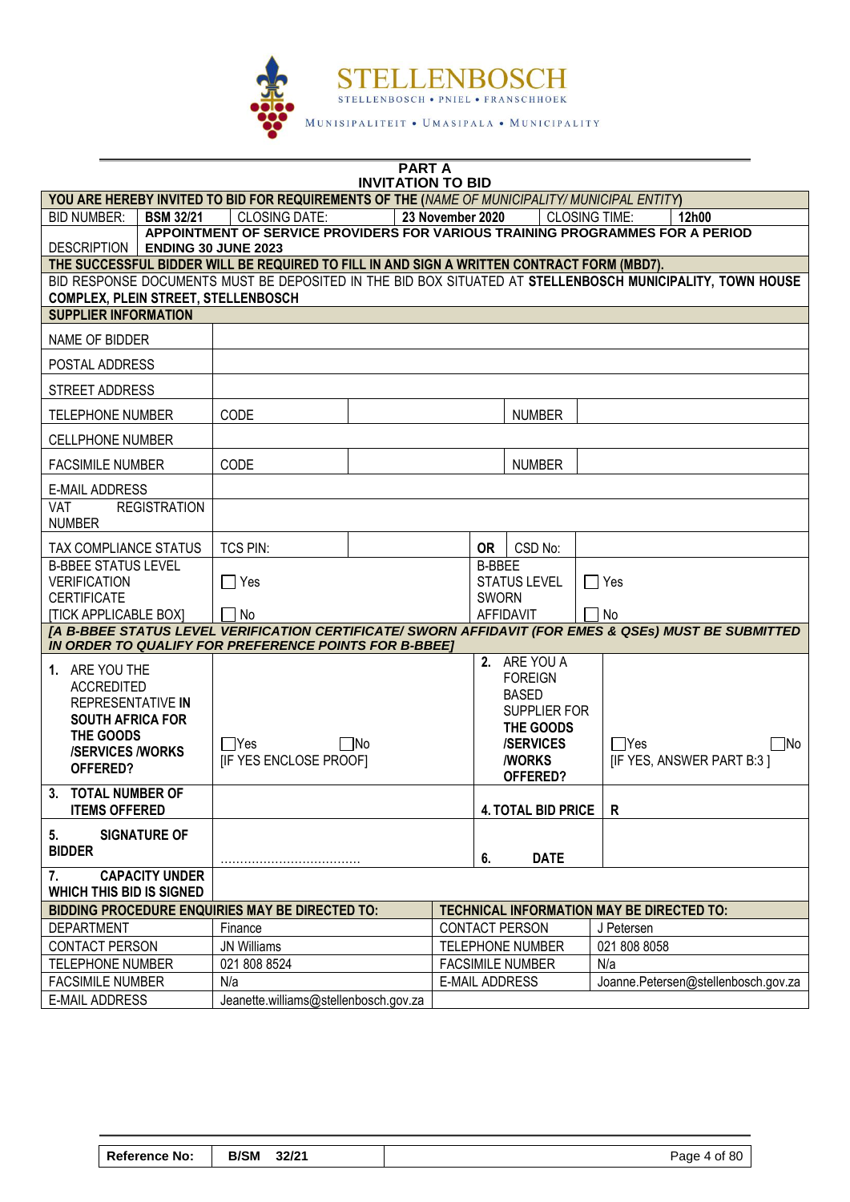STELLENBOSCH

STELLENBOSCH • PNIEL • FRANSCHHOEK

MUNISIPALITEIT • UMASIPALA • MUNICIPALITY

## PART A
## INVITATION TO BID

| | | | | | | | |
|---|---|---|---|---|---|---|---|
| **YOU ARE HEREBY INVITED TO BID FOR REQUIREMENTS OF THE** (*NAME OF MUNICIPALITY/ MUNICIPAL ENTITY*) | | | | | | | |
| BID NUMBER: | **BSM 32/21** | CLOSING DATE: | **23 November 2020** | CLOSING TIME: | **12h00** | | |
| DESCRIPTION | **APPOINTMENT OF SERVICE PROVIDERS FOR VARIOUS TRAINING PROGRAMMES FOR A PERIOD ENDING 30 JUNE 2023** | | | | | | |
| **THE SUCCESSFUL BIDDER WILL BE REQUIRED TO FILL IN AND SIGN A WRITTEN CONTRACT FORM (MBD7).** | | | | | | | |
| BID RESPONSE DOCUMENTS MUST BE DEPOSITED IN THE BID BOX SITUATED AT **STELLENBOSCH MUNICIPALITY, TOWN HOUSE COMPLEX, PLEIN STREET, STELLENBOSCH** | | | | | | | |
| **SUPPLIER INFORMATION** | | | | | | | |
| NAME OF BIDDER | | | | | | | |
| POSTAL ADDRESS | | | | | | | |
| STREET ADDRESS | | | | | | | |
| TELEPHONE NUMBER | CODE | | | NUMBER | | | |
| CELLPHONE NUMBER | | | | | | | |
| FACSIMILE NUMBER | CODE | | | NUMBER | | | |
| E-MAIL ADDRESS | | | | | | | |
| VAT REGISTRATION NUMBER | | | | | | | |
| TAX COMPLIANCE STATUS | TCS PIN: | | **OR** | CSD No: | | | |
| B-BBEE STATUS LEVEL VERIFICATION CERTIFICATE [TICK APPLICABLE BOX] | ☐ Yes ☐ No | | | B-BBEE STATUS LEVEL SWORN AFFIDAVIT | ☐ Yes ☐ No | | |
| ***[A B-BBEE STATUS LEVEL VERIFICATION CERTIFICATE/ SWORN AFFIDAVIT (FOR EMES & QSEs) MUST BE SUBMITTED IN ORDER TO QUALIFY FOR PREFERENCE POINTS FOR B-BBEE]*** | | | | | | | |
| **1.** ARE YOU THE ACCREDITED REPRESENTATIVE **IN SOUTH AFRICA FOR THE GOODS /SERVICES /WORKS OFFERED?** | ☐Yes ☐No [IF YES ENCLOSE PROOF] | | | **2.** ARE YOU A FOREIGN BASED SUPPLIER FOR **THE GOODS /SERVICES /WORKS OFFERED?** | ☐Yes ☐No [IF YES, ANSWER PART B:3 ] | | |
| **3. TOTAL NUMBER OF ITEMS OFFERED** | | | | **4. TOTAL BID PRICE** | **R** | | |
| **5. SIGNATURE OF BIDDER** | ……………………………… | | | **6. DATE** | | | |
| **7. CAPACITY UNDER WHICH THIS BID IS SIGNED** | | | | | | | |

| **BIDDING PROCEDURE ENQUIRIES MAY BE DIRECTED TO:** | | **TECHNICAL INFORMATION MAY BE DIRECTED TO:** | |
|---|---|---|---|
| DEPARTMENT | Finance | CONTACT PERSON | J Petersen |
| CONTACT PERSON | JN Williams | TELEPHONE NUMBER | 021 808 8058 |
| TELEPHONE NUMBER | 021 808 8524 | FACSIMILE NUMBER | N/a |
| FACSIMILE NUMBER | N/a | E-MAIL ADDRESS | Joanne.Petersen@stellenbosch.gov.za |
| E-MAIL ADDRESS | Jeanette.williams@stellenbosch.gov.za | | |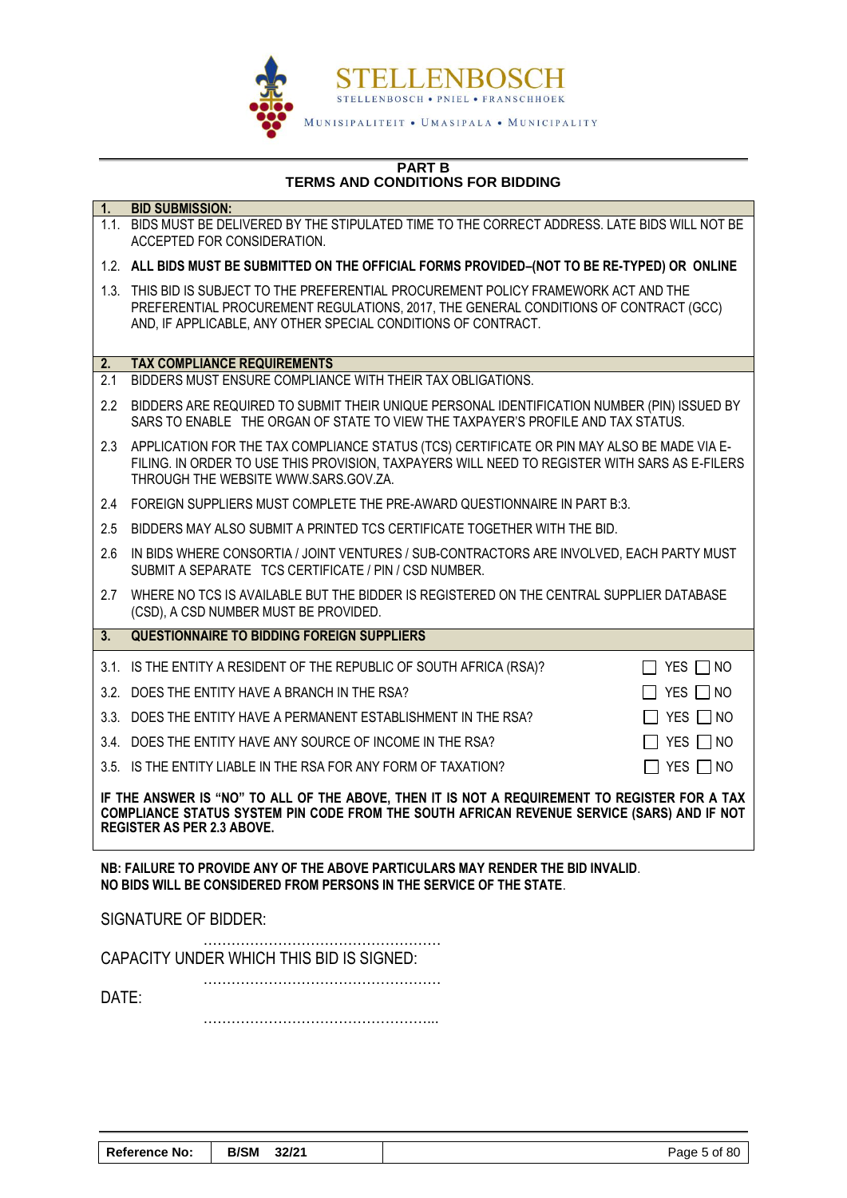STELLENBOSCH

STELLENBOSCH • PNIEL • FRANSCHHOEK

MUNISIPALITEIT • UMASIPALA • MUNICIPALITY

## PART B
## TERMS AND CONDITIONS FOR BIDDING

**1. BID SUBMISSION:**

1.1. BIDS MUST BE DELIVERED BY THE STIPULATED TIME TO THE CORRECT ADDRESS. LATE BIDS WILL NOT BE ACCEPTED FOR CONSIDERATION.

1.2. **ALL BIDS MUST BE SUBMITTED ON THE OFFICIAL FORMS PROVIDED–(NOT TO BE RE-TYPED) OR ONLINE**

1.3. THIS BID IS SUBJECT TO THE PREFERENTIAL PROCUREMENT POLICY FRAMEWORK ACT AND THE PREFERENTIAL PROCUREMENT REGULATIONS, 2017, THE GENERAL CONDITIONS OF CONTRACT (GCC) AND, IF APPLICABLE, ANY OTHER SPECIAL CONDITIONS OF CONTRACT.

**2. TAX COMPLIANCE REQUIREMENTS**

2.1 BIDDERS MUST ENSURE COMPLIANCE WITH THEIR TAX OBLIGATIONS.

2.2 BIDDERS ARE REQUIRED TO SUBMIT THEIR UNIQUE PERSONAL IDENTIFICATION NUMBER (PIN) ISSUED BY SARS TO ENABLE THE ORGAN OF STATE TO VIEW THE TAXPAYER'S PROFILE AND TAX STATUS.

2.3 APPLICATION FOR THE TAX COMPLIANCE STATUS (TCS) CERTIFICATE OR PIN MAY ALSO BE MADE VIA E-FILING. IN ORDER TO USE THIS PROVISION, TAXPAYERS WILL NEED TO REGISTER WITH SARS AS E-FILERS THROUGH THE WEBSITE WWW.SARS.GOV.ZA.

2.4 FOREIGN SUPPLIERS MUST COMPLETE THE PRE-AWARD QUESTIONNAIRE IN PART B:3.

2.5 BIDDERS MAY ALSO SUBMIT A PRINTED TCS CERTIFICATE TOGETHER WITH THE BID.

2.6 IN BIDS WHERE CONSORTIA / JOINT VENTURES / SUB-CONTRACTORS ARE INVOLVED, EACH PARTY MUST SUBMIT A SEPARATE TCS CERTIFICATE / PIN / CSD NUMBER.

2.7 WHERE NO TCS IS AVAILABLE BUT THE BIDDER IS REGISTERED ON THE CENTRAL SUPPLIER DATABASE (CSD), A CSD NUMBER MUST BE PROVIDED.

**3. QUESTIONNAIRE TO BIDDING FOREIGN SUPPLIERS**

| | | |
|---|---|---|
| 3.1. | IS THE ENTITY A RESIDENT OF THE REPUBLIC OF SOUTH AFRICA (RSA)? | ☐ YES ☐ NO |
| 3.2. | DOES THE ENTITY HAVE A BRANCH IN THE RSA? | ☐ YES ☐ NO |
| 3.3. | DOES THE ENTITY HAVE A PERMANENT ESTABLISHMENT IN THE RSA? | ☐ YES ☐ NO |
| 3.4. | DOES THE ENTITY HAVE ANY SOURCE OF INCOME IN THE RSA? | ☐ YES ☐ NO |
| 3.5. | IS THE ENTITY LIABLE IN THE RSA FOR ANY FORM OF TAXATION? | ☐ YES ☐ NO |

**IF THE ANSWER IS "NO" TO ALL OF THE ABOVE, THEN IT IS NOT A REQUIREMENT TO REGISTER FOR A TAX COMPLIANCE STATUS SYSTEM PIN CODE FROM THE SOUTH AFRICAN REVENUE SERVICE (SARS) AND IF NOT REGISTER AS PER 2.3 ABOVE.**

**NB: FAILURE TO PROVIDE ANY OF THE ABOVE PARTICULARS MAY RENDER THE BID INVALID**.
**NO BIDS WILL BE CONSIDERED FROM PERSONS IN THE SERVICE OF THE STATE**.

SIGNATURE OF BIDDER: ……………………………………………

CAPACITY UNDER WHICH THIS BID IS SIGNED: ……………………………………………

DATE: ……………………………………………

| Reference No: | B/SM 32/21 |
|---|---|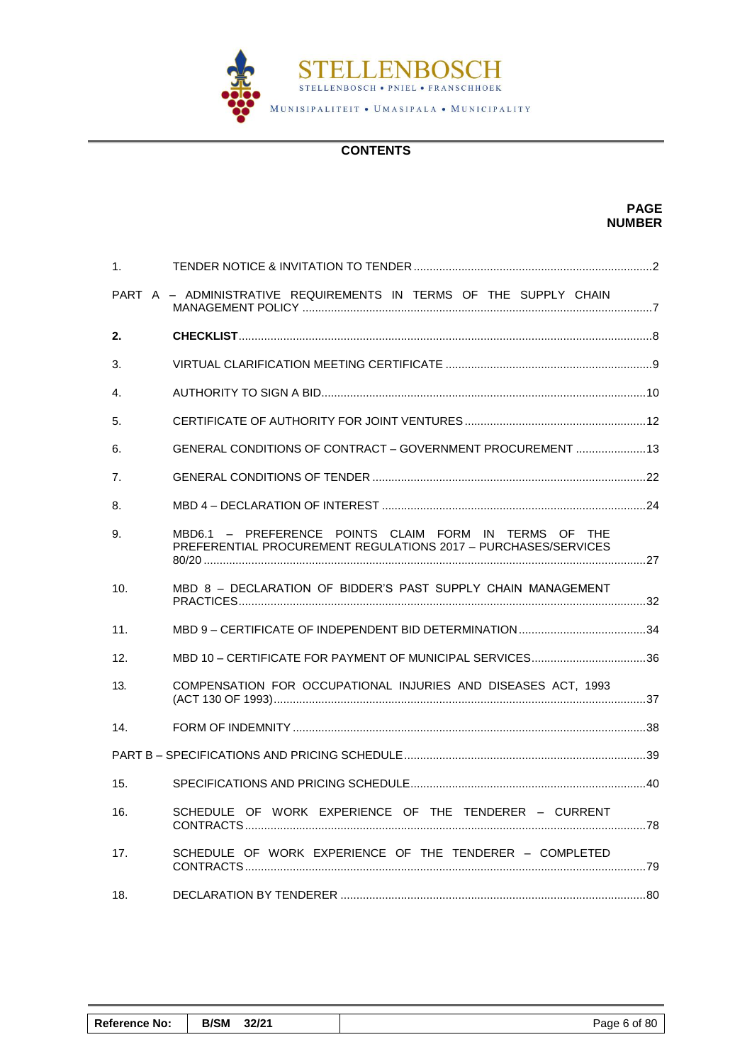## CONTENTS

| | | PAGE NUMBER |
|---|---|---|
| 1. | TENDER NOTICE & INVITATION TO TENDER | 2 |
| PART A – ADMINISTRATIVE REQUIREMENTS IN TERMS OF THE SUPPLY CHAIN MANAGEMENT POLICY | | 7 |
| **2.** | **CHECKLIST** | 8 |
| 3. | VIRTUAL CLARIFICATION MEETING CERTIFICATE | 9 |
| 4. | AUTHORITY TO SIGN A BID | 10 |
| 5. | CERTIFICATE OF AUTHORITY FOR JOINT VENTURES | 12 |
| 6. | GENERAL CONDITIONS OF CONTRACT – GOVERNMENT PROCUREMENT | 13 |
| 7. | GENERAL CONDITIONS OF TENDER | 22 |
| 8. | MBD 4 – DECLARATION OF INTEREST | 24 |
| 9. | MBD6.1 – PREFERENCE POINTS CLAIM FORM IN TERMS OF THE PREFERENTIAL PROCUREMENT REGULATIONS 2017 – PURCHASES/SERVICES 80/20 | 27 |
| 10. | MBD 8 – DECLARATION OF BIDDER'S PAST SUPPLY CHAIN MANAGEMENT PRACTICES | 32 |
| 11. | MBD 9 – CERTIFICATE OF INDEPENDENT BID DETERMINATION | 34 |
| 12. | MBD 10 – CERTIFICATE FOR PAYMENT OF MUNICIPAL SERVICES | 36 |
| 13. | COMPENSATION FOR OCCUPATIONAL INJURIES AND DISEASES ACT, 1993 (ACT 130 OF 1993) | 37 |
| 14. | FORM OF INDEMNITY | 38 |
| PART B – SPECIFICATIONS AND PRICING SCHEDULE | | 39 |
| 15. | SPECIFICATIONS AND PRICING SCHEDULE | 40 |
| 16. | SCHEDULE OF WORK EXPERIENCE OF THE TENDERER – CURRENT CONTRACTS | 78 |
| 17. | SCHEDULE OF WORK EXPERIENCE OF THE TENDERER – COMPLETED CONTRACTS | 79 |
| 18. | DECLARATION BY TENDERER | 80 |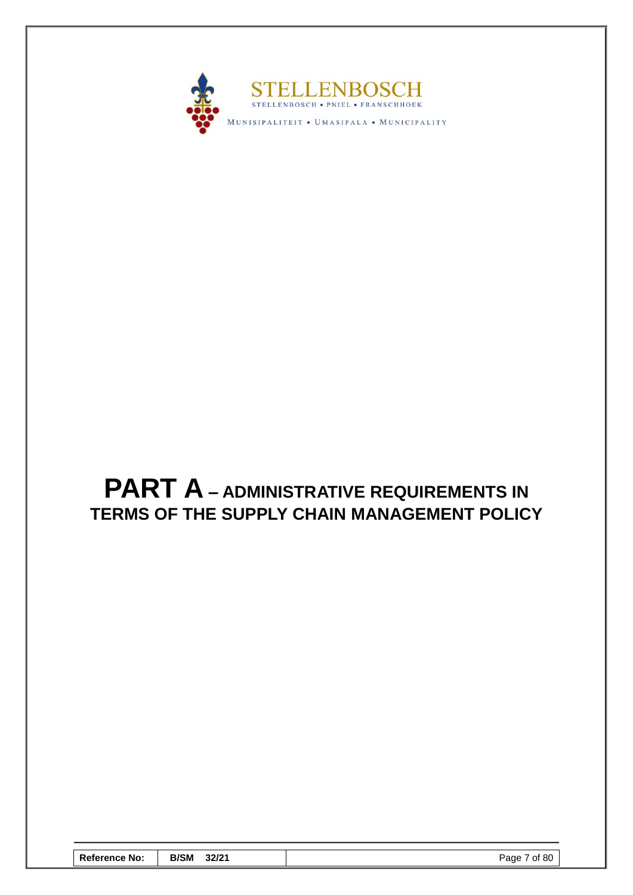STELLENBOSCH

STELLENBOSCH • PNIEL • FRANSCHHOEK

MUNISIPALITEIT • UMASIPALA • MUNICIPALITY

# PART A – ADMINISTRATIVE REQUIREMENTS IN TERMS OF THE SUPPLY CHAIN MANAGEMENT POLICY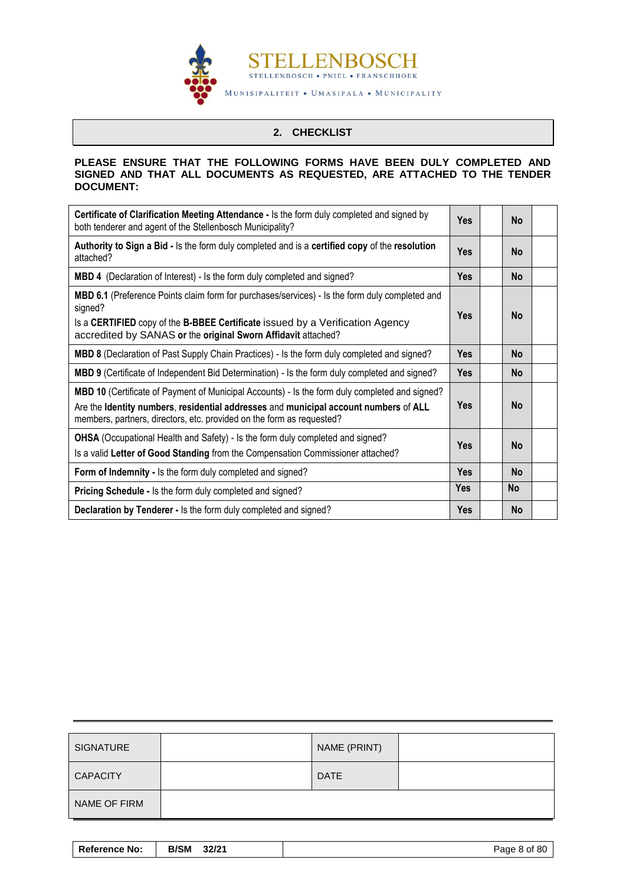## 2. CHECKLIST

**PLEASE ENSURE THAT THE FOLLOWING FORMS HAVE BEEN DULY COMPLETED AND SIGNED AND THAT ALL DOCUMENTS AS REQUESTED, ARE ATTACHED TO THE TENDER DOCUMENT:**

| | | | | |
|---|---|---|---|---|
| **Certificate of Clarification Meeting Attendance -** Is the form duly completed and signed by both tenderer and agent of the Stellenbosch Municipality? | **Yes** | | **No** | |
| **Authority to Sign a Bid -** Is the form duly completed and is a **certified copy** of the **resolution** attached? | **Yes** | | **No** | |
| **MBD 4** (Declaration of Interest) - Is the form duly completed and signed? | **Yes** | | **No** | |
| **MBD 6.1** (Preference Points claim form for purchases/services) - Is the form duly completed and signed?<br>Is a **CERTIFIED** copy of the **B-BBEE Certificate** issued by a Verification Agency accredited by SANAS **or** the **original Sworn Affidavit** attached? | **Yes** | | **No** | |
| **MBD 8** (Declaration of Past Supply Chain Practices) - Is the form duly completed and signed? | **Yes** | | **No** | |
| **MBD 9** (Certificate of Independent Bid Determination) - Is the form duly completed and signed? | **Yes** | | **No** | |
| **MBD 10** (Certificate of Payment of Municipal Accounts) - Is the form duly completed and signed?<br>Are the **Identity numbers**, **residential addresses** and **municipal account numbers** of **ALL** members, partners, directors, etc. provided on the form as requested? | **Yes** | | **No** | |
| **OHSA** (Occupational Health and Safety) - Is the form duly completed and signed?<br>Is a valid **Letter of Good Standing** from the Compensation Commissioner attached? | **Yes** | | **No** | |
| **Form of Indemnity -** Is the form duly completed and signed? | **Yes** | | **No** | |
| **Pricing Schedule -** Is the form duly completed and signed? | **Yes** | | **No** | |
| **Declaration by Tenderer -** Is the form duly completed and signed? | **Yes** | | **No** | |

| | | | |
|---|---|---|---|
| SIGNATURE | | NAME (PRINT) | |
| CAPACITY | | DATE | |
| NAME OF FIRM | | | |

| | | |
|---|---|---|
| **Reference No:** | **B/SM 32/21** | |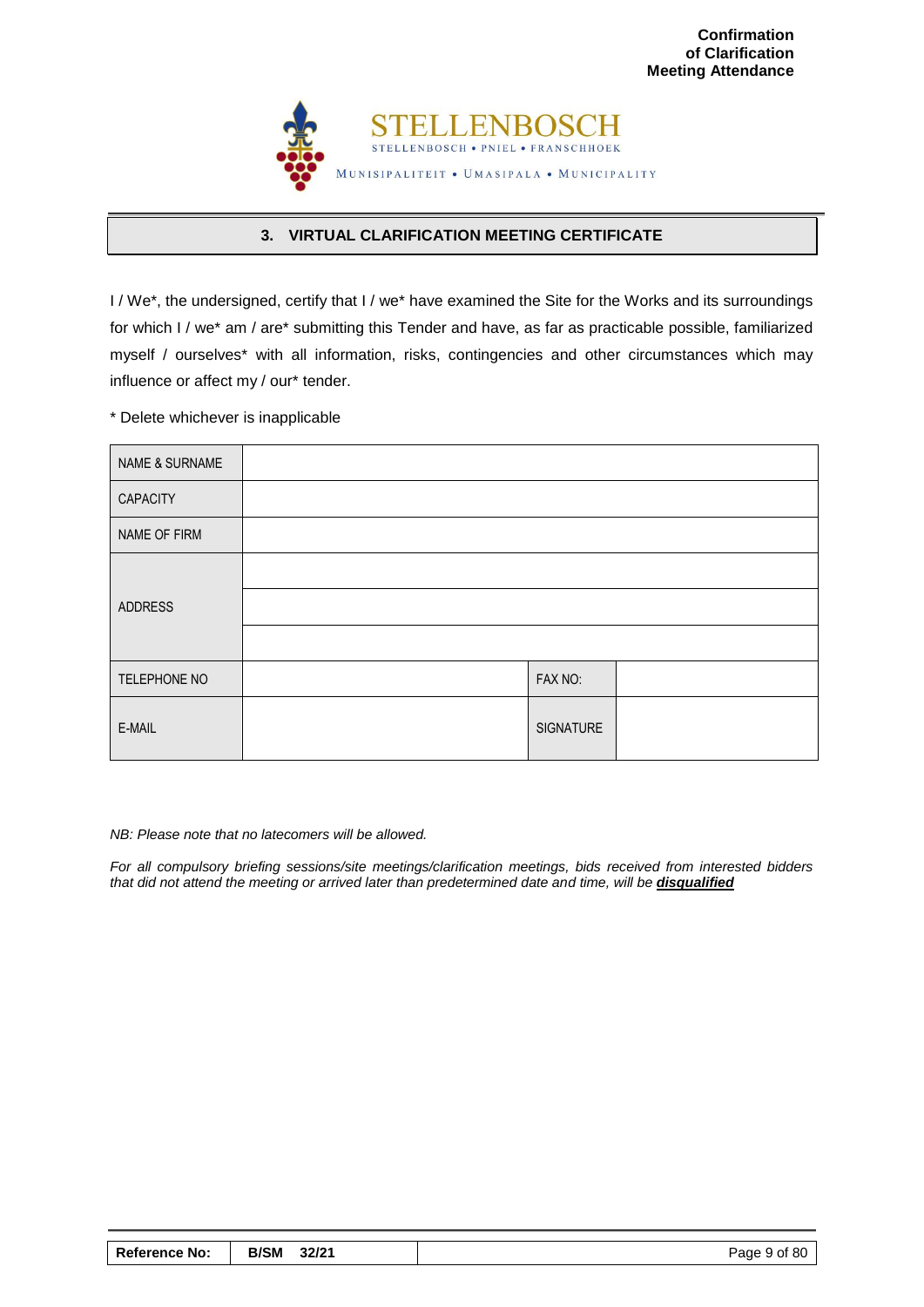**Confirmation of Clarification Meeting Attendance**

STELLENBOSCH
STELLENBOSCH • PNIEL • FRANSCHHOEK
MUNISIPALITEIT • UMASIPALA • MUNICIPALITY

## 3. VIRTUAL CLARIFICATION MEETING CERTIFICATE

I / We*, the undersigned, certify that I / we* have examined the Site for the Works and its surroundings for which I / we* am / are* submitting this Tender and have, as far as practicable possible, familiarized myself / ourselves* with all information, risks, contingencies and other circumstances which may influence or affect my / our* tender.

\* Delete whichever is inapplicable

| | | | |
|---|---|---|---|
| NAME & SURNAME | | | |
| CAPACITY | | | |
| NAME OF FIRM | | | |
| ADDRESS | | | |
| | | | |
| | | | |
| TELEPHONE NO | | FAX NO: | |
| E-MAIL | | SIGNATURE | |

*NB: Please note that no latecomers will be allowed.*

*For all compulsory briefing sessions/site meetings/clarification meetings, bids received from interested bidders that did not attend the meeting or arrived later than predetermined date and time, will be **disqualified***

| | | |
|---|---|---|
| **Reference No:** | **B/SM 32/21** | |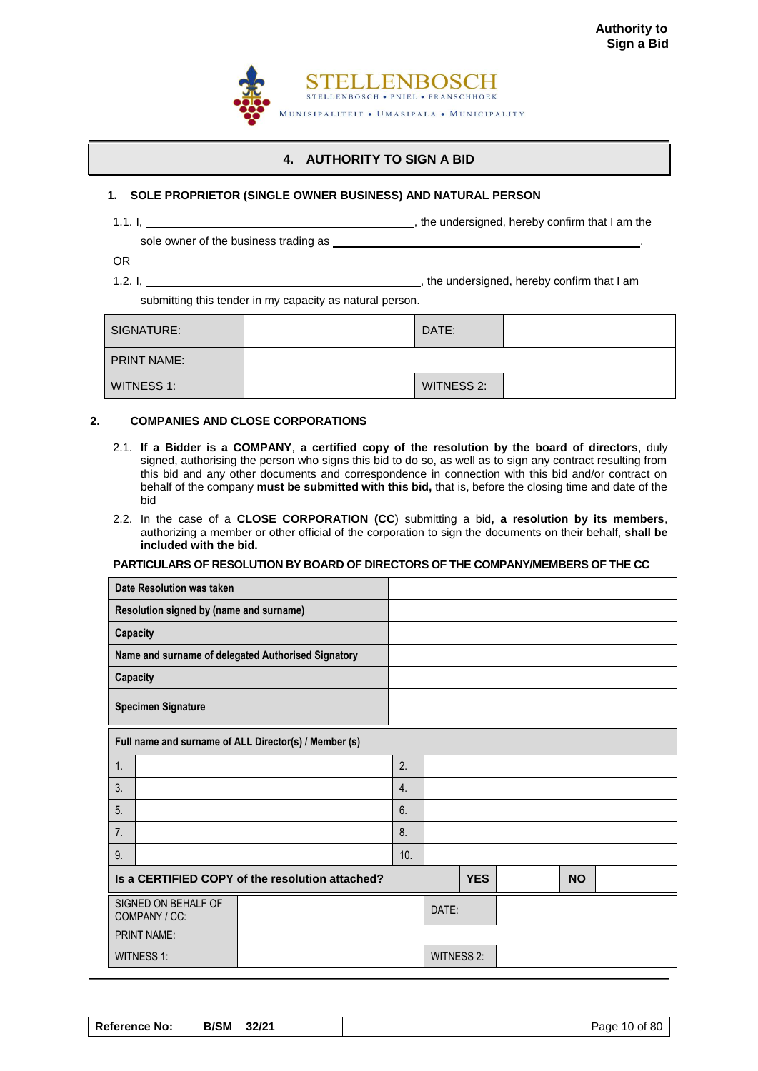# 4. AUTHORITY TO SIGN A BID

## 1. SOLE PROPRIETOR (SINGLE OWNER BUSINESS) AND NATURAL PERSON

1.1. I, ____________________________________, the undersigned, hereby confirm that I am the sole owner of the business trading as ____________________________________.

OR

1.2. I, ____________________________________, the undersigned, hereby confirm that I am submitting this tender in my capacity as natural person.

| | | | |
|---|---|---|---|
| SIGNATURE: | | DATE: | |
| PRINT NAME: | | | |
| WITNESS 1: | | WITNESS 2: | |

## 2. COMPANIES AND CLOSE CORPORATIONS

2.1. **If a Bidder is a COMPANY**, **a certified copy of the resolution by the board of directors**, duly signed, authorising the person who signs this bid to do so, as well as to sign any contract resulting from this bid and any other documents and correspondence in connection with this bid and/or contract on behalf of the company **must be submitted with this bid,** that is, before the closing time and date of the bid

2.2. In the case of a **CLOSE CORPORATION (CC**) submitting a bid**, a resolution by its members**, authorizing a member or other official of the corporation to sign the documents on their behalf, **shall be included with the bid.**

**PARTICULARS OF RESOLUTION BY BOARD OF DIRECTORS OF THE COMPANY/MEMBERS OF THE CC**

| | |
|---|---|
| **Date Resolution was taken** | |
| **Resolution signed by (name and surname)** | |
| **Capacity** | |
| **Name and surname of delegated Authorised Signatory** | |
| **Capacity** | |
| **Specimen Signature** | |

| | | | |
|---|---|---|---|
| **Full name and surname of ALL Director(s) / Member (s)** | | | |
| 1. | | 2. | |
| 3. | | 4. | |
| 5. | | 6. | |
| 7. | | 8. | |
| 9. | | 10. | |

| | | | |
|---|---|---|---|
| **Is a CERTIFIED COPY of the resolution attached?** | **YES** | | **NO** |

| | | | |
|---|---|---|---|
| SIGNED ON BEHALF OF COMPANY / CC: | | DATE: | |
| PRINT NAME: | | | |
| WITNESS 1: | | WITNESS 2: | |

| | | |
|---|---|---|
| **Reference No:** | **B/SM 32/21** | |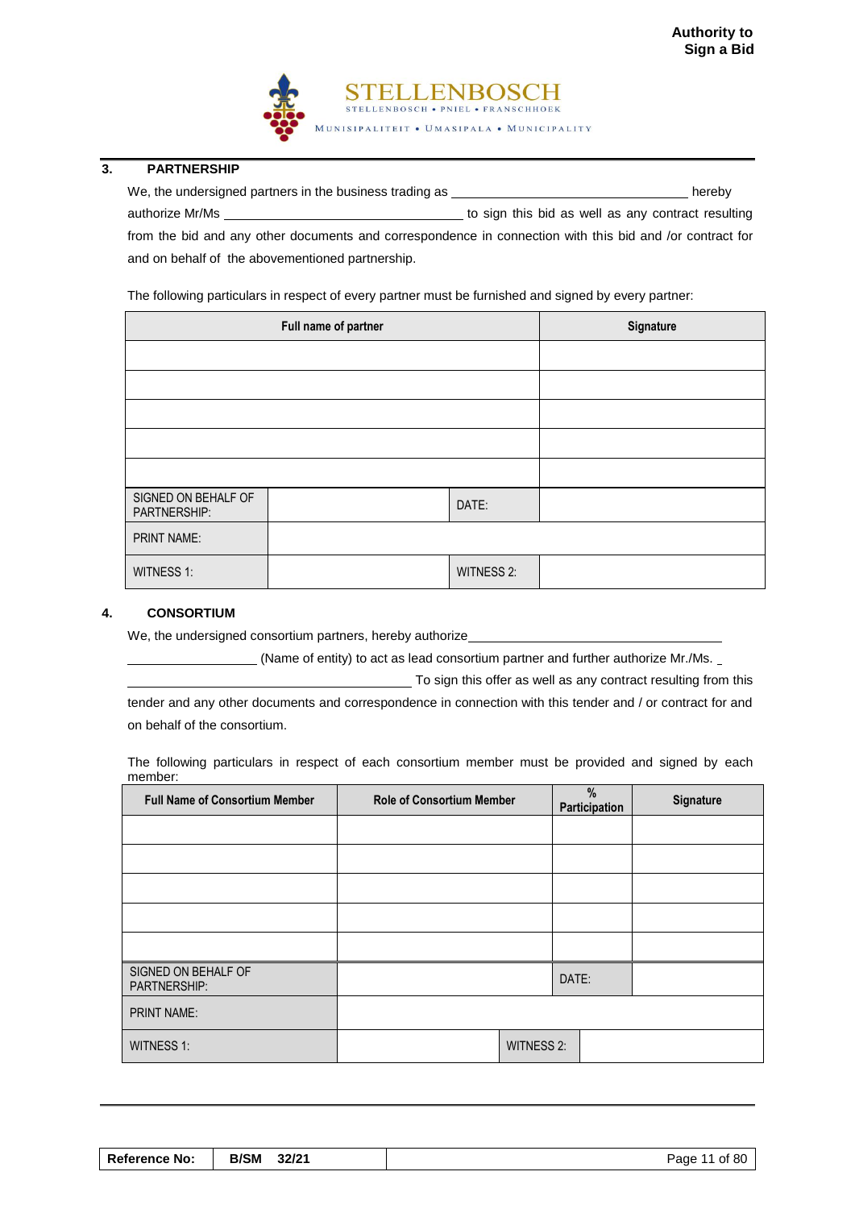## 3. PARTNERSHIP

We, the undersigned partners in the business trading as ________________________________ hereby authorize Mr/Ms ________________________________ to sign this bid as well as any contract resulting from the bid and any other documents and correspondence in connection with this bid and /or contract for and on behalf of the abovementioned partnership.

The following particulars in respect of every partner must be furnished and signed by every partner:

| Full name of partner | | | Signature |
|---|---|---|---|
| | | | |
| | | | |
| | | | |
| | | | |
| | | | |
| SIGNED ON BEHALF OF PARTNERSHIP: | | DATE: | |
| PRINT NAME: | | | |
| WITNESS 1: | | WITNESS 2: | |

## 4. CONSORTIUM

We, the undersigned consortium partners, hereby authorize________________________________ ________________ (Name of entity) to act as lead consortium partner and further authorize Mr./Ms. ________________________________________ To sign this offer as well as any contract resulting from this tender and any other documents and correspondence in connection with this tender and / or contract for and on behalf of the consortium.

The following particulars in respect of each consortium member must be provided and signed by each member:

| Full Name of Consortium Member | Role of Consortium Member | | % Participation | Signature |
|---|---|---|---|---|
| | | | | |
| | | | | |
| | | | | |
| | | | | |
| | | | | |
| SIGNED ON BEHALF OF PARTNERSHIP: | | | DATE: | |
| PRINT NAME: | | | | |
| WITNESS 1: | | WITNESS 2: | | |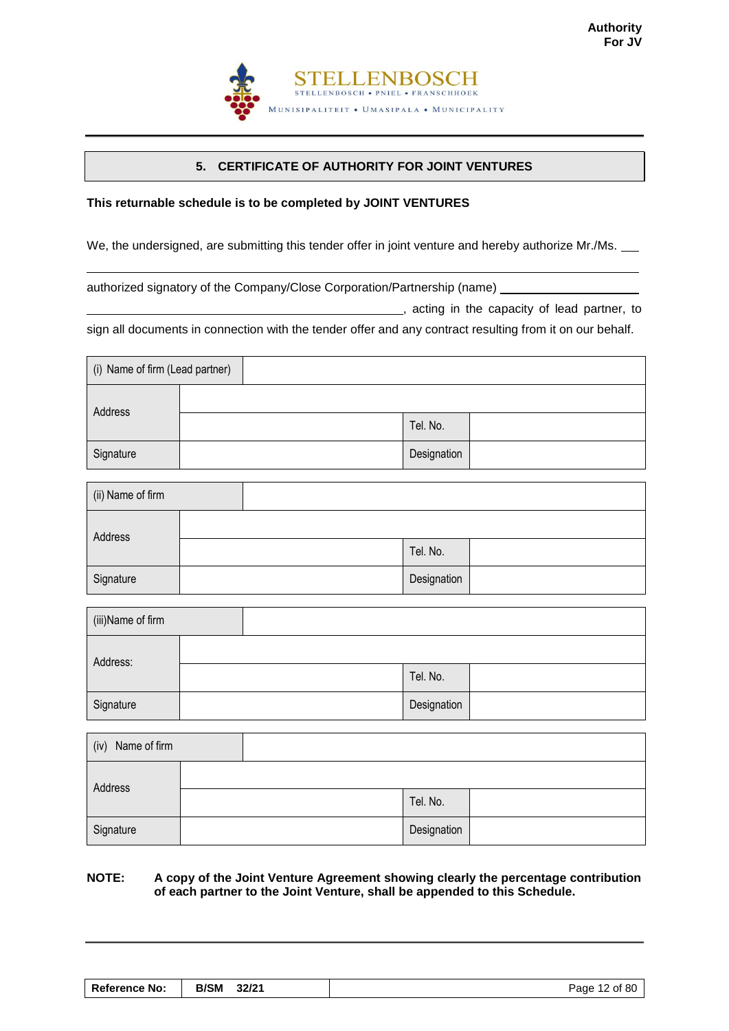**Authority For JV**

STELLENBOSCH
STELLENBOSCH • PNIEL • FRANSCHHOEK
MUNISIPALITEIT • UMASIPALA • MUNICIPALITY

## 5. CERTIFICATE OF AUTHORITY FOR JOINT VENTURES

**This returnable schedule is to be completed by JOINT VENTURES**

We, the undersigned, are submitting this tender offer in joint venture and hereby authorize Mr./Ms. ___

______________________________________________________________

authorized signatory of the Company/Close Corporation/Partnership (name) ____________________

______________________________________, acting in the capacity of lead partner, to sign all documents in connection with the tender offer and any contract resulting from it on our behalf.

| | | | |
|---|---|---|---|
| (i) Name of firm (Lead partner) | | | |
| Address | | | |
| | | Tel. No. | |
| Signature | | Designation | |

| | | | |
|---|---|---|---|
| (ii) Name of firm | | | |
| Address | | | |
| | | Tel. No. | |
| Signature | | Designation | |

| | | | |
|---|---|---|---|
| (iii)Name of firm | | | |
| Address: | | | |
| | | Tel. No. | |
| Signature | | Designation | |

| | | | |
|---|---|---|---|
| (iv) Name of firm | | | |
| Address | | | |
| | | Tel. No. | |
| Signature | | Designation | |

**NOTE: A copy of the Joint Venture Agreement showing clearly the percentage contribution of each partner to the Joint Venture, shall be appended to this Schedule.**

| | | |
|---|---|---|
| **Reference No:** | **B/SM 32/21** | |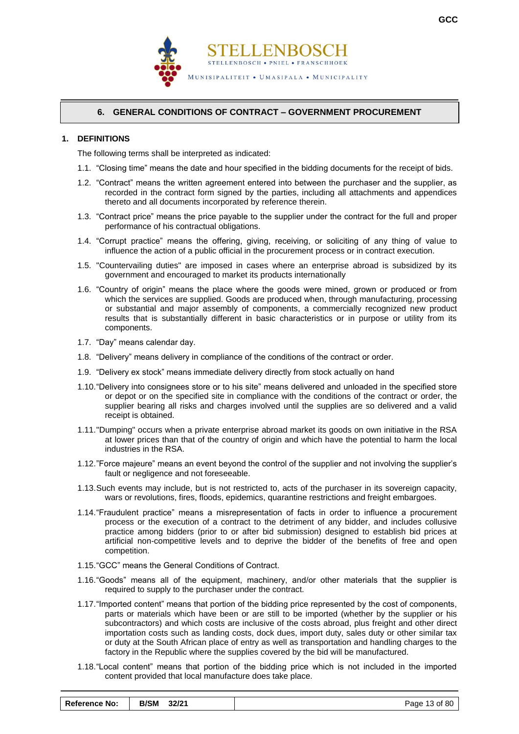## 6. GENERAL CONDITIONS OF CONTRACT – GOVERNMENT PROCUREMENT

### 1. DEFINITIONS

The following terms shall be interpreted as indicated:

1.1. "Closing time" means the date and hour specified in the bidding documents for the receipt of bids.

1.2. "Contract" means the written agreement entered into between the purchaser and the supplier, as recorded in the contract form signed by the parties, including all attachments and appendices thereto and all documents incorporated by reference therein.

1.3. "Contract price" means the price payable to the supplier under the contract for the full and proper performance of his contractual obligations.

1.4. "Corrupt practice" means the offering, giving, receiving, or soliciting of any thing of value to influence the action of a public official in the procurement process or in contract execution.

1.5. "Countervailing duties" are imposed in cases where an enterprise abroad is subsidized by its government and encouraged to market its products internationally

1.6. "Country of origin" means the place where the goods were mined, grown or produced or from which the services are supplied. Goods are produced when, through manufacturing, processing or substantial and major assembly of components, a commercially recognized new product results that is substantially different in basic characteristics or in purpose or utility from its components.

1.7. "Day" means calendar day.

1.8. "Delivery" means delivery in compliance of the conditions of the contract or order.

1.9. "Delivery ex stock" means immediate delivery directly from stock actually on hand

1.10. "Delivery into consignees store or to his site" means delivered and unloaded in the specified store or depot or on the specified site in compliance with the conditions of the contract or order, the supplier bearing all risks and charges involved until the supplies are so delivered and a valid receipt is obtained.

1.11. "Dumping" occurs when a private enterprise abroad market its goods on own initiative in the RSA at lower prices than that of the country of origin and which have the potential to harm the local industries in the RSA.

1.12. "Force majeure" means an event beyond the control of the supplier and not involving the supplier's fault or negligence and not foreseeable.

1.13. Such events may include, but is not restricted to, acts of the purchaser in its sovereign capacity, wars or revolutions, fires, floods, epidemics, quarantine restrictions and freight embargoes.

1.14. "Fraudulent practice" means a misrepresentation of facts in order to influence a procurement process or the execution of a contract to the detriment of any bidder, and includes collusive practice among bidders (prior to or after bid submission) designed to establish bid prices at artificial non-competitive levels and to deprive the bidder of the benefits of free and open competition.

1.15. "GCC" means the General Conditions of Contract.

1.16. "Goods" means all of the equipment, machinery, and/or other materials that the supplier is required to supply to the purchaser under the contract.

1.17. "Imported content" means that portion of the bidding price represented by the cost of components, parts or materials which have been or are still to be imported (whether by the supplier or his subcontractors) and which costs are inclusive of the costs abroad, plus freight and other direct importation costs such as landing costs, dock dues, import duty, sales duty or other similar tax or duty at the South African place of entry as well as transportation and handling charges to the factory in the Republic where the supplies covered by the bid will be manufactured.

1.18. "Local content" means that portion of the bidding price which is not included in the imported content provided that local manufacture does take place.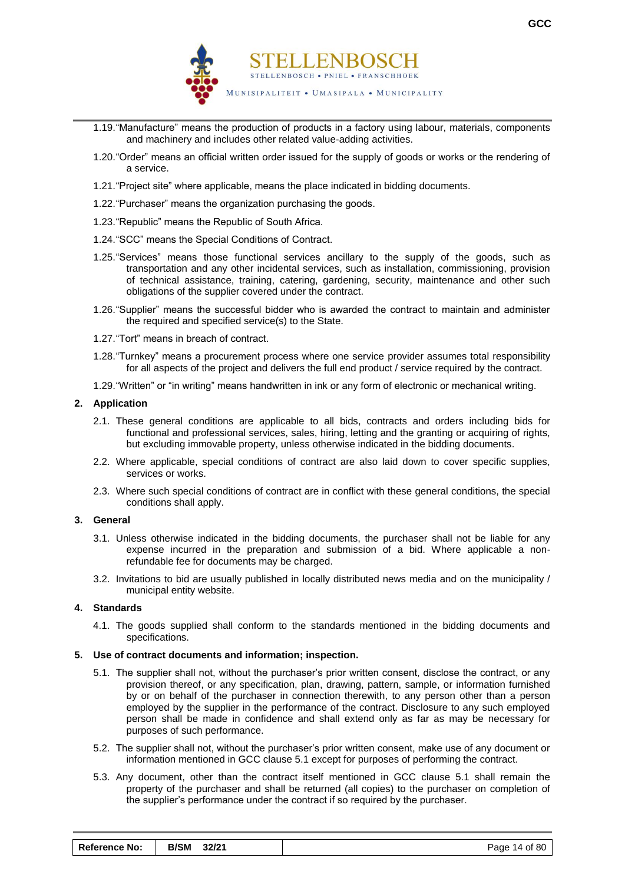1.19. "Manufacture" means the production of products in a factory using labour, materials, components and machinery and includes other related value-adding activities.

1.20. "Order" means an official written order issued for the supply of goods or works or the rendering of a service.

1.21. "Project site" where applicable, means the place indicated in bidding documents.

1.22. "Purchaser" means the organization purchasing the goods.

1.23. "Republic" means the Republic of South Africa.

1.24. "SCC" means the Special Conditions of Contract.

1.25. "Services" means those functional services ancillary to the supply of the goods, such as transportation and any other incidental services, such as installation, commissioning, provision of technical assistance, training, catering, gardening, security, maintenance and other such obligations of the supplier covered under the contract.

1.26. "Supplier" means the successful bidder who is awarded the contract to maintain and administer the required and specified service(s) to the State.

1.27. "Tort" means in breach of contract.

1.28. "Turnkey" means a procurement process where one service provider assumes total responsibility for all aspects of the project and delivers the full end product / service required by the contract.

1.29. "Written" or "in writing" means handwritten in ink or any form of electronic or mechanical writing.

## 2. Application

2.1. These general conditions are applicable to all bids, contracts and orders including bids for functional and professional services, sales, hiring, letting and the granting or acquiring of rights, but excluding immovable property, unless otherwise indicated in the bidding documents.

2.2. Where applicable, special conditions of contract are also laid down to cover specific supplies, services or works.

2.3. Where such special conditions of contract are in conflict with these general conditions, the special conditions shall apply.

## 3. General

3.1. Unless otherwise indicated in the bidding documents, the purchaser shall not be liable for any expense incurred in the preparation and submission of a bid. Where applicable a non-refundable fee for documents may be charged.

3.2. Invitations to bid are usually published in locally distributed news media and on the municipality / municipal entity website.

## 4. Standards

4.1. The goods supplied shall conform to the standards mentioned in the bidding documents and specifications.

## 5. Use of contract documents and information; inspection.

5.1. The supplier shall not, without the purchaser's prior written consent, disclose the contract, or any provision thereof, or any specification, plan, drawing, pattern, sample, or information furnished by or on behalf of the purchaser in connection therewith, to any person other than a person employed by the supplier in the performance of the contract. Disclosure to any such employed person shall be made in confidence and shall extend only as far as may be necessary for purposes of such performance.

5.2. The supplier shall not, without the purchaser's prior written consent, make use of any document or information mentioned in GCC clause 5.1 except for purposes of performing the contract.

5.3. Any document, other than the contract itself mentioned in GCC clause 5.1 shall remain the property of the purchaser and shall be returned (all copies) to the purchaser on completion of the supplier's performance under the contract if so required by the purchaser.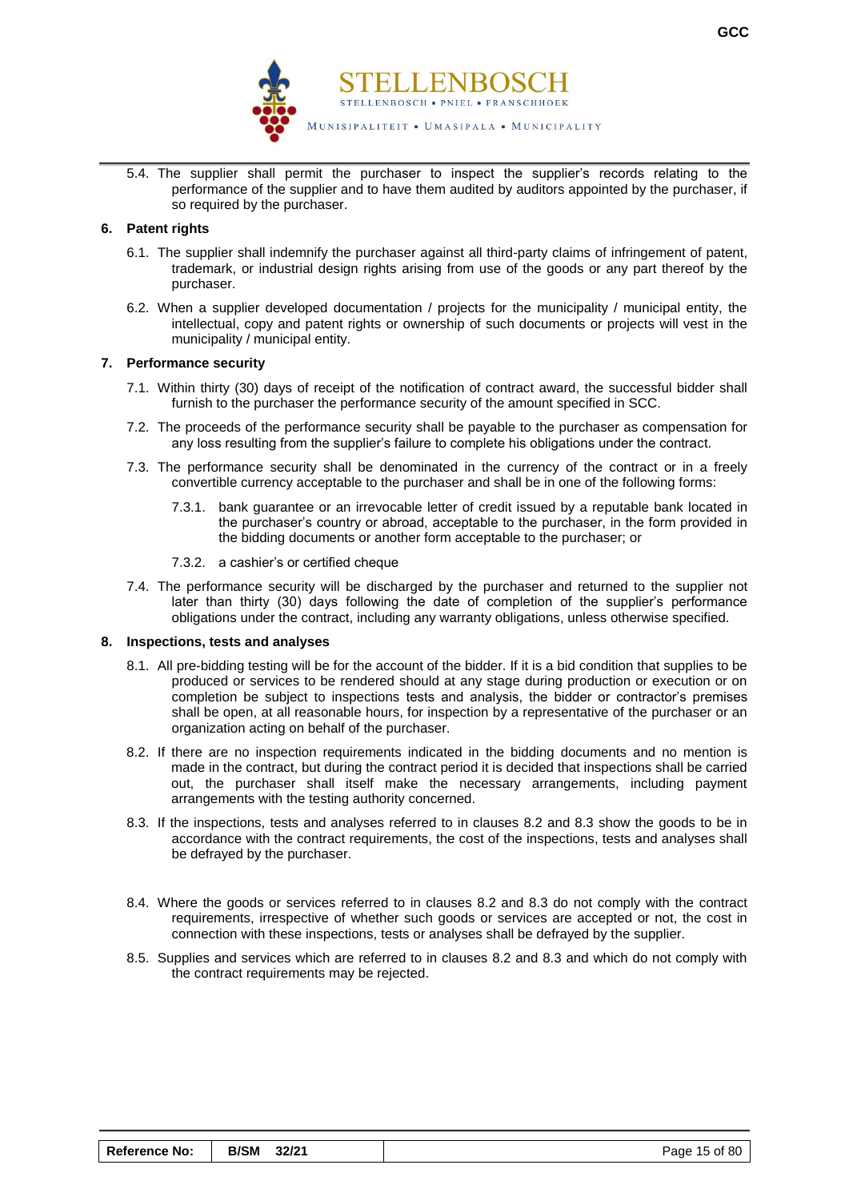5.4. The supplier shall permit the purchaser to inspect the supplier's records relating to the performance of the supplier and to have them audited by auditors appointed by the purchaser, if so required by the purchaser.

**6. Patent rights**

6.1. The supplier shall indemnify the purchaser against all third-party claims of infringement of patent, trademark, or industrial design rights arising from use of the goods or any part thereof by the purchaser.

6.2. When a supplier developed documentation / projects for the municipality / municipal entity, the intellectual, copy and patent rights or ownership of such documents or projects will vest in the municipality / municipal entity.

**7. Performance security**

7.1. Within thirty (30) days of receipt of the notification of contract award, the successful bidder shall furnish to the purchaser the performance security of the amount specified in SCC.

7.2. The proceeds of the performance security shall be payable to the purchaser as compensation for any loss resulting from the supplier's failure to complete his obligations under the contract.

7.3. The performance security shall be denominated in the currency of the contract or in a freely convertible currency acceptable to the purchaser and shall be in one of the following forms:

7.3.1. bank guarantee or an irrevocable letter of credit issued by a reputable bank located in the purchaser's country or abroad, acceptable to the purchaser, in the form provided in the bidding documents or another form acceptable to the purchaser; or

7.3.2. a cashier's or certified cheque

7.4. The performance security will be discharged by the purchaser and returned to the supplier not later than thirty (30) days following the date of completion of the supplier's performance obligations under the contract, including any warranty obligations, unless otherwise specified.

**8. Inspections, tests and analyses**

8.1. All pre-bidding testing will be for the account of the bidder. If it is a bid condition that supplies to be produced or services to be rendered should at any stage during production or execution or on completion be subject to inspections tests and analysis, the bidder or contractor's premises shall be open, at all reasonable hours, for inspection by a representative of the purchaser or an organization acting on behalf of the purchaser.

8.2. If there are no inspection requirements indicated in the bidding documents and no mention is made in the contract, but during the contract period it is decided that inspections shall be carried out, the purchaser shall itself make the necessary arrangements, including payment arrangements with the testing authority concerned.

8.3. If the inspections, tests and analyses referred to in clauses 8.2 and 8.3 show the goods to be in accordance with the contract requirements, the cost of the inspections, tests and analyses shall be defrayed by the purchaser.

8.4. Where the goods or services referred to in clauses 8.2 and 8.3 do not comply with the contract requirements, irrespective of whether such goods or services are accepted or not, the cost in connection with these inspections, tests or analyses shall be defrayed by the supplier.

8.5. Supplies and services which are referred to in clauses 8.2 and 8.3 and which do not comply with the contract requirements may be rejected.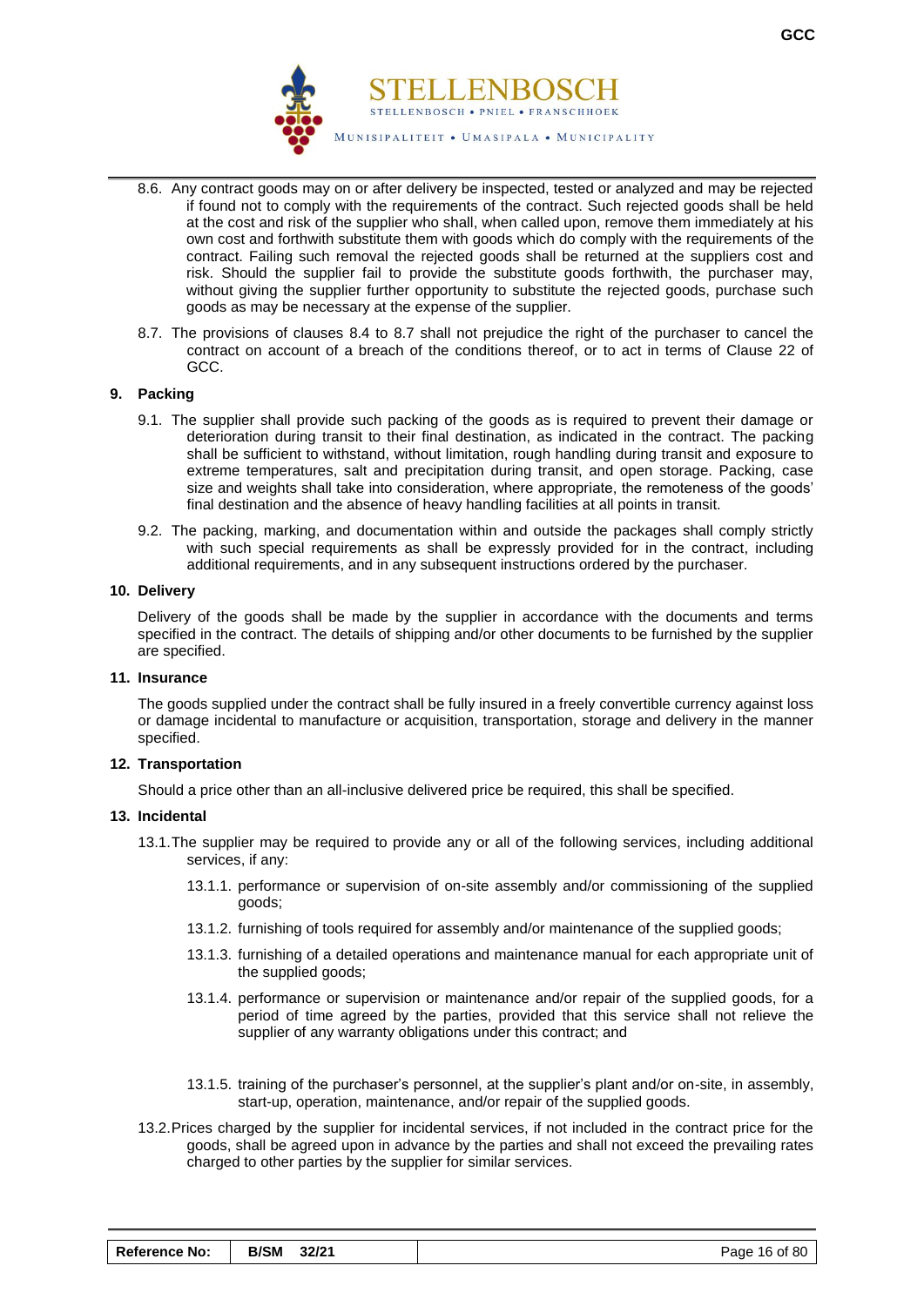8.6. Any contract goods may on or after delivery be inspected, tested or analyzed and may be rejected if found not to comply with the requirements of the contract. Such rejected goods shall be held at the cost and risk of the supplier who shall, when called upon, remove them immediately at his own cost and forthwith substitute them with goods which do comply with the requirements of the contract. Failing such removal the rejected goods shall be returned at the suppliers cost and risk. Should the supplier fail to provide the substitute goods forthwith, the purchaser may, without giving the supplier further opportunity to substitute the rejected goods, purchase such goods as may be necessary at the expense of the supplier.

8.7. The provisions of clauses 8.4 to 8.7 shall not prejudice the right of the purchaser to cancel the contract on account of a breach of the conditions thereof, or to act in terms of Clause 22 of GCC.

## 9. Packing

9.1. The supplier shall provide such packing of the goods as is required to prevent their damage or deterioration during transit to their final destination, as indicated in the contract. The packing shall be sufficient to withstand, without limitation, rough handling during transit and exposure to extreme temperatures, salt and precipitation during transit, and open storage. Packing, case size and weights shall take into consideration, where appropriate, the remoteness of the goods' final destination and the absence of heavy handling facilities at all points in transit.

9.2. The packing, marking, and documentation within and outside the packages shall comply strictly with such special requirements as shall be expressly provided for in the contract, including additional requirements, and in any subsequent instructions ordered by the purchaser.

## 10. Delivery

Delivery of the goods shall be made by the supplier in accordance with the documents and terms specified in the contract. The details of shipping and/or other documents to be furnished by the supplier are specified.

## 11. Insurance

The goods supplied under the contract shall be fully insured in a freely convertible currency against loss or damage incidental to manufacture or acquisition, transportation, storage and delivery in the manner specified.

## 12. Transportation

Should a price other than an all-inclusive delivered price be required, this shall be specified.

## 13. Incidental

13.1. The supplier may be required to provide any or all of the following services, including additional services, if any:

13.1.1. performance or supervision of on-site assembly and/or commissioning of the supplied goods;

13.1.2. furnishing of tools required for assembly and/or maintenance of the supplied goods;

13.1.3. furnishing of a detailed operations and maintenance manual for each appropriate unit of the supplied goods;

13.1.4. performance or supervision or maintenance and/or repair of the supplied goods, for a period of time agreed by the parties, provided that this service shall not relieve the supplier of any warranty obligations under this contract; and

13.1.5. training of the purchaser's personnel, at the supplier's plant and/or on-site, in assembly, start-up, operation, maintenance, and/or repair of the supplied goods.

13.2. Prices charged by the supplier for incidental services, if not included in the contract price for the goods, shall be agreed upon in advance by the parties and shall not exceed the prevailing rates charged to other parties by the supplier for similar services.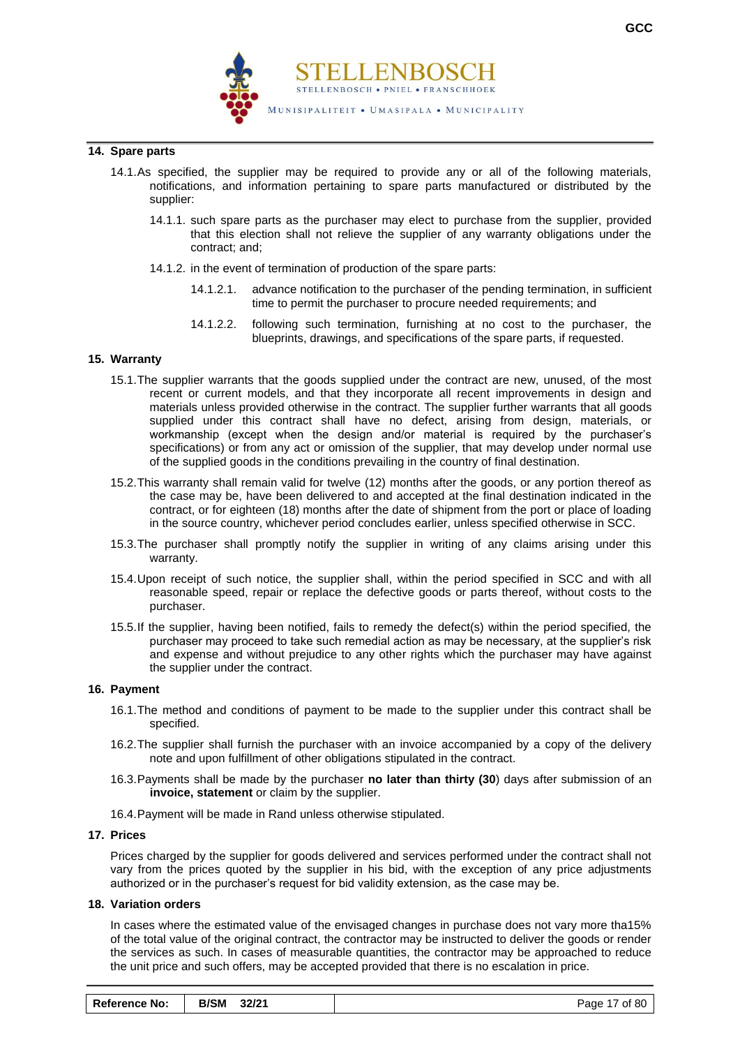## 14. Spare parts

14.1. As specified, the supplier may be required to provide any or all of the following materials, notifications, and information pertaining to spare parts manufactured or distributed by the supplier:

14.1.1. such spare parts as the purchaser may elect to purchase from the supplier, provided that this election shall not relieve the supplier of any warranty obligations under the contract; and;

14.1.2. in the event of termination of production of the spare parts:

14.1.2.1. advance notification to the purchaser of the pending termination, in sufficient time to permit the purchaser to procure needed requirements; and

14.1.2.2. following such termination, furnishing at no cost to the purchaser, the blueprints, drawings, and specifications of the spare parts, if requested.

## 15. Warranty

15.1. The supplier warrants that the goods supplied under the contract are new, unused, of the most recent or current models, and that they incorporate all recent improvements in design and materials unless provided otherwise in the contract. The supplier further warrants that all goods supplied under this contract shall have no defect, arising from design, materials, or workmanship (except when the design and/or material is required by the purchaser's specifications) or from any act or omission of the supplier, that may develop under normal use of the supplied goods in the conditions prevailing in the country of final destination.

15.2. This warranty shall remain valid for twelve (12) months after the goods, or any portion thereof as the case may be, have been delivered to and accepted at the final destination indicated in the contract, or for eighteen (18) months after the date of shipment from the port or place of loading in the source country, whichever period concludes earlier, unless specified otherwise in SCC.

15.3. The purchaser shall promptly notify the supplier in writing of any claims arising under this warranty.

15.4. Upon receipt of such notice, the supplier shall, within the period specified in SCC and with all reasonable speed, repair or replace the defective goods or parts thereof, without costs to the purchaser.

15.5. If the supplier, having been notified, fails to remedy the defect(s) within the period specified, the purchaser may proceed to take such remedial action as may be necessary, at the supplier's risk and expense and without prejudice to any other rights which the purchaser may have against the supplier under the contract.

## 16. Payment

16.1. The method and conditions of payment to be made to the supplier under this contract shall be specified.

16.2. The supplier shall furnish the purchaser with an invoice accompanied by a copy of the delivery note and upon fulfillment of other obligations stipulated in the contract.

16.3. Payments shall be made by the purchaser **no later than thirty (30**) days after submission of an **invoice, statement** or claim by the supplier.

16.4. Payment will be made in Rand unless otherwise stipulated.

## 17. Prices

Prices charged by the supplier for goods delivered and services performed under the contract shall not vary from the prices quoted by the supplier in his bid, with the exception of any price adjustments authorized or in the purchaser's request for bid validity extension, as the case may be.

## 18. Variation orders

In cases where the estimated value of the envisaged changes in purchase does not vary more tha15% of the total value of the original contract, the contractor may be instructed to deliver the goods or render the services as such. In cases of measurable quantities, the contractor may be approached to reduce the unit price and such offers, may be accepted provided that there is no escalation in price.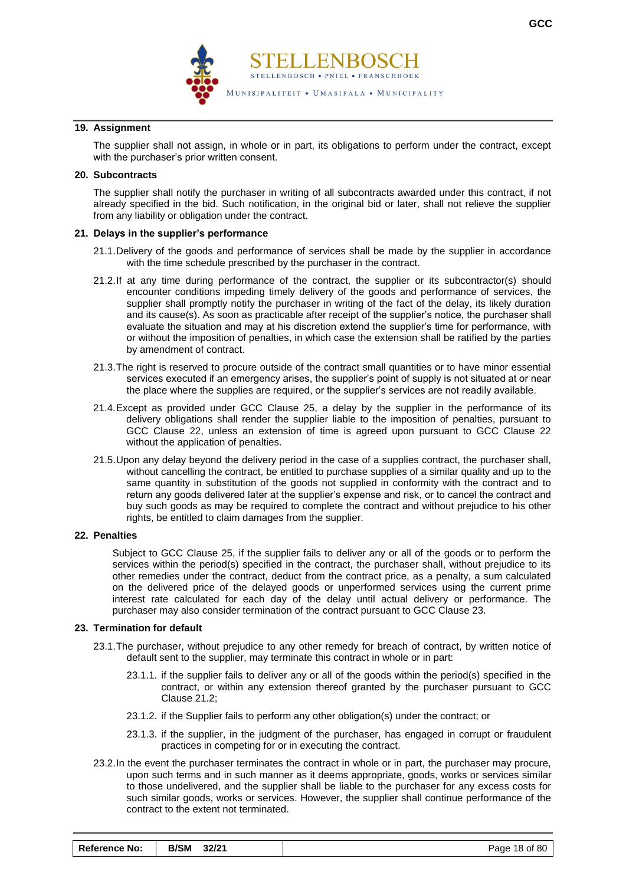## 19. Assignment

The supplier shall not assign, in whole or in part, its obligations to perform under the contract, except with the purchaser's prior written consent.

## 20. Subcontracts

The supplier shall notify the purchaser in writing of all subcontracts awarded under this contract, if not already specified in the bid. Such notification, in the original bid or later, shall not relieve the supplier from any liability or obligation under the contract.

## 21. Delays in the supplier's performance

21.1. Delivery of the goods and performance of services shall be made by the supplier in accordance with the time schedule prescribed by the purchaser in the contract.

21.2. If at any time during performance of the contract, the supplier or its subcontractor(s) should encounter conditions impeding timely delivery of the goods and performance of services, the supplier shall promptly notify the purchaser in writing of the fact of the delay, its likely duration and its cause(s). As soon as practicable after receipt of the supplier's notice, the purchaser shall evaluate the situation and may at his discretion extend the supplier's time for performance, with or without the imposition of penalties, in which case the extension shall be ratified by the parties by amendment of contract.

21.3. The right is reserved to procure outside of the contract small quantities or to have minor essential services executed if an emergency arises, the supplier's point of supply is not situated at or near the place where the supplies are required, or the supplier's services are not readily available.

21.4. Except as provided under GCC Clause 25, a delay by the supplier in the performance of its delivery obligations shall render the supplier liable to the imposition of penalties, pursuant to GCC Clause 22, unless an extension of time is agreed upon pursuant to GCC Clause 22 without the application of penalties.

21.5. Upon any delay beyond the delivery period in the case of a supplies contract, the purchaser shall, without cancelling the contract, be entitled to purchase supplies of a similar quality and up to the same quantity in substitution of the goods not supplied in conformity with the contract and to return any goods delivered later at the supplier's expense and risk, or to cancel the contract and buy such goods as may be required to complete the contract and without prejudice to his other rights, be entitled to claim damages from the supplier.

## 22. Penalties

Subject to GCC Clause 25, if the supplier fails to deliver any or all of the goods or to perform the services within the period(s) specified in the contract, the purchaser shall, without prejudice to its other remedies under the contract, deduct from the contract price, as a penalty, a sum calculated on the delivered price of the delayed goods or unperformed services using the current prime interest rate calculated for each day of the delay until actual delivery or performance. The purchaser may also consider termination of the contract pursuant to GCC Clause 23.

## 23. Termination for default

23.1. The purchaser, without prejudice to any other remedy for breach of contract, by written notice of default sent to the supplier, may terminate this contract in whole or in part:

23.1.1. if the supplier fails to deliver any or all of the goods within the period(s) specified in the contract, or within any extension thereof granted by the purchaser pursuant to GCC Clause 21.2;

23.1.2. if the Supplier fails to perform any other obligation(s) under the contract; or

23.1.3. if the supplier, in the judgment of the purchaser, has engaged in corrupt or fraudulent practices in competing for or in executing the contract.

23.2. In the event the purchaser terminates the contract in whole or in part, the purchaser may procure, upon such terms and in such manner as it deems appropriate, goods, works or services similar to those undelivered, and the supplier shall be liable to the purchaser for any excess costs for such similar goods, works or services. However, the supplier shall continue performance of the contract to the extent not terminated.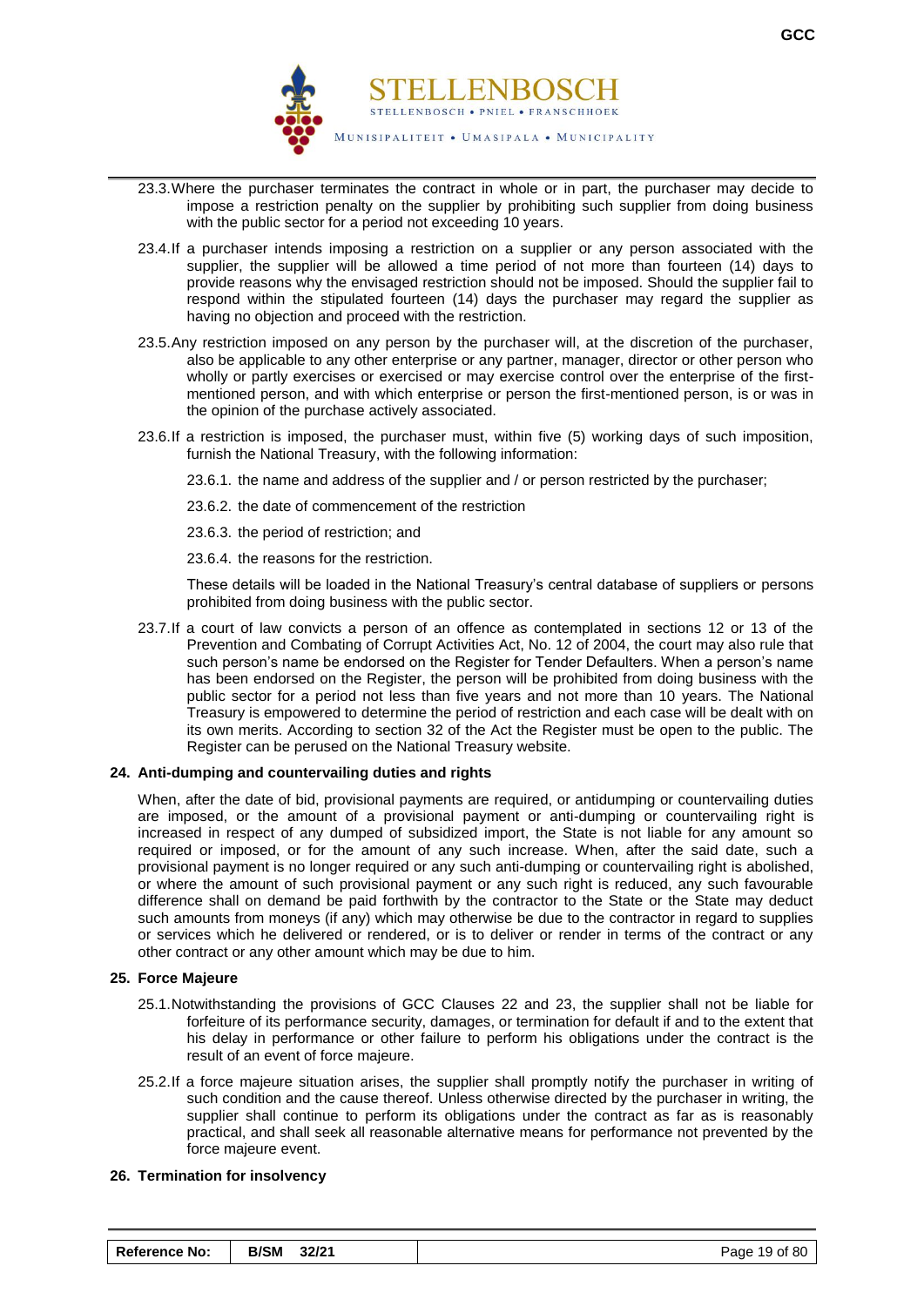23.3. Where the purchaser terminates the contract in whole or in part, the purchaser may decide to impose a restriction penalty on the supplier by prohibiting such supplier from doing business with the public sector for a period not exceeding 10 years.

23.4. If a purchaser intends imposing a restriction on a supplier or any person associated with the supplier, the supplier will be allowed a time period of not more than fourteen (14) days to provide reasons why the envisaged restriction should not be imposed. Should the supplier fail to respond within the stipulated fourteen (14) days the purchaser may regard the supplier as having no objection and proceed with the restriction.

23.5. Any restriction imposed on any person by the purchaser will, at the discretion of the purchaser, also be applicable to any other enterprise or any partner, manager, director or other person who wholly or partly exercises or exercised or may exercise control over the enterprise of the first-mentioned person, and with which enterprise or person the first-mentioned person, is or was in the opinion of the purchase actively associated.

23.6. If a restriction is imposed, the purchaser must, within five (5) working days of such imposition, furnish the National Treasury, with the following information:

23.6.1. the name and address of the supplier and / or person restricted by the purchaser;

23.6.2. the date of commencement of the restriction

23.6.3. the period of restriction; and

23.6.4. the reasons for the restriction.

These details will be loaded in the National Treasury's central database of suppliers or persons prohibited from doing business with the public sector.

23.7. If a court of law convicts a person of an offence as contemplated in sections 12 or 13 of the Prevention and Combating of Corrupt Activities Act, No. 12 of 2004, the court may also rule that such person's name be endorsed on the Register for Tender Defaulters. When a person's name has been endorsed on the Register, the person will be prohibited from doing business with the public sector for a period not less than five years and not more than 10 years. The National Treasury is empowered to determine the period of restriction and each case will be dealt with on its own merits. According to section 32 of the Act the Register must be open to the public. The Register can be perused on the National Treasury website.

**24. Anti-dumping and countervailing duties and rights**

When, after the date of bid, provisional payments are required, or antidumping or countervailing duties are imposed, or the amount of a provisional payment or anti-dumping or countervailing right is increased in respect of any dumped of subsidized import, the State is not liable for any amount so required or imposed, or for the amount of any such increase. When, after the said date, such a provisional payment is no longer required or any such anti-dumping or countervailing right is abolished, or where the amount of such provisional payment or any such right is reduced, any such favourable difference shall on demand be paid forthwith by the contractor to the State or the State may deduct such amounts from moneys (if any) which may otherwise be due to the contractor in regard to supplies or services which he delivered or rendered, or is to deliver or render in terms of the contract or any other contract or any other amount which may be due to him.

**25. Force Majeure**

25.1. Notwithstanding the provisions of GCC Clauses 22 and 23, the supplier shall not be liable for forfeiture of its performance security, damages, or termination for default if and to the extent that his delay in performance or other failure to perform his obligations under the contract is the result of an event of force majeure.

25.2. If a force majeure situation arises, the supplier shall promptly notify the purchaser in writing of such condition and the cause thereof. Unless otherwise directed by the purchaser in writing, the supplier shall continue to perform its obligations under the contract as far as is reasonably practical, and shall seek all reasonable alternative means for performance not prevented by the force majeure event.

**26. Termination for insolvency**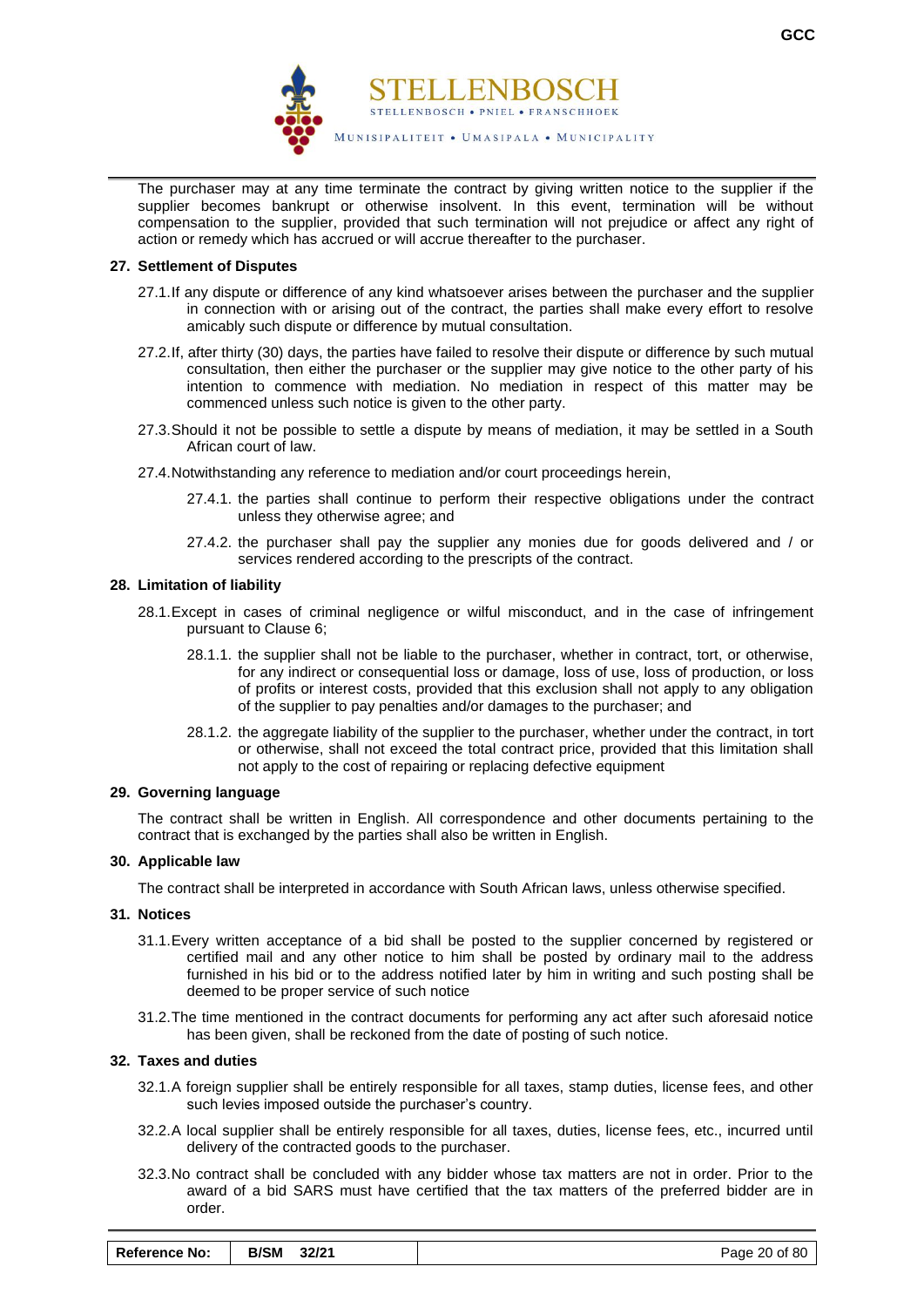The purchaser may at any time terminate the contract by giving written notice to the supplier if the supplier becomes bankrupt or otherwise insolvent. In this event, termination will be without compensation to the supplier, provided that such termination will not prejudice or affect any right of action or remedy which has accrued or will accrue thereafter to the purchaser.

**27. Settlement of Disputes**

27.1. If any dispute or difference of any kind whatsoever arises between the purchaser and the supplier in connection with or arising out of the contract, the parties shall make every effort to resolve amicably such dispute or difference by mutual consultation.

27.2. If, after thirty (30) days, the parties have failed to resolve their dispute or difference by such mutual consultation, then either the purchaser or the supplier may give notice to the other party of his intention to commence with mediation. No mediation in respect of this matter may be commenced unless such notice is given to the other party.

27.3. Should it not be possible to settle a dispute by means of mediation, it may be settled in a South African court of law.

27.4. Notwithstanding any reference to mediation and/or court proceedings herein,

27.4.1. the parties shall continue to perform their respective obligations under the contract unless they otherwise agree; and

27.4.2. the purchaser shall pay the supplier any monies due for goods delivered and / or services rendered according to the prescripts of the contract.

**28. Limitation of liability**

28.1. Except in cases of criminal negligence or wilful misconduct, and in the case of infringement pursuant to Clause 6;

28.1.1. the supplier shall not be liable to the purchaser, whether in contract, tort, or otherwise, for any indirect or consequential loss or damage, loss of use, loss of production, or loss of profits or interest costs, provided that this exclusion shall not apply to any obligation of the supplier to pay penalties and/or damages to the purchaser; and

28.1.2. the aggregate liability of the supplier to the purchaser, whether under the contract, in tort or otherwise, shall not exceed the total contract price, provided that this limitation shall not apply to the cost of repairing or replacing defective equipment

**29. Governing language**

The contract shall be written in English. All correspondence and other documents pertaining to the contract that is exchanged by the parties shall also be written in English.

**30. Applicable law**

The contract shall be interpreted in accordance with South African laws, unless otherwise specified.

**31. Notices**

31.1. Every written acceptance of a bid shall be posted to the supplier concerned by registered or certified mail and any other notice to him shall be posted by ordinary mail to the address furnished in his bid or to the address notified later by him in writing and such posting shall be deemed to be proper service of such notice

31.2. The time mentioned in the contract documents for performing any act after such aforesaid notice has been given, shall be reckoned from the date of posting of such notice.

**32. Taxes and duties**

32.1. A foreign supplier shall be entirely responsible for all taxes, stamp duties, license fees, and other such levies imposed outside the purchaser's country.

32.2. A local supplier shall be entirely responsible for all taxes, duties, license fees, etc., incurred until delivery of the contracted goods to the purchaser.

32.3. No contract shall be concluded with any bidder whose tax matters are not in order. Prior to the award of a bid SARS must have certified that the tax matters of the preferred bidder are in order.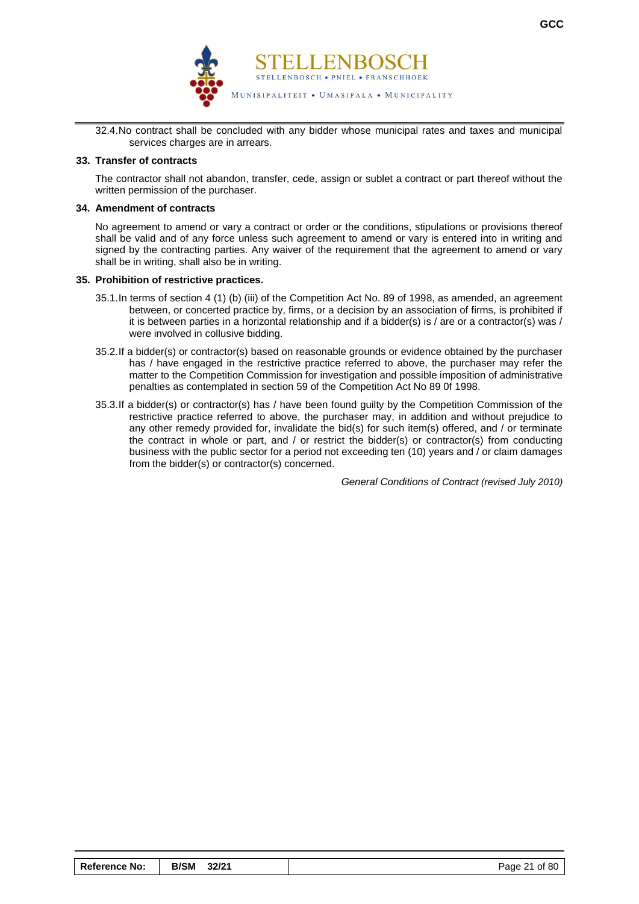32.4. No contract shall be concluded with any bidder whose municipal rates and taxes and municipal services charges are in arrears.

## 33. Transfer of contracts

The contractor shall not abandon, transfer, cede, assign or sublet a contract or part thereof without the written permission of the purchaser.

## 34. Amendment of contracts

No agreement to amend or vary a contract or order or the conditions, stipulations or provisions thereof shall be valid and of any force unless such agreement to amend or vary is entered into in writing and signed by the contracting parties. Any waiver of the requirement that the agreement to amend or vary shall be in writing, shall also be in writing.

## 35. Prohibition of restrictive practices.

35.1. In terms of section 4 (1) (b) (iii) of the Competition Act No. 89 of 1998, as amended, an agreement between, or concerted practice by, firms, or a decision by an association of firms, is prohibited if it is between parties in a horizontal relationship and if a bidder(s) is / are or a contractor(s) was / were involved in collusive bidding.

35.2. If a bidder(s) or contractor(s) based on reasonable grounds or evidence obtained by the purchaser has / have engaged in the restrictive practice referred to above, the purchaser may refer the matter to the Competition Commission for investigation and possible imposition of administrative penalties as contemplated in section 59 of the Competition Act No 89 0f 1998.

35.3. If a bidder(s) or contractor(s) has / have been found guilty by the Competition Commission of the restrictive practice referred to above, the purchaser may, in addition and without prejudice to any other remedy provided for, invalidate the bid(s) for such item(s) offered, and / or terminate the contract in whole or part, and / or restrict the bidder(s) or contractor(s) from conducting business with the public sector for a period not exceeding ten (10) years and / or claim damages from the bidder(s) or contractor(s) concerned.

*General Conditions of Contract (revised July 2010)*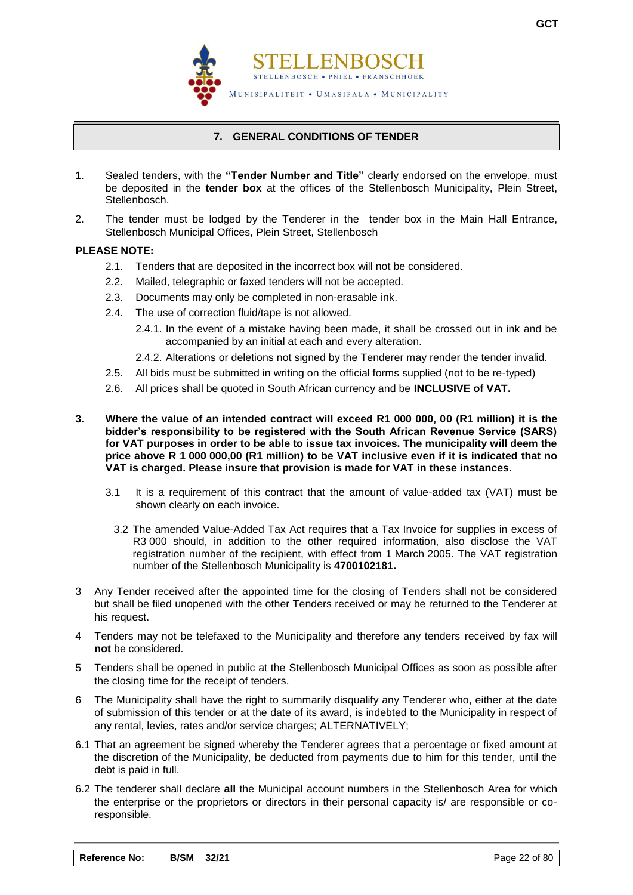## 7. GENERAL CONDITIONS OF TENDER

1. Sealed tenders, with the **"Tender Number and Title"** clearly endorsed on the envelope, must be deposited in the **tender box** at the offices of the Stellenbosch Municipality, Plein Street, Stellenbosch.
2. The tender must be lodged by the Tenderer in the tender box in the Main Hall Entrance, Stellenbosch Municipal Offices, Plein Street, Stellenbosch

**PLEASE NOTE:**

- 2.1. Tenders that are deposited in the incorrect box will not be considered.
- 2.2. Mailed, telegraphic or faxed tenders will not be accepted.
- 2.3. Documents may only be completed in non-erasable ink.
- 2.4. The use of correction fluid/tape is not allowed.
  - 2.4.1. In the event of a mistake having been made, it shall be crossed out in ink and be accompanied by an initial at each and every alteration.
  - 2.4.2. Alterations or deletions not signed by the Tenderer may render the tender invalid.
- 2.5. All bids must be submitted in writing on the official forms supplied (not to be re-typed)
- 2.6. All prices shall be quoted in South African currency and be **INCLUSIVE of VAT.**

**3. Where the value of an intended contract will exceed R1 000 000, 00 (R1 million) it is the bidder's responsibility to be registered with the South African Revenue Service (SARS) for VAT purposes in order to be able to issue tax invoices. The municipality will deem the price above R 1 000 000,00 (R1 million) to be VAT inclusive even if it is indicated that no VAT is charged. Please insure that provision is made for VAT in these instances.**

- 3.1 It is a requirement of this contract that the amount of value-added tax (VAT) must be shown clearly on each invoice.
- 3.2 The amended Value-Added Tax Act requires that a Tax Invoice for supplies in excess of R3 000 should, in addition to the other required information, also disclose the VAT registration number of the recipient, with effect from 1 March 2005. The VAT registration number of the Stellenbosch Municipality is **4700102181.**

3 Any Tender received after the appointed time for the closing of Tenders shall not be considered but shall be filed unopened with the other Tenders received or may be returned to the Tenderer at his request.

4 Tenders may not be telefaxed to the Municipality and therefore any tenders received by fax will **not** be considered.

5 Tenders shall be opened in public at the Stellenbosch Municipal Offices as soon as possible after the closing time for the receipt of tenders.

6 The Municipality shall have the right to summarily disqualify any Tenderer who, either at the date of submission of this tender or at the date of its award, is indebted to the Municipality in respect of any rental, levies, rates and/or service charges; ALTERNATIVELY;

6.1 That an agreement be signed whereby the Tenderer agrees that a percentage or fixed amount at the discretion of the Municipality, be deducted from payments due to him for this tender, until the debt is paid in full.

6.2 The tenderer shall declare **all** the Municipal account numbers in the Stellenbosch Area for which the enterprise or the proprietors or directors in their personal capacity is/ are responsible or co-responsible.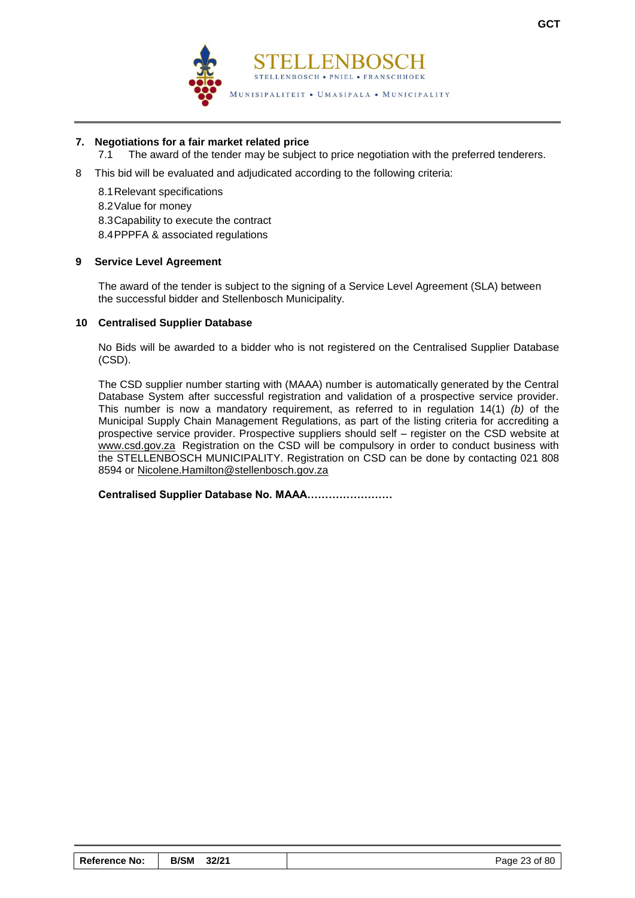**7. Negotiations for a fair market related price**

7.1 The award of the tender may be subject to price negotiation with the preferred tenderers.

8 This bid will be evaluated and adjudicated according to the following criteria:

8.1 Relevant specifications
8.2 Value for money
8.3 Capability to execute the contract
8.4 PPPFA & associated regulations

**9 Service Level Agreement**

The award of the tender is subject to the signing of a Service Level Agreement (SLA) between the successful bidder and Stellenbosch Municipality.

**10 Centralised Supplier Database**

No Bids will be awarded to a bidder who is not registered on the Centralised Supplier Database (CSD).

The CSD supplier number starting with (MAAA) number is automatically generated by the Central Database System after successful registration and validation of a prospective service provider. This number is now a mandatory requirement, as referred to in regulation 14(1) *(b)* of the Municipal Supply Chain Management Regulations, as part of the listing criteria for accrediting a prospective service provider. Prospective suppliers should self – register on the CSD website at www.csd.gov.za Registration on the CSD will be compulsory in order to conduct business with the STELLENBOSCH MUNICIPALITY. Registration on CSD can be done by contacting 021 808 8594 or Nicolene.Hamilton@stellenbosch.gov.za

**Centralised Supplier Database No. MAAA……………………**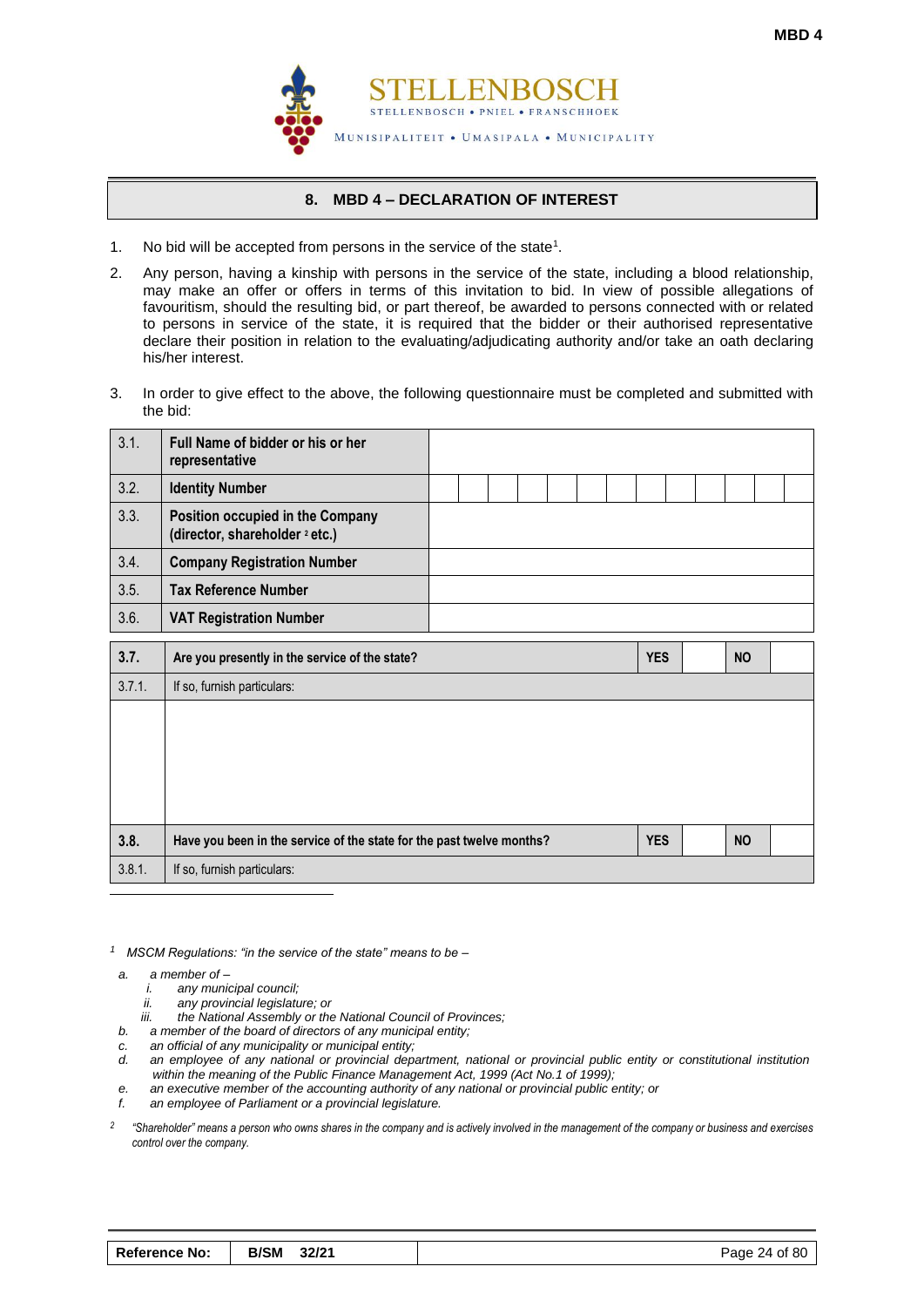## 8. MBD 4 – DECLARATION OF INTEREST

1. No bid will be accepted from persons in the service of the state[1].

2. Any person, having a kinship with persons in the service of the state, including a blood relationship, may make an offer or offers in terms of this invitation to bid. In view of possible allegations of favouritism, should the resulting bid, or part thereof, be awarded to persons connected with or related to persons in service of the state, it is required that the bidder or their authorised representative declare their position in relation to the evaluating/adjudicating authority and/or take an oath declaring his/her interest.

3. In order to give effect to the above, the following questionnaire must be completed and submitted with the bid:

| | | |
|---|---|---|
| 3.1. | **Full Name of bidder or his or her representative** | |
| 3.2. | **Identity Number** | |
| 3.3. | **Position occupied in the Company (director, shareholder [2] etc.)** | |
| 3.4. | **Company Registration Number** | |
| 3.5. | **Tax Reference Number** | |
| 3.6. | **VAT Registration Number** | |

| | | | | | |
|---|---|---|---|---|---|
| **3.7.** | **Are you presently in the service of the state?** | **YES** | | **NO** | |
| 3.7.1. | If so, furnish particulars: | | | | |
| | | | | | |
| **3.8.** | **Have you been in the service of the state for the past twelve months?** | **YES** | | **NO** | |
| 3.8.1. | If so, furnish particulars: | | | | |

[1] *MSCM Regulations: "in the service of the state" means to be –*

*a. a member of –*
   *i. any municipal council;*
   *ii. any provincial legislature; or*
   *iii. the National Assembly or the National Council of Provinces;*
*b. a member of the board of directors of any municipal entity;*
*c. an official of any municipality or municipal entity;*
*d. an employee of any national or provincial department, national or provincial public entity or constitutional institution within the meaning of the Public Finance Management Act, 1999 (Act No.1 of 1999);*
*e. an executive member of the accounting authority of any national or provincial public entity; or*
*f. an employee of Parliament or a provincial legislature.*

[2] *"Shareholder" means a person who owns shares in the company and is actively involved in the management of the company or business and exercises control over the company.*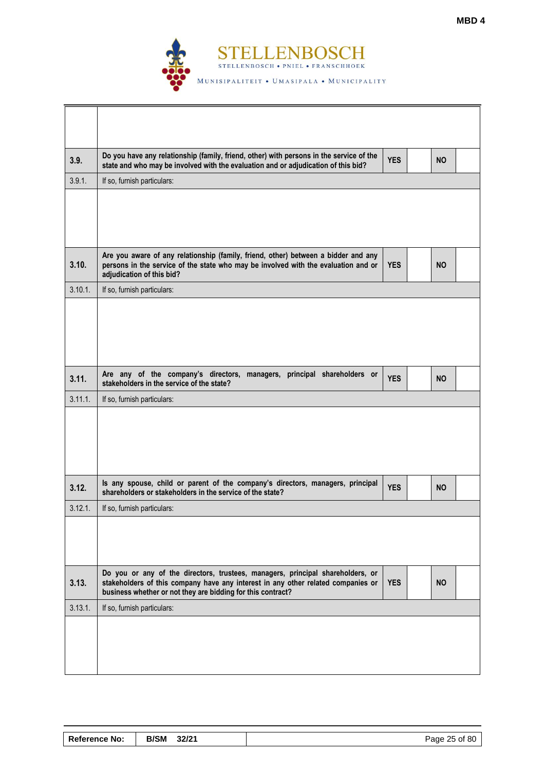| | | | | | |
|---|---|---|---|---|---|
| | | | | | |
| **3.9.** | **Do you have any relationship (family, friend, other) with persons in the service of the state and who may be involved with the evaluation and or adjudication of this bid?** | **YES** | | **NO** | |
| 3.9.1. | If so, furnish particulars: | | | | |
| | | | | | |
| **3.10.** | **Are you aware of any relationship (family, friend, other) between a bidder and any persons in the service of the state who may be involved with the evaluation and or adjudication of this bid?** | **YES** | | **NO** | |
| 3.10.1. | If so, furnish particulars: | | | | |
| | | | | | |
| **3.11.** | **Are any of the company's directors, managers, principal shareholders or stakeholders in the service of the state?** | **YES** | | **NO** | |
| 3.11.1. | If so, furnish particulars: | | | | |
| | | | | | |
| **3.12.** | **Is any spouse, child or parent of the company's directors, managers, principal shareholders or stakeholders in the service of the state?** | **YES** | | **NO** | |
| 3.12.1. | If so, furnish particulars: | | | | |
| | | | | | |
| **3.13.** | **Do you or any of the directors, trustees, managers, principal shareholders, or stakeholders of this company have any interest in any other related companies or business whether or not they are bidding for this contract?** | **YES** | | **NO** | |
| 3.13.1. | If so, furnish particulars: | | | | |
| | | | | | |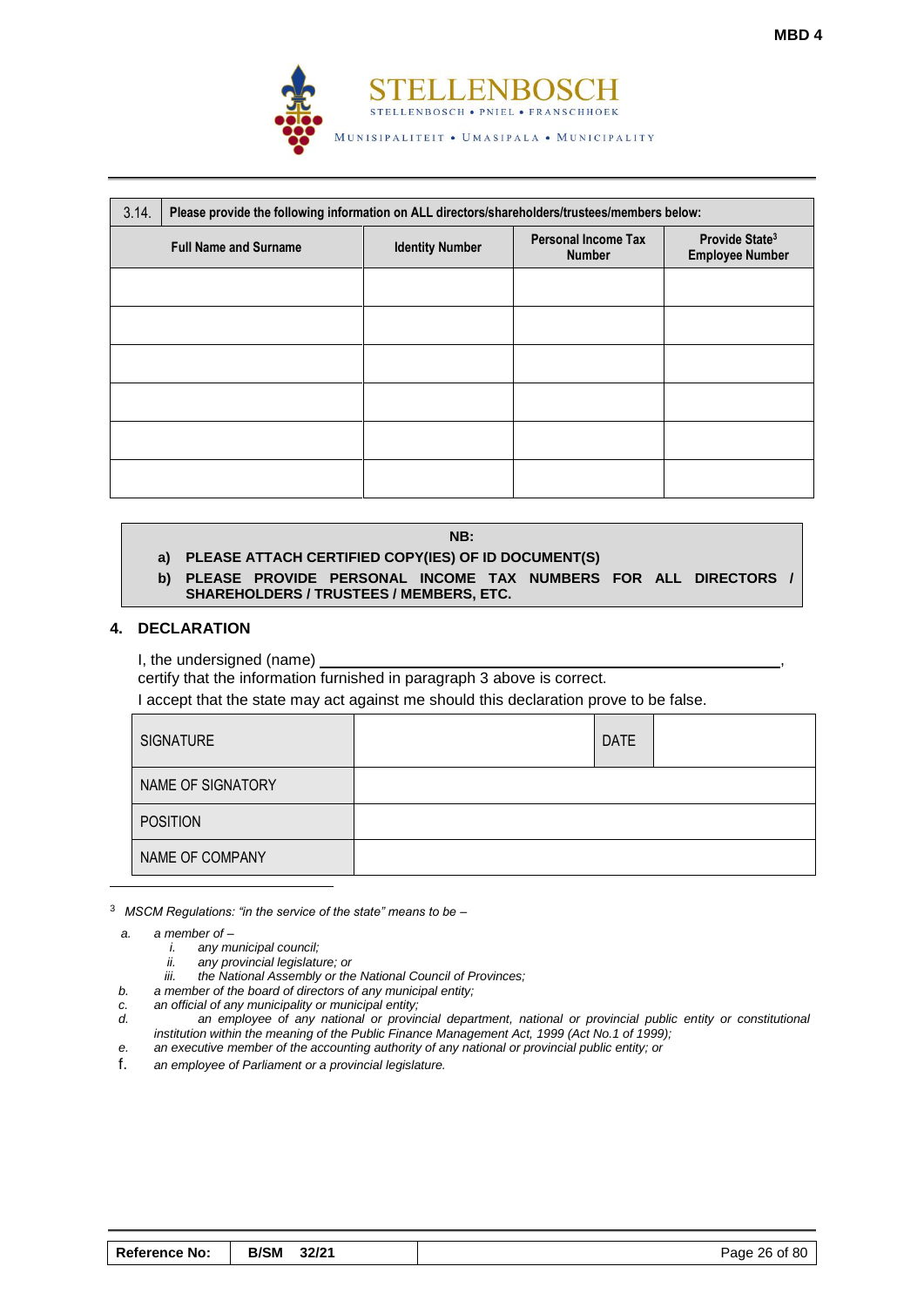| 3.14. Please provide the following information on ALL directors/shareholders/trustees/members below: | | | |
|---|---|---|---|
| **Full Name and Surname** | **Identity Number** | **Personal Income Tax Number** | **Provide State[3] Employee Number** |
| | | | |
| | | | |
| | | | |
| | | | |
| | | | |
| | | | |

**NB:**

**a) PLEASE ATTACH CERTIFIED COPY(IES) OF ID DOCUMENT(S)**

**b) PLEASE PROVIDE PERSONAL INCOME TAX NUMBERS FOR ALL DIRECTORS / SHAREHOLDERS / TRUSTEES / MEMBERS, ETC.**

## 4. DECLARATION

I, the undersigned (name) ______________________________________________,
certify that the information furnished in paragraph 3 above is correct.
I accept that the state may act against me should this declaration prove to be false.

| | | | |
|---|---|---|---|
| SIGNATURE | | DATE | |
| NAME OF SIGNATORY | | | |
| POSITION | | | |
| NAME OF COMPANY | | | |

[3] *MSCM Regulations: "in the service of the state" means to be –*

*a. a member of –*
  *i. any municipal council;*
  *ii. any provincial legislature; or*
  *iii. the National Assembly or the National Council of Provinces;*

*b. a member of the board of directors of any municipal entity;*

*c. an official of any municipality or municipal entity;*

*d. an employee of any national or provincial department, national or provincial public entity or constitutional institution within the meaning of the Public Finance Management Act, 1999 (Act No.1 of 1999);*

*e. an executive member of the accounting authority of any national or provincial public entity; or*

*f. an employee of Parliament or a provincial legislature.*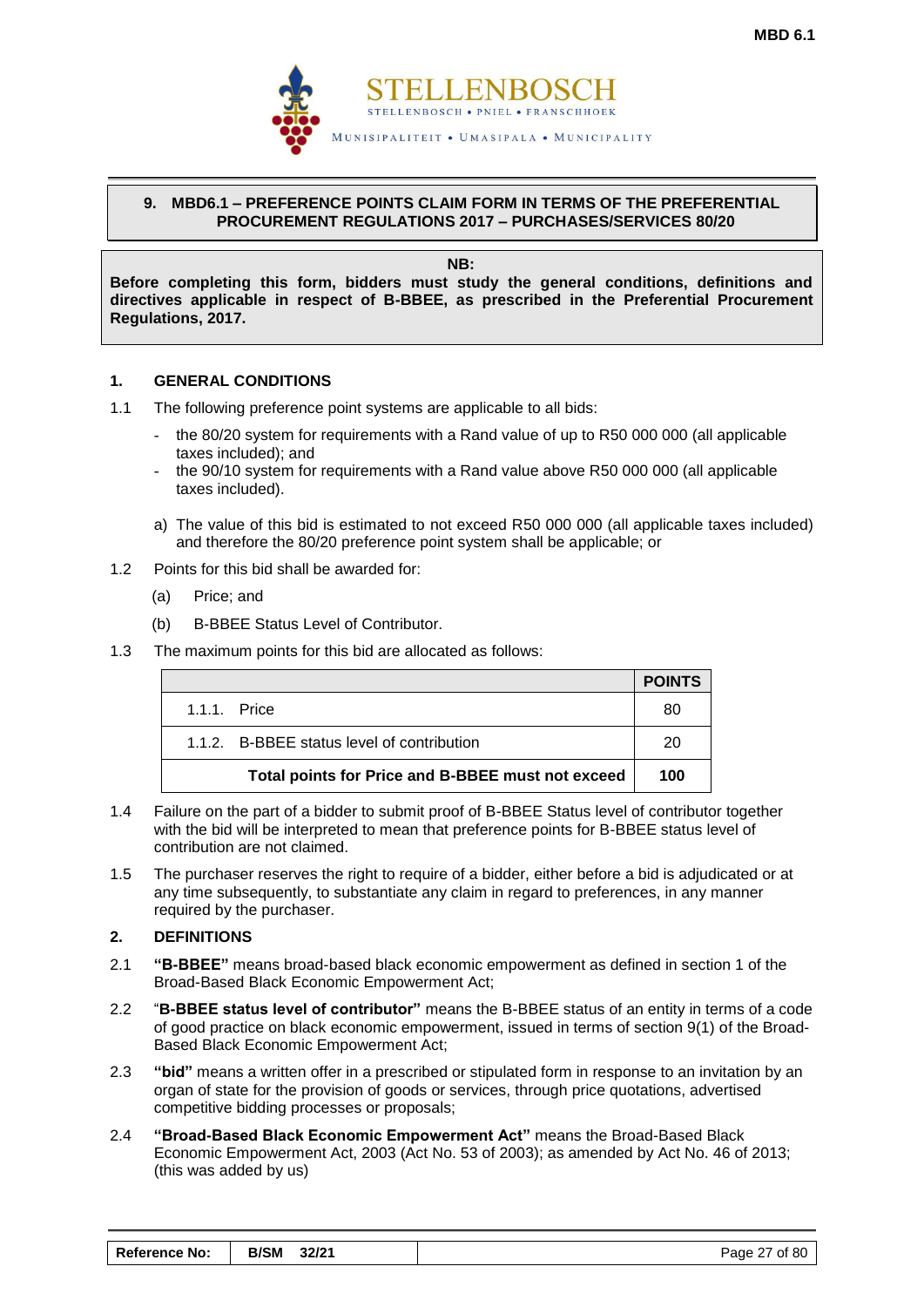**9. MBD6.1 – PREFERENCE POINTS CLAIM FORM IN TERMS OF THE PREFERENTIAL PROCUREMENT REGULATIONS 2017 – PURCHASES/SERVICES 80/20**

**NB:**

**Before completing this form, bidders must study the general conditions, definitions and directives applicable in respect of B-BBEE, as prescribed in the Preferential Procurement Regulations, 2017.**

## 1. GENERAL CONDITIONS

1.1 The following preference point systems are applicable to all bids:

- the 80/20 system for requirements with a Rand value of up to R50 000 000 (all applicable taxes included); and
- the 90/10 system for requirements with a Rand value above R50 000 000 (all applicable taxes included).

a) The value of this bid is estimated to not exceed R50 000 000 (all applicable taxes included) and therefore the 80/20 preference point system shall be applicable; or

1.2 Points for this bid shall be awarded for:

(a) Price; and

(b) B-BBEE Status Level of Contributor.

1.3 The maximum points for this bid are allocated as follows:

| | **POINTS** |
|---|---|
| 1.1.1. Price | 80 |
| 1.1.2. B-BBEE status level of contribution | 20 |
| **Total points for Price and B-BBEE must not exceed** | **100** |

1.4 Failure on the part of a bidder to submit proof of B-BBEE Status level of contributor together with the bid will be interpreted to mean that preference points for B-BBEE status level of contribution are not claimed.

1.5 The purchaser reserves the right to require of a bidder, either before a bid is adjudicated or at any time subsequently, to substantiate any claim in regard to preferences, in any manner required by the purchaser.

## 2. DEFINITIONS

2.1 **"B-BBEE"** means broad-based black economic empowerment as defined in section 1 of the Broad-Based Black Economic Empowerment Act;

2.2 "**B-BBEE status level of contributor"** means the B-BBEE status of an entity in terms of a code of good practice on black economic empowerment, issued in terms of section 9(1) of the Broad-Based Black Economic Empowerment Act;

2.3 **"bid"** means a written offer in a prescribed or stipulated form in response to an invitation by an organ of state for the provision of goods or services, through price quotations, advertised competitive bidding processes or proposals;

2.4 **"Broad-Based Black Economic Empowerment Act"** means the Broad-Based Black Economic Empowerment Act, 2003 (Act No. 53 of 2003); as amended by Act No. 46 of 2013; (this was added by us)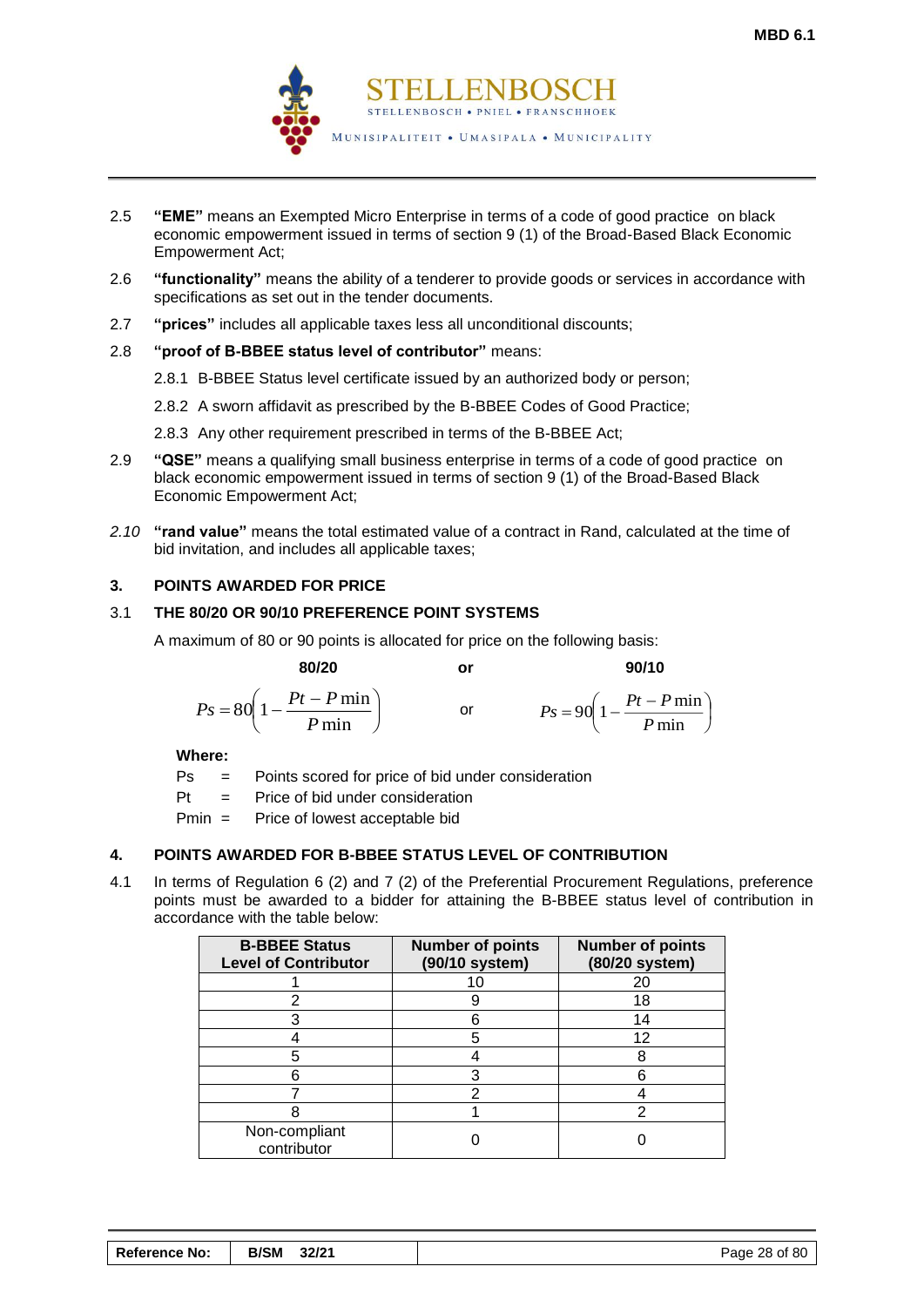2.5 **"EME"** means an Exempted Micro Enterprise in terms of a code of good practice on black economic empowerment issued in terms of section 9 (1) of the Broad-Based Black Economic Empowerment Act;

2.6 **"functionality"** means the ability of a tenderer to provide goods or services in accordance with specifications as set out in the tender documents.

2.7 **"prices"** includes all applicable taxes less all unconditional discounts;

2.8 **"proof of B-BBEE status level of contributor"** means:

2.8.1 B-BBEE Status level certificate issued by an authorized body or person;

2.8.2 A sworn affidavit as prescribed by the B-BBEE Codes of Good Practice;

2.8.3 Any other requirement prescribed in terms of the B-BBEE Act;

2.9 **"QSE"** means a qualifying small business enterprise in terms of a code of good practice on black economic empowerment issued in terms of section 9 (1) of the Broad-Based Black Economic Empowerment Act;

*2.10* **"rand value"** means the total estimated value of a contract in Rand, calculated at the time of bid invitation, and includes all applicable taxes;

### 3. POINTS AWARDED FOR PRICE

### 3.1 THE 80/20 OR 90/10 PREFERENCE POINT SYSTEMS

A maximum of 80 or 90 points is allocated for price on the following basis:

**80/20** or **90/10**

$$Ps = 80\left(1 - \frac{Pt - P\min}{P\min}\right) \quad \text{or} \quad Ps = 90\left(1 - \frac{Pt - P\min}{P\min}\right)$$

**Where:**

Ps = Points scored for price of bid under consideration

Pt = Price of bid under consideration

Pmin = Price of lowest acceptable bid

### 4. POINTS AWARDED FOR B-BBEE STATUS LEVEL OF CONTRIBUTION

4.1 In terms of Regulation 6 (2) and 7 (2) of the Preferential Procurement Regulations, preference points must be awarded to a bidder for attaining the B-BBEE status level of contribution in accordance with the table below:

| B-BBEE Status Level of Contributor | Number of points (90/10 system) | Number of points (80/20 system) |
|---|---|---|
| 1 | 10 | 20 |
| 2 | 9 | 18 |
| 3 | 6 | 14 |
| 4 | 5 | 12 |
| 5 | 4 | 8 |
| 6 | 3 | 6 |
| 7 | 2 | 4 |
| 8 | 1 | 2 |
| Non-compliant contributor | 0 | 0 |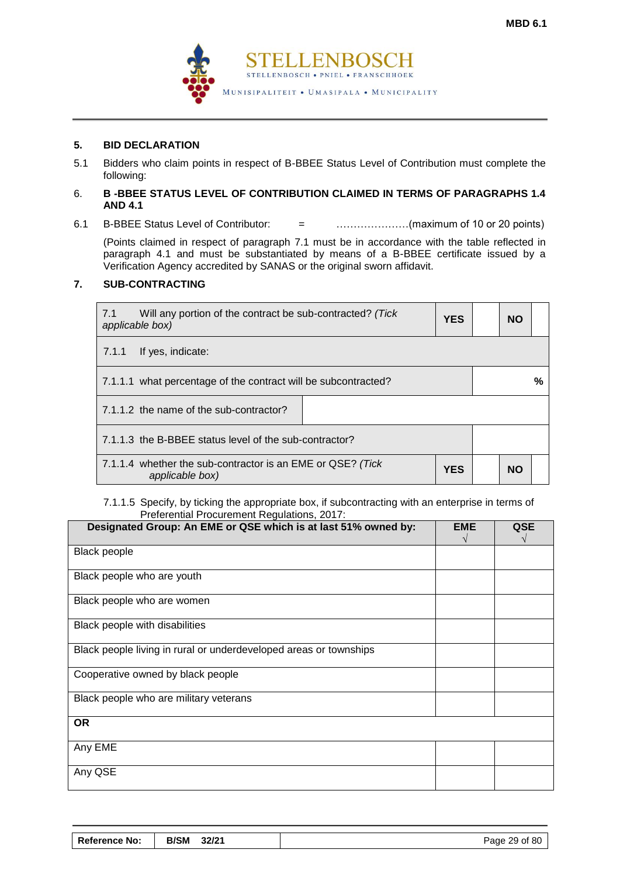## 5. BID DECLARATION

5.1 Bidders who claim points in respect of B-BBEE Status Level of Contribution must complete the following:

## 6. B -BBEE STATUS LEVEL OF CONTRIBUTION CLAIMED IN TERMS OF PARAGRAPHS 1.4 AND 4.1

6.1 B-BBEE Status Level of Contributor: = …………………(maximum of 10 or 20 points)

(Points claimed in respect of paragraph 7.1 must be in accordance with the table reflected in paragraph 4.1 and must be substantiated by means of a B-BBEE certificate issued by a Verification Agency accredited by SANAS or the original sworn affidavit.

## 7. SUB-CONTRACTING

| | | | | |
|---|---|---|---|---|
| 7.1 Will any portion of the contract be sub-contracted? *(Tick applicable box)* | **YES** | | **NO** | |
| 7.1.1 If yes, indicate: | | | | |
| 7.1.1.1 what percentage of the contract will be subcontracted? | | | | **%** |
| 7.1.1.2 the name of the sub-contractor? | | | | |
| 7.1.1.3 the B-BBEE status level of the sub-contractor? | | | | |
| 7.1.1.4 whether the sub-contractor is an EME or QSE? *(Tick applicable box)* | **YES** | | **NO** | |

7.1.1.5 Specify, by ticking the appropriate box, if subcontracting with an enterprise in terms of Preferential Procurement Regulations, 2017:

| **Designated Group: An EME or QSE which is at last 51% owned by:** | **EME** √ | **QSE** √ |
|---|---|---|
| Black people | | |
| Black people who are youth | | |
| Black people who are women | | |
| Black people with disabilities | | |
| Black people living in rural or underdeveloped areas or townships | | |
| Cooperative owned by black people | | |
| Black people who are military veterans | | |
| **OR** | | |
| Any EME | | |
| Any QSE | | |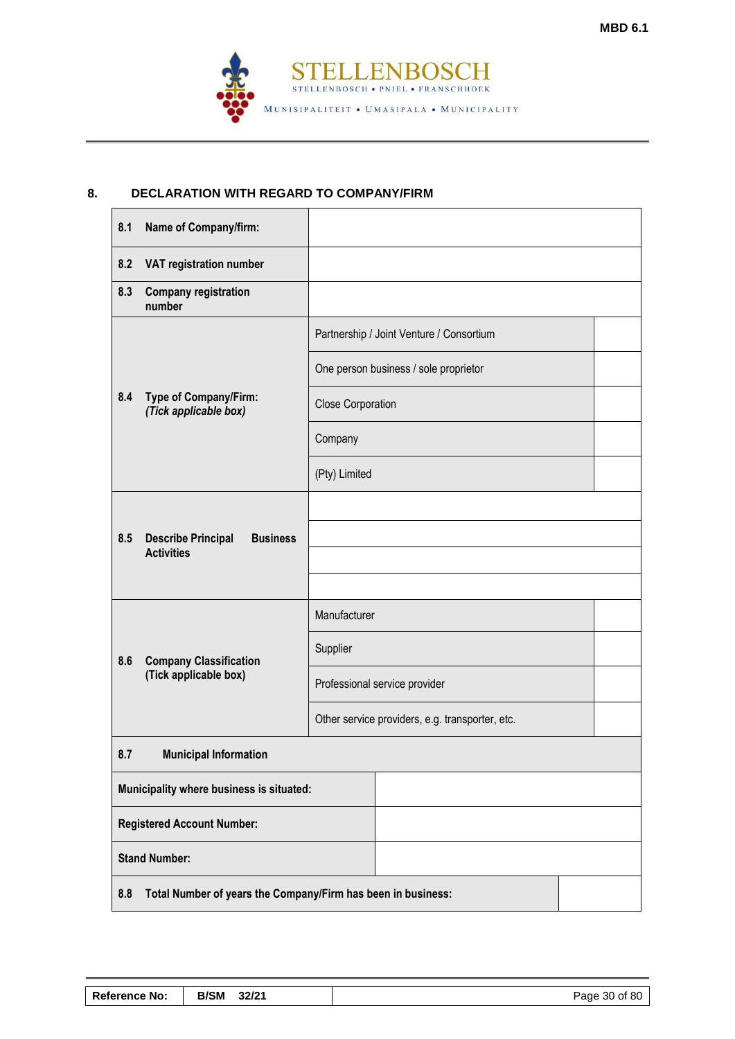## 8. DECLARATION WITH REGARD TO COMPANY/FIRM

| | | |
|---|---|---|
| **8.1 Name of Company/firm:** | | |
| **8.2 VAT registration number** | | |
| **8.3 Company registration number** | | |
| **8.4 Type of Company/Firm:** *(Tick applicable box)* | Partnership / Joint Venture / Consortium | |
| | One person business / sole proprietor | |
| | Close Corporation | |
| | Company | |
| | (Pty) Limited | |
| **8.5 Describe Principal Business Activities** | | |
| | | |
| | | |
| | | |
| **8.6 Company Classification (Tick applicable box)** | Manufacturer | |
| | Supplier | |
| | Professional service provider | |
| | Other service providers, e.g. transporter, etc. | |

| | |
|---|---|
| **8.7 Municipal Information** | |
| **Municipality where business is situated:** | |
| **Registered Account Number:** | |
| **Stand Number:** | |
| **8.8 Total Number of years the Company/Firm has been in business:** | |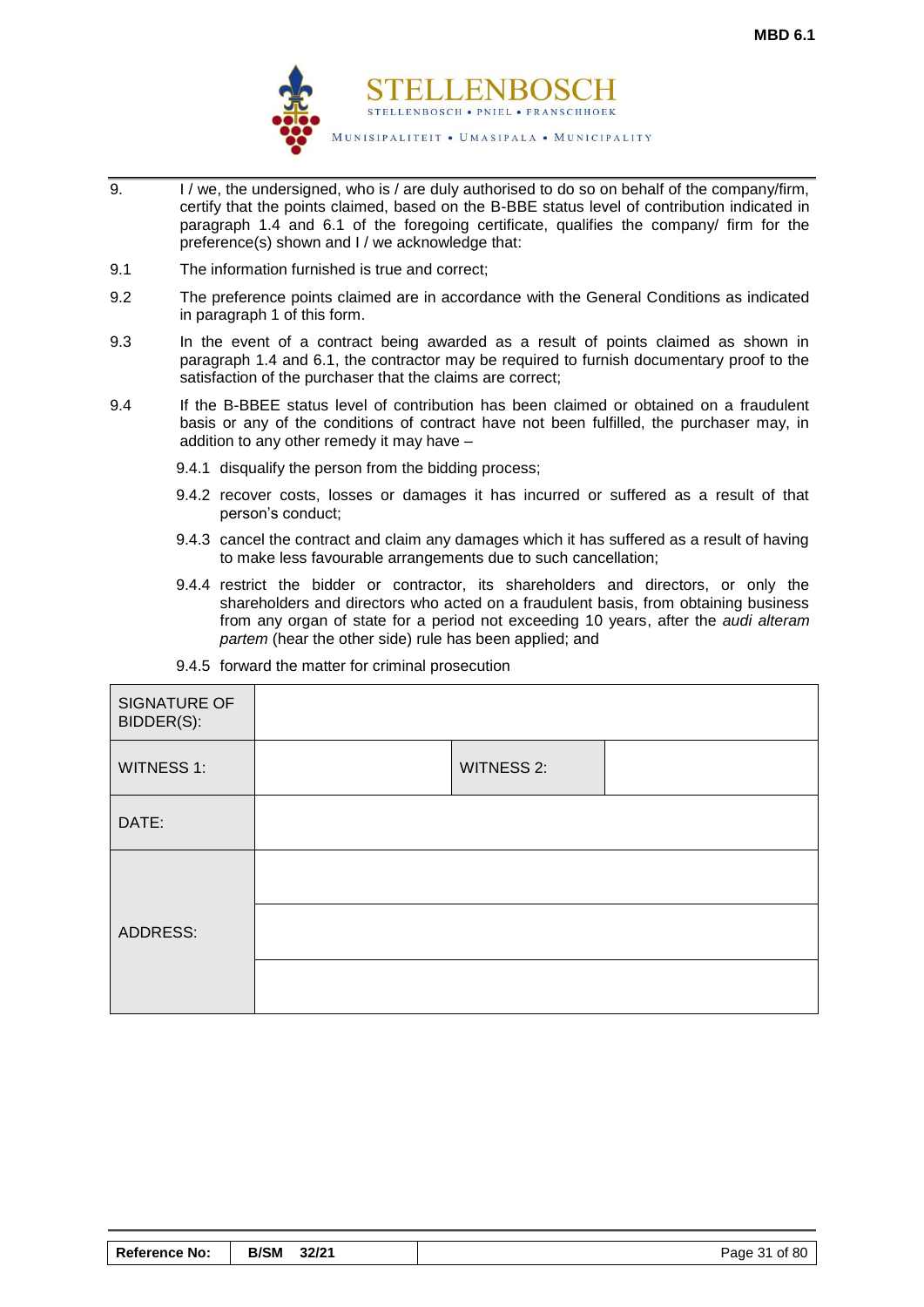9. I / we, the undersigned, who is / are duly authorised to do so on behalf of the company/firm, certify that the points claimed, based on the B-BBE status level of contribution indicated in paragraph 1.4 and 6.1 of the foregoing certificate, qualifies the company/ firm for the preference(s) shown and I / we acknowledge that:

9.1 The information furnished is true and correct;

9.2 The preference points claimed are in accordance with the General Conditions as indicated in paragraph 1 of this form.

9.3 In the event of a contract being awarded as a result of points claimed as shown in paragraph 1.4 and 6.1, the contractor may be required to furnish documentary proof to the satisfaction of the purchaser that the claims are correct;

9.4 If the B-BBEE status level of contribution has been claimed or obtained on a fraudulent basis or any of the conditions of contract have not been fulfilled, the purchaser may, in addition to any other remedy it may have –

9.4.1 disqualify the person from the bidding process;

9.4.2 recover costs, losses or damages it has incurred or suffered as a result of that person's conduct;

9.4.3 cancel the contract and claim any damages which it has suffered as a result of having to make less favourable arrangements due to such cancellation;

9.4.4 restrict the bidder or contractor, its shareholders and directors, or only the shareholders and directors who acted on a fraudulent basis, from obtaining business from any organ of state for a period not exceeding 10 years, after the *audi alteram partem* (hear the other side) rule has been applied; and

9.4.5 forward the matter for criminal prosecution

| | | | |
|---|---|---|---|
| SIGNATURE OF BIDDER(S): | | | |
| WITNESS 1: | | WITNESS 2: | |
| DATE: | | | |
| ADDRESS: | | | |
| | | | |
| | | | |

| | | |
|---|---|---|
| Reference No: | B/SM 32/21 | |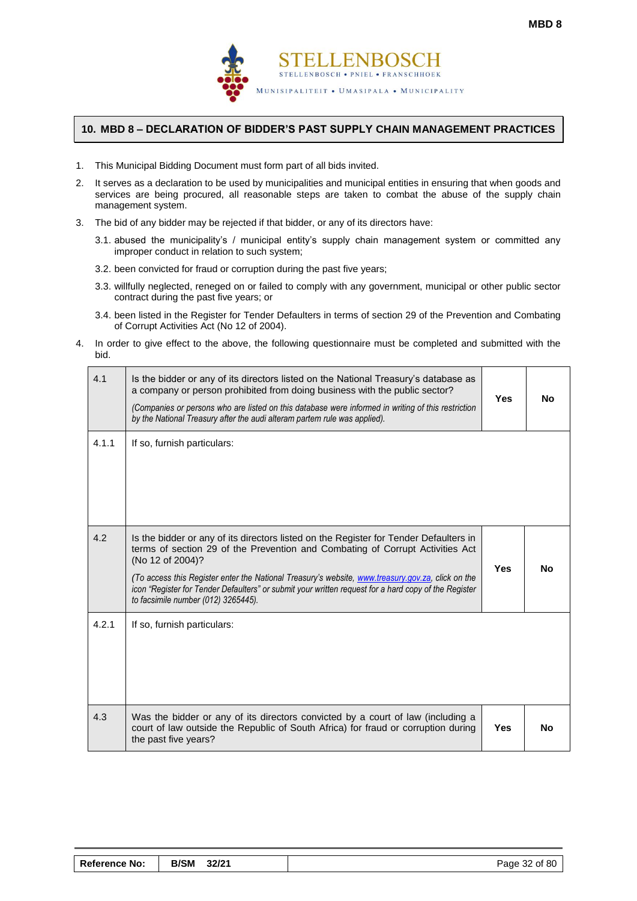MBD 8

STELLENBOSCH
STELLENBOSCH • PNIEL • FRANSCHHOEK
MUNISIPALITEIT • UMASIPALA • MUNICIPALITY

## 10. MBD 8 – DECLARATION OF BIDDER'S PAST SUPPLY CHAIN MANAGEMENT PRACTICES

1. This Municipal Bidding Document must form part of all bids invited.
2. It serves as a declaration to be used by municipalities and municipal entities in ensuring that when goods and services are being procured, all reasonable steps are taken to combat the abuse of the supply chain management system.
3. The bid of any bidder may be rejected if that bidder, or any of its directors have:
   3.1. abused the municipality's / municipal entity's supply chain management system or committed any improper conduct in relation to such system;
   3.2. been convicted for fraud or corruption during the past five years;
   3.3. willfully neglected, reneged on or failed to comply with any government, municipal or other public sector contract during the past five years; or
   3.4. been listed in the Register for Tender Defaulters in terms of section 29 of the Prevention and Combating of Corrupt Activities Act (No 12 of 2004).
4. In order to give effect to the above, the following questionnaire must be completed and submitted with the bid.

| | | | |
|---|---|---|---|
| 4.1 | Is the bidder or any of its directors listed on the National Treasury's database as a company or person prohibited from doing business with the public sector?<br>*(Companies or persons who are listed on this database were informed in writing of this restriction by the National Treasury after the audi alteram partem rule was applied).* | **Yes** | **No** |
| 4.1.1 | If so, furnish particulars: | | |
| 4.2 | Is the bidder or any of its directors listed on the Register for Tender Defaulters in terms of section 29 of the Prevention and Combating of Corrupt Activities Act (No 12 of 2004)?<br>*(To access this Register enter the National Treasury's website, www.treasury.gov.za, click on the icon "Register for Tender Defaulters" or submit your written request for a hard copy of the Register to facsimile number (012) 3265445).* | **Yes** | **No** |
| 4.2.1 | If so, furnish particulars: | | |
| 4.3 | Was the bidder or any of its directors convicted by a court of law (including a court of law outside the Republic of South Africa) for fraud or corruption during the past five years? | **Yes** | **No** |

| Reference No: | B/SM 32/21 |
|---|---|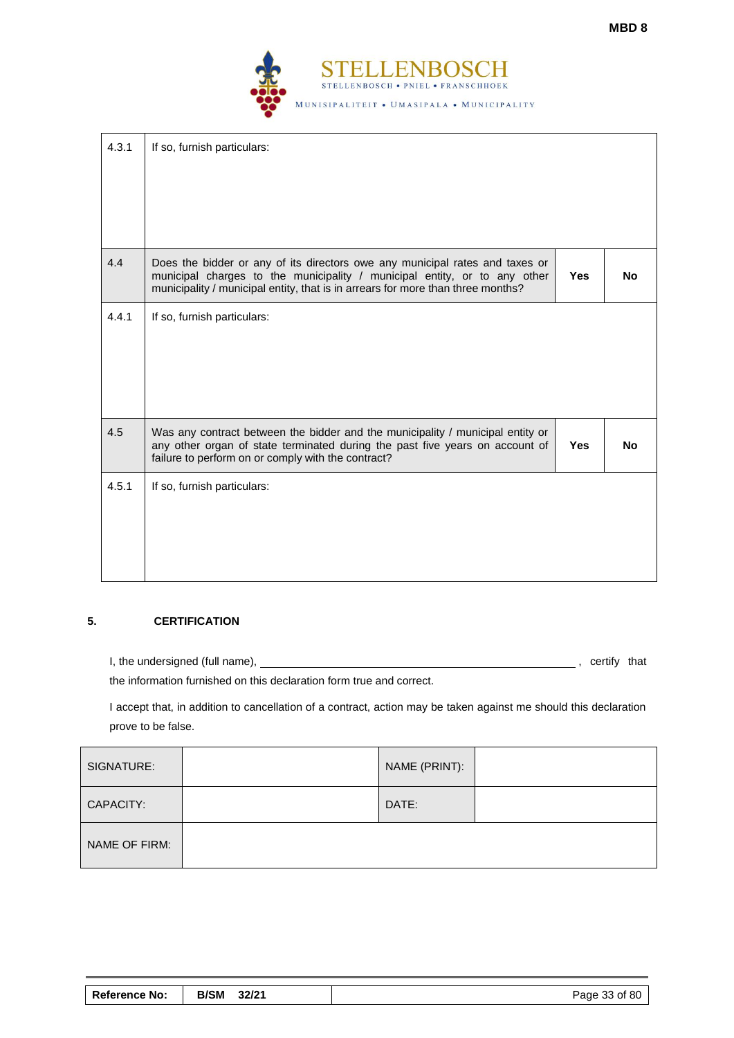| | | | |
|---|---|---|---|
| 4.3.1 | If so, furnish particulars: | | |
| 4.4 | Does the bidder or any of its directors owe any municipal rates and taxes or municipal charges to the municipality / municipal entity, or to any other municipality / municipal entity, that is in arrears for more than three months? | **Yes** | **No** |
| 4.4.1 | If so, furnish particulars: | | |
| 4.5 | Was any contract between the bidder and the municipality / municipal entity or any other organ of state terminated during the past five years on account of failure to perform on or comply with the contract? | **Yes** | **No** |
| 4.5.1 | If so, furnish particulars: | | |

**5. CERTIFICATION**

I, the undersigned (full name), ______________________________________________________ , certify that the information furnished on this declaration form true and correct.

I accept that, in addition to cancellation of a contract, action may be taken against me should this declaration prove to be false.

| | | | |
|---|---|---|---|
| SIGNATURE: | | NAME (PRINT): | |
| CAPACITY: | | DATE: | |
| NAME OF FIRM: | | | |

| | | |
|---|---|---|
| **Reference No:** | **B/SM 32/21** | |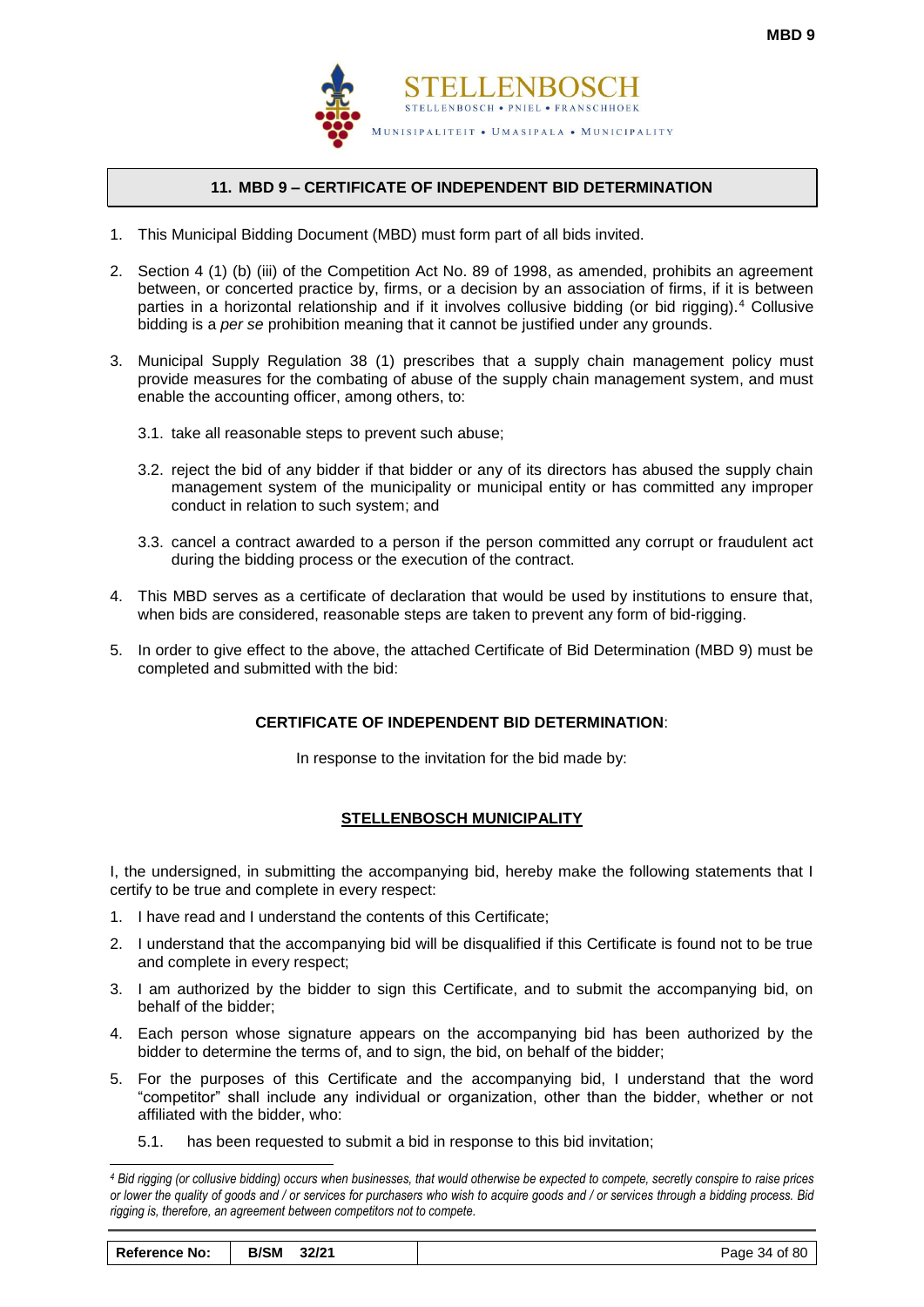## 11. MBD 9 – CERTIFICATE OF INDEPENDENT BID DETERMINATION

1. This Municipal Bidding Document (MBD) must form part of all bids invited.

2. Section 4 (1) (b) (iii) of the Competition Act No. 89 of 1998, as amended, prohibits an agreement between, or concerted practice by, firms, or a decision by an association of firms, if it is between parties in a horizontal relationship and if it involves collusive bidding (or bid rigging).[4] Collusive bidding is a *per se* prohibition meaning that it cannot be justified under any grounds.

3. Municipal Supply Regulation 38 (1) prescribes that a supply chain management policy must provide measures for the combating of abuse of the supply chain management system, and must enable the accounting officer, among others, to:

   3.1. take all reasonable steps to prevent such abuse;

   3.2. reject the bid of any bidder if that bidder or any of its directors has abused the supply chain management system of the municipality or municipal entity or has committed any improper conduct in relation to such system; and

   3.3. cancel a contract awarded to a person if the person committed any corrupt or fraudulent act during the bidding process or the execution of the contract.

4. This MBD serves as a certificate of declaration that would be used by institutions to ensure that, when bids are considered, reasonable steps are taken to prevent any form of bid-rigging.

5. In order to give effect to the above, the attached Certificate of Bid Determination (MBD 9) must be completed and submitted with the bid:

**CERTIFICATE OF INDEPENDENT BID DETERMINATION**:

In response to the invitation for the bid made by:

**STELLENBOSCH MUNICIPALITY**

I, the undersigned, in submitting the accompanying bid, hereby make the following statements that I certify to be true and complete in every respect:

1. I have read and I understand the contents of this Certificate;
2. I understand that the accompanying bid will be disqualified if this Certificate is found not to be true and complete in every respect;
3. I am authorized by the bidder to sign this Certificate, and to submit the accompanying bid, on behalf of the bidder;
4. Each person whose signature appears on the accompanying bid has been authorized by the bidder to determine the terms of, and to sign, the bid, on behalf of the bidder;
5. For the purposes of this Certificate and the accompanying bid, I understand that the word "competitor" shall include any individual or organization, other than the bidder, whether or not affiliated with the bidder, who:

   5.1. has been requested to submit a bid in response to this bid invitation;

*[4] Bid rigging (or collusive bidding) occurs when businesses, that would otherwise be expected to compete, secretly conspire to raise prices or lower the quality of goods and / or services for purchasers who wish to acquire goods and / or services through a bidding process. Bid rigging is, therefore, an agreement between competitors not to compete.*

| Reference No: | B/SM 32/21 | |
|---|---|---|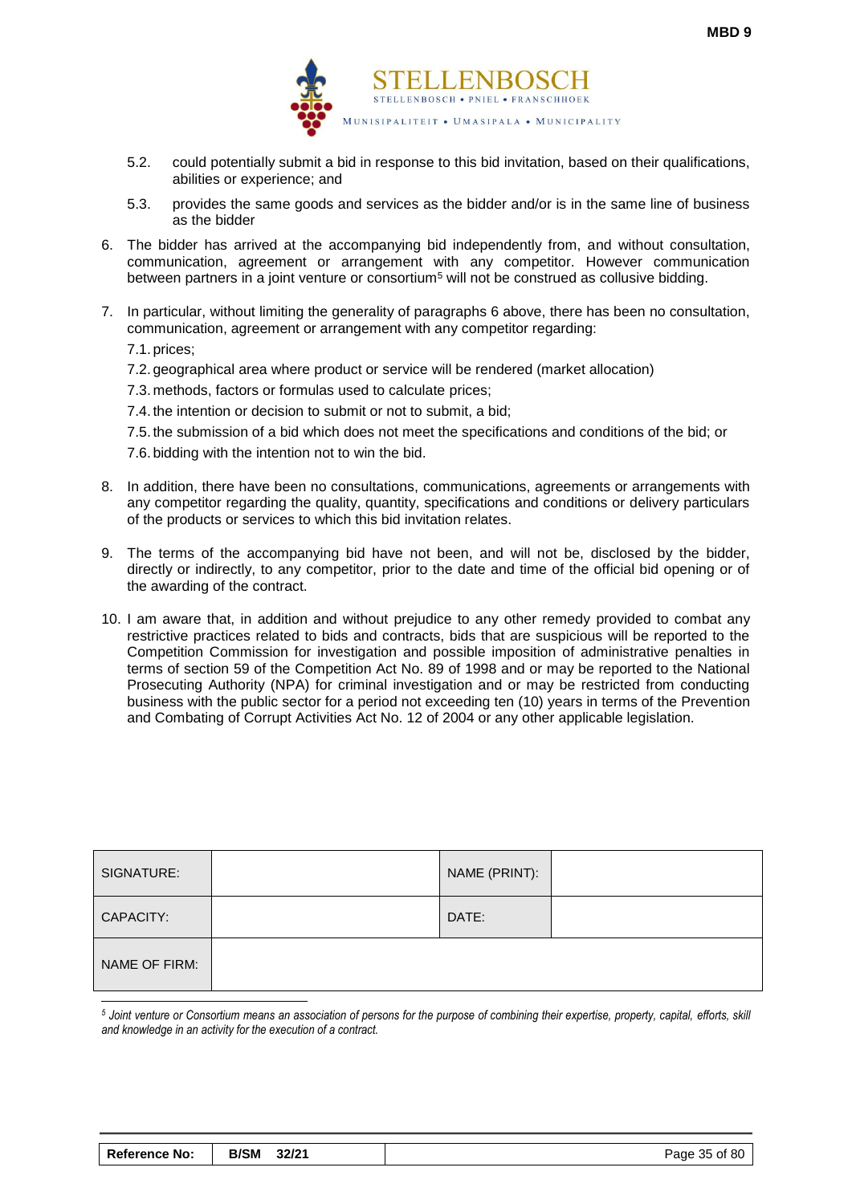5.2. could potentially submit a bid in response to this bid invitation, based on their qualifications, abilities or experience; and

5.3. provides the same goods and services as the bidder and/or is in the same line of business as the bidder

6. The bidder has arrived at the accompanying bid independently from, and without consultation, communication, agreement or arrangement with any competitor. However communication between partners in a joint venture or consortium[5] will not be construed as collusive bidding.

7. In particular, without limiting the generality of paragraphs 6 above, there has been no consultation, communication, agreement or arrangement with any competitor regarding:

   7.1. prices;

   7.2. geographical area where product or service will be rendered (market allocation)

   7.3. methods, factors or formulas used to calculate prices;

   7.4. the intention or decision to submit or not to submit, a bid;

   7.5. the submission of a bid which does not meet the specifications and conditions of the bid; or

   7.6. bidding with the intention not to win the bid.

8. In addition, there have been no consultations, communications, agreements or arrangements with any competitor regarding the quality, quantity, specifications and conditions or delivery particulars of the products or services to which this bid invitation relates.

9. The terms of the accompanying bid have not been, and will not be, disclosed by the bidder, directly or indirectly, to any competitor, prior to the date and time of the official bid opening or of the awarding of the contract.

10. I am aware that, in addition and without prejudice to any other remedy provided to combat any restrictive practices related to bids and contracts, bids that are suspicious will be reported to the Competition Commission for investigation and possible imposition of administrative penalties in terms of section 59 of the Competition Act No. 89 of 1998 and or may be reported to the National Prosecuting Authority (NPA) for criminal investigation and or may be restricted from conducting business with the public sector for a period not exceeding ten (10) years in terms of the Prevention and Combating of Corrupt Activities Act No. 12 of 2004 or any other applicable legislation.

| | | | |
|---|---|---|---|
| SIGNATURE: | | NAME (PRINT): | |
| CAPACITY: | | DATE: | |
| NAME OF FIRM: | | | |

[5] *Joint venture or Consortium means an association of persons for the purpose of combining their expertise, property, capital, efforts, skill and knowledge in an activity for the execution of a contract.*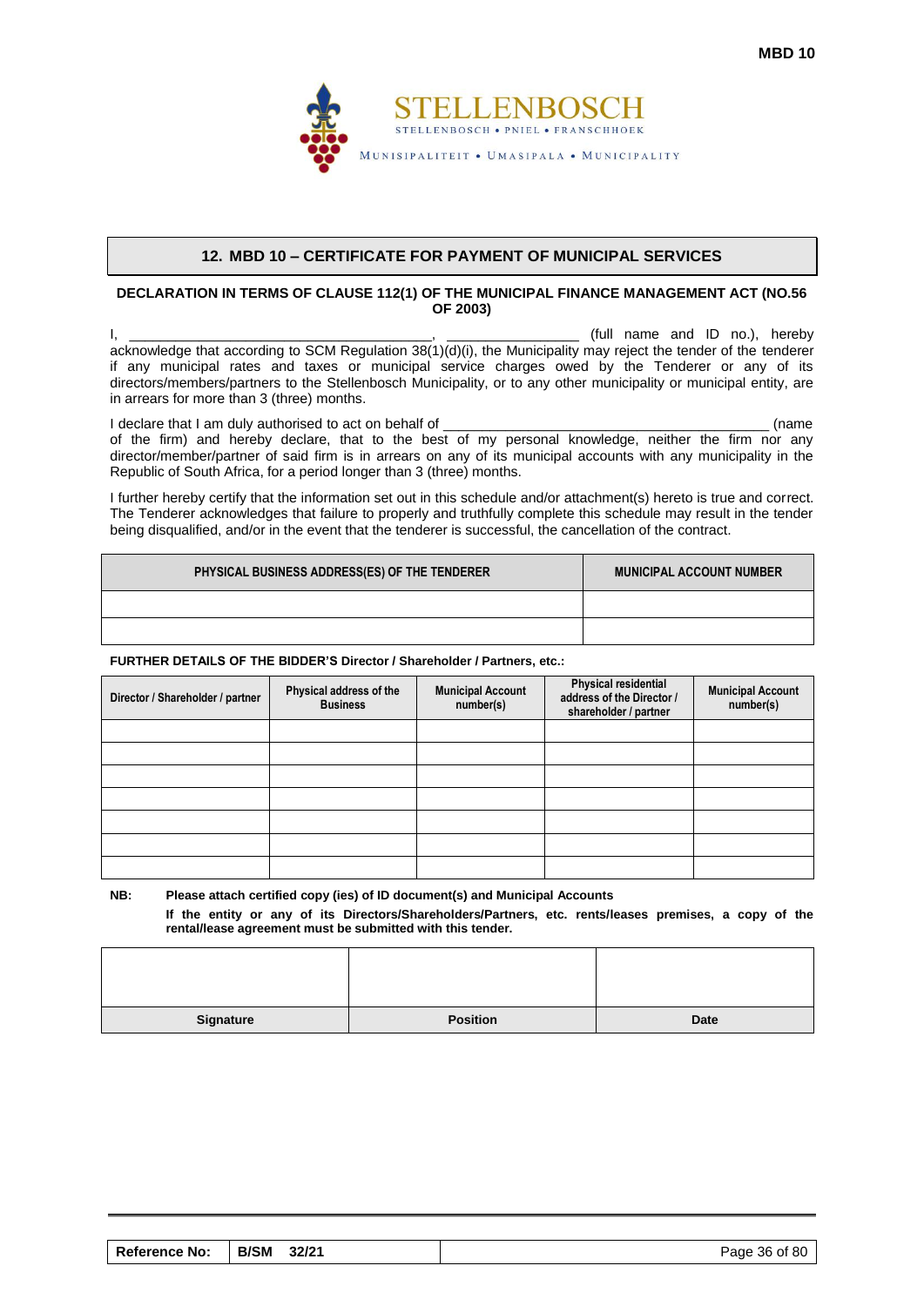MBD 10

STELLENBOSCH

STELLENBOSCH • PNIEL • FRANSCHHOEK

MUNISIPALITEIT • UMASIPALA • MUNICIPALITY

## 12. MBD 10 – CERTIFICATE FOR PAYMENT OF MUNICIPAL SERVICES

**DECLARATION IN TERMS OF CLAUSE 112(1) OF THE MUNICIPAL FINANCE MANAGEMENT ACT (NO.56 OF 2003)**

I, ______________________________________, _________________ (full name and ID no.), hereby acknowledge that according to SCM Regulation 38(1)(d)(i), the Municipality may reject the tender of the tenderer if any municipal rates and taxes or municipal service charges owed by the Tenderer or any of its directors/members/partners to the Stellenbosch Municipality, or to any other municipality or municipal entity, are in arrears for more than 3 (three) months.

I declare that I am duly authorised to act on behalf of _________________________________________ (name of the firm) and hereby declare, that to the best of my personal knowledge, neither the firm nor any director/member/partner of said firm is in arrears on any of its municipal accounts with any municipality in the Republic of South Africa, for a period longer than 3 (three) months.

I further hereby certify that the information set out in this schedule and/or attachment(s) hereto is true and correct. The Tenderer acknowledges that failure to properly and truthfully complete this schedule may result in the tender being disqualified, and/or in the event that the tenderer is successful, the cancellation of the contract.

| PHYSICAL BUSINESS ADDRESS(ES) OF THE TENDERER | MUNICIPAL ACCOUNT NUMBER |
|---|---|
| | |
| | |

**FURTHER DETAILS OF THE BIDDER'S Director / Shareholder / Partners, etc.:**

| Director / Shareholder / partner | Physical address of the Business | Municipal Account number(s) | Physical residential address of the Director / shareholder / partner | Municipal Account number(s) |
|---|---|---|---|---|
| | | | | |
| | | | | |
| | | | | |
| | | | | |
| | | | | |
| | | | | |
| | | | | |

**NB: Please attach certified copy (ies) of ID document(s) and Municipal Accounts**

**If the entity or any of its Directors/Shareholders/Partners, etc. rents/leases premises, a copy of the rental/lease agreement must be submitted with this tender.**

| | | |
|---|---|---|
| | | |
| **Signature** | **Position** | **Date** |

| Reference No: | B/SM 32/21 |
|---|---|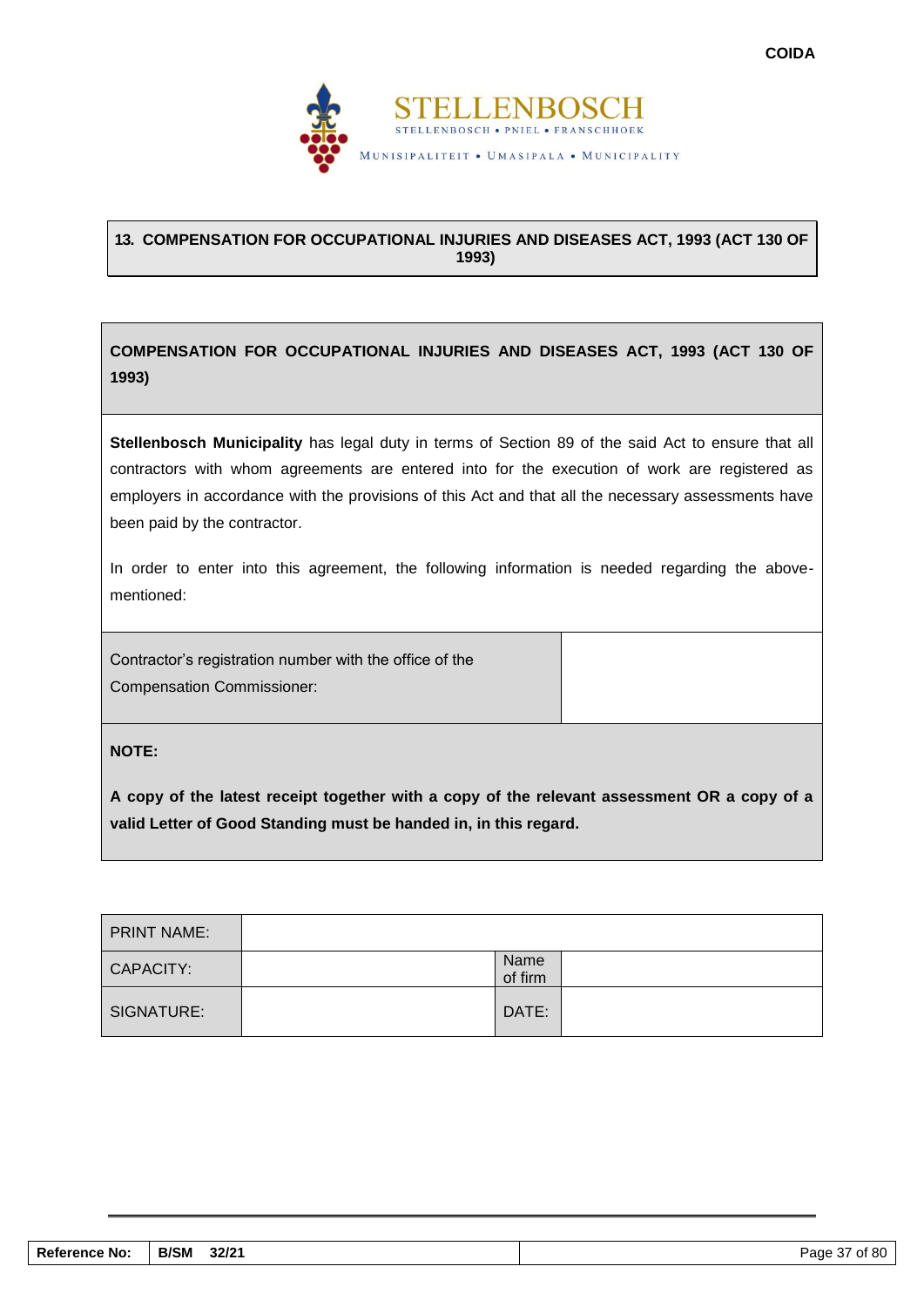**STELLENBOSCH**

STELLENBOSCH • PNIEL • FRANSCHHOEK

MUNISIPALITEIT • UMASIPALA • MUNICIPALITY

## 13. COMPENSATION FOR OCCUPATIONAL INJURIES AND DISEASES ACT, 1993 (ACT 130 OF 1993)

**COMPENSATION FOR OCCUPATIONAL INJURIES AND DISEASES ACT, 1993 (ACT 130 OF 1993)**

**Stellenbosch Municipality** has legal duty in terms of Section 89 of the said Act to ensure that all contractors with whom agreements are entered into for the execution of work are registered as employers in accordance with the provisions of this Act and that all the necessary assessments have been paid by the contractor.

In order to enter into this agreement, the following information is needed regarding the above-mentioned:

| | |
|---|---|
| Contractor's registration number with the office of the Compensation Commissioner: | |

**NOTE:**

**A copy of the latest receipt together with a copy of the relevant assessment OR a copy of a valid Letter of Good Standing must be handed in, in this regard.**

| | | | |
|---|---|---|---|
| PRINT NAME: | | | |
| CAPACITY: | | Name of firm | |
| SIGNATURE: | | DATE: | |

| | |
|---|---|
| **Reference No:** | **B/SM 32/21** |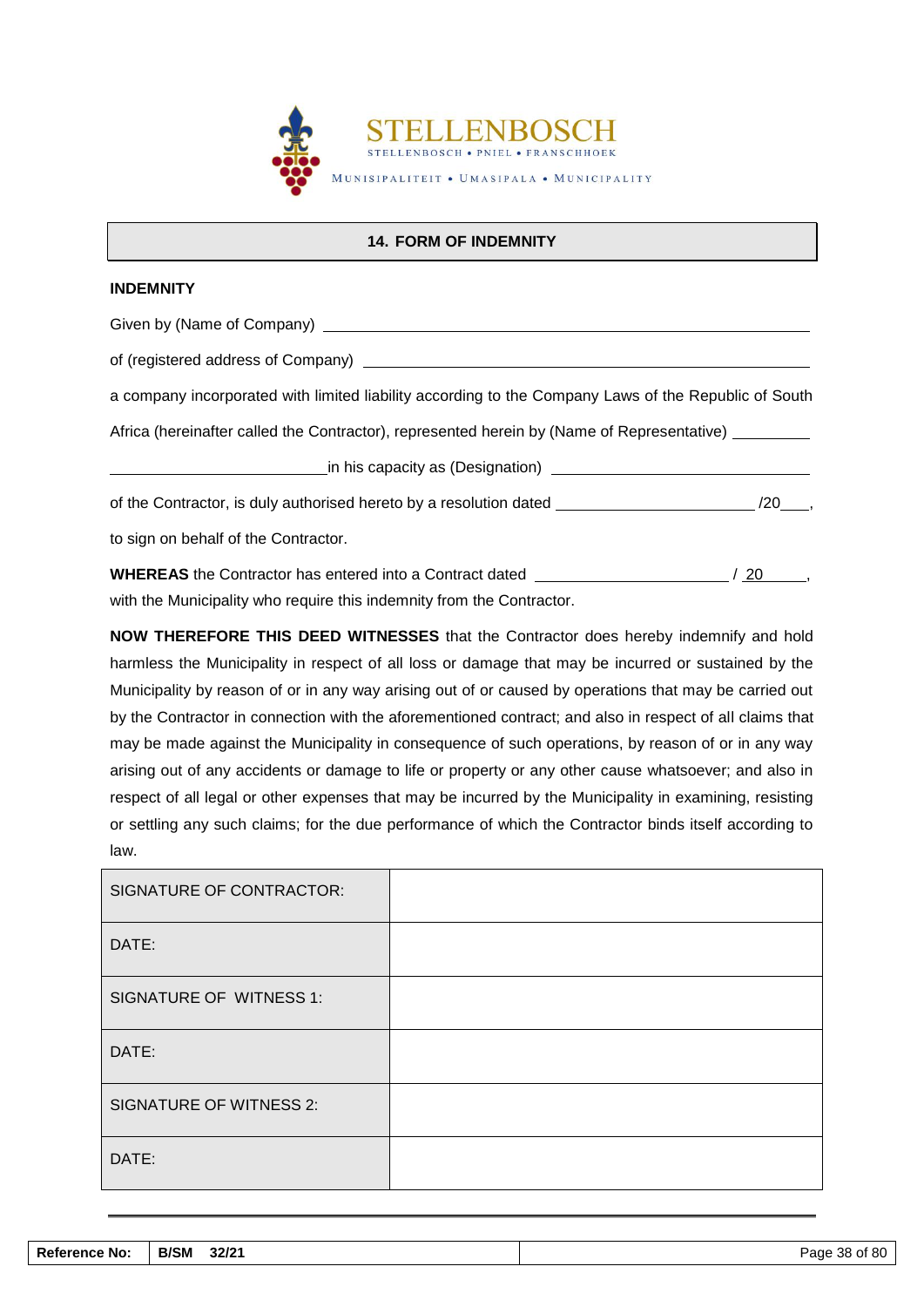## 14. FORM OF INDEMNITY

**INDEMNITY**

Given by (Name of Company) ___________________________________________________________

of (registered address of Company) ____________________________________________________

a company incorporated with limited liability according to the Company Laws of the Republic of South Africa (hereinafter called the Contractor), represented herein by (Name of Representative) _________ _________________________in his capacity as (Designation) ______________________________

of the Contractor, is duly authorised hereto by a resolution dated _______________________ /20___,

to sign on behalf of the Contractor.

**WHEREAS** the Contractor has entered into a Contract dated ______________________ / 20_____, with the Municipality who require this indemnity from the Contractor.

**NOW THEREFORE THIS DEED WITNESSES** that the Contractor does hereby indemnify and hold harmless the Municipality in respect of all loss or damage that may be incurred or sustained by the Municipality by reason of or in any way arising out of or caused by operations that may be carried out by the Contractor in connection with the aforementioned contract; and also in respect of all claims that may be made against the Municipality in consequence of such operations, by reason of or in any way arising out of any accidents or damage to life or property or any other cause whatsoever; and also in respect of all legal or other expenses that may be incurred by the Municipality in examining, resisting or settling any such claims; for the due performance of which the Contractor binds itself according to law.

| | |
|---|---|
| SIGNATURE OF CONTRACTOR: | |
| DATE: | |
| SIGNATURE OF WITNESS 1: | |
| DATE: | |
| SIGNATURE OF WITNESS 2: | |
| DATE: | |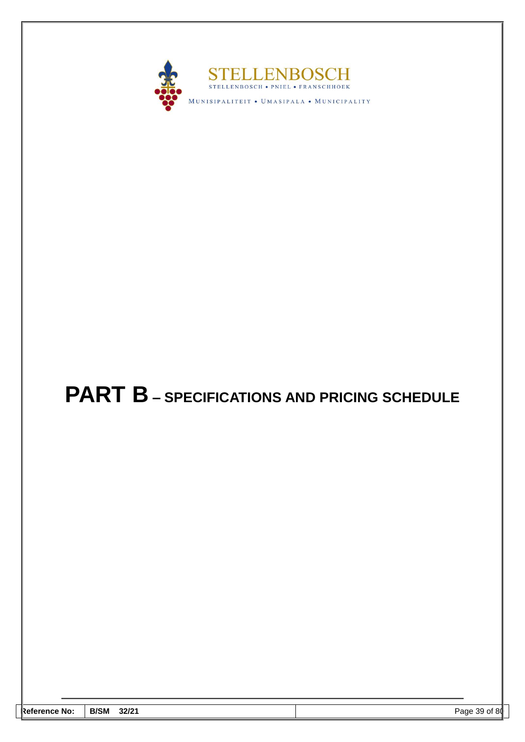STELLENBOSCH

STELLENBOSCH • PNIEL • FRANSCHHOEK

MUNISIPALITEIT • UMASIPALA • MUNICIPALITY

# PART B – SPECIFICATIONS AND PRICING SCHEDULE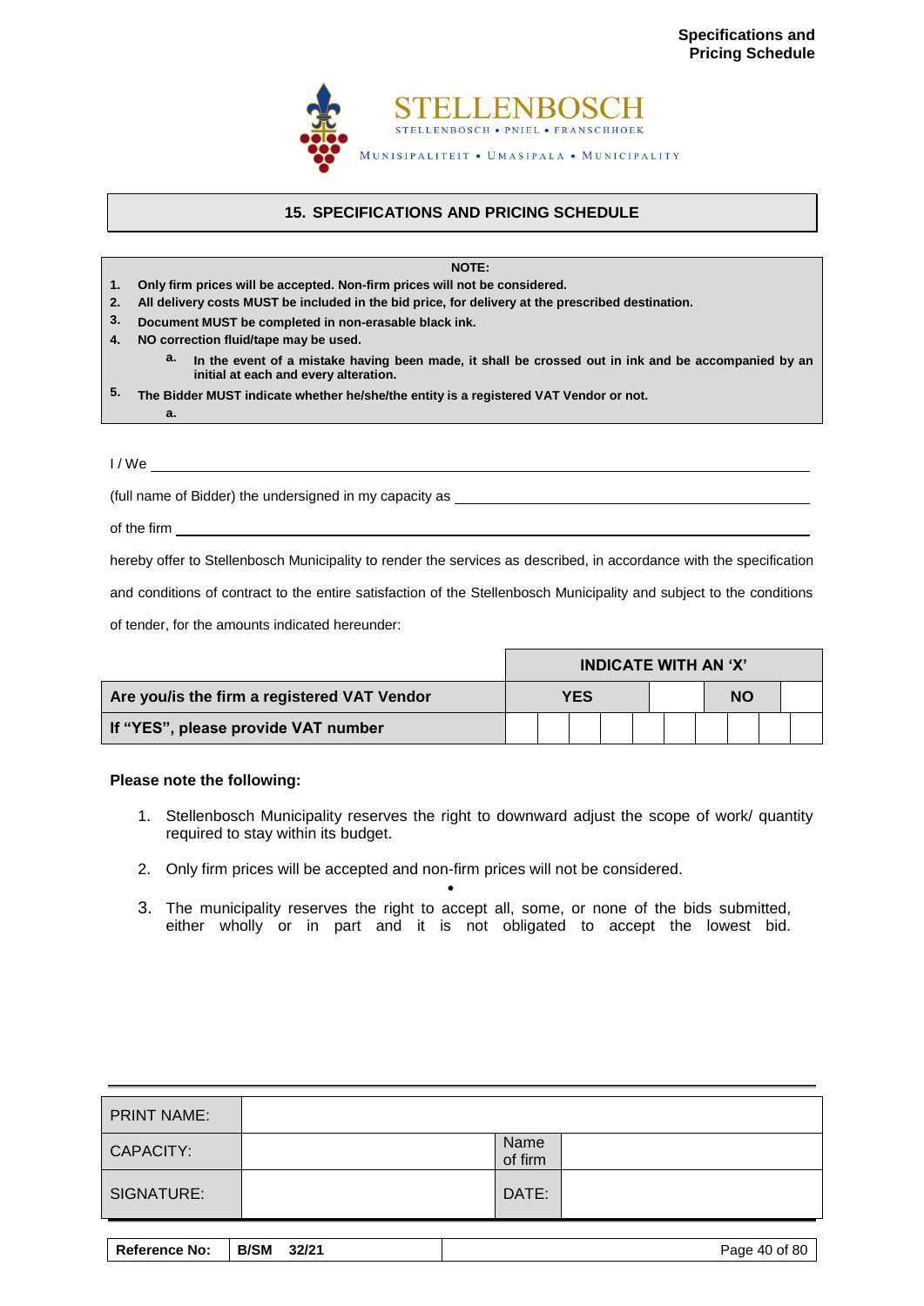**Specifications and Pricing Schedule**

STELLENBOSCH
STELLENBOSCH • PNIEL • FRANSCHHOEK
MUNISIPALITEIT • UMASIPALA • MUNICIPALITY

## 15. SPECIFICATIONS AND PRICING SCHEDULE

**NOTE:**

1. **Only firm prices will be accepted. Non-firm prices will not be considered.**
2. **All delivery costs MUST be included in the bid price, for delivery at the prescribed destination.**
3. **Document MUST be completed in non-erasable black ink.**
4. **NO correction fluid/tape may be used.**
   a. **In the event of a mistake having been made, it shall be crossed out in ink and be accompanied by an initial at each and every alteration.**
5. **The Bidder MUST indicate whether he/she/the entity is a registered VAT Vendor or not.**
   a.

I / We ______________________________________________

(full name of Bidder) the undersigned in my capacity as ______________________________

of the firm ______________________________________________

hereby offer to Stellenbosch Municipality to render the services as described, in accordance with the specification and conditions of contract to the entire satisfaction of the Stellenbosch Municipality and subject to the conditions of tender, for the amounts indicated hereunder:

| | INDICATE WITH AN 'X' | | | | | | | | | |
|---|---|---|---|---|---|---|---|---|---|---|
| **Are you/is the firm a registered VAT Vendor** | **YES** | | | | | **NO** | | | | |
| **If "YES", please provide VAT number** | | | | | | | | | | |

**Please note the following:**

1. Stellenbosch Municipality reserves the right to downward adjust the scope of work/ quantity required to stay within its budget.
2. Only firm prices will be accepted and non-firm prices will not be considered.
3. The municipality reserves the right to accept all, some, or none of the bids submitted, either wholly or in part and it is not obligated to accept the lowest bid.

| | | | |
|---|---|---|---|
| PRINT NAME: | | | |
| CAPACITY: | | Name of firm | |
| SIGNATURE: | | DATE: | |

| | | |
|---|---|---|
| **Reference No:** | **B/SM 32/21** | |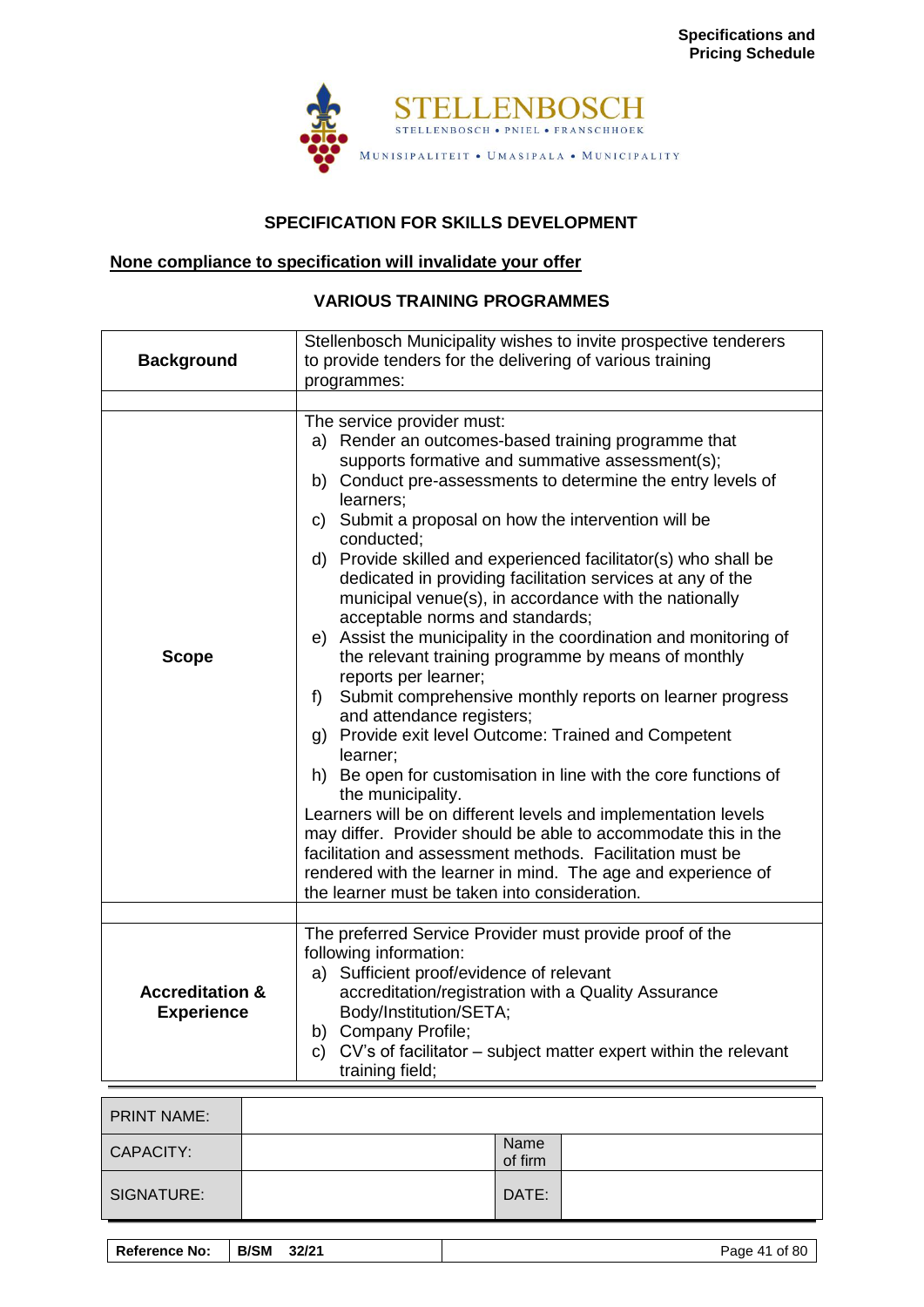**Specifications and Pricing Schedule**

STELLENBOSCH
STELLENBOSCH • PNIEL • FRANSCHHOEK
MUNISIPALITEIT • UMASIPALA • MUNICIPALITY

## SPECIFICATION FOR SKILLS DEVELOPMENT

**None compliance to specification will invalidate your offer**

### VARIOUS TRAINING PROGRAMMES

| | |
|---|---|
| **Background** | Stellenbosch Municipality wishes to invite prospective tenderers to provide tenders for the delivering of various training programmes: |
| | |
| **Scope** | The service provider must:<br>a) Render an outcomes-based training programme that supports formative and summative assessment(s);<br>b) Conduct pre-assessments to determine the entry levels of learners;<br>c) Submit a proposal on how the intervention will be conducted;<br>d) Provide skilled and experienced facilitator(s) who shall be dedicated in providing facilitation services at any of the municipal venue(s), in accordance with the nationally acceptable norms and standards;<br>e) Assist the municipality in the coordination and monitoring of the relevant training programme by means of monthly reports per learner;<br>f) Submit comprehensive monthly reports on learner progress and attendance registers;<br>g) Provide exit level Outcome: Trained and Competent learner;<br>h) Be open for customisation in line with the core functions of the municipality.<br>Learners will be on different levels and implementation levels may differ. Provider should be able to accommodate this in the facilitation and assessment methods. Facilitation must be rendered with the learner in mind. The age and experience of the learner must be taken into consideration. |
| | |
| **Accreditation & Experience** | The preferred Service Provider must provide proof of the following information:<br>a) Sufficient proof/evidence of relevant accreditation/registration with a Quality Assurance Body/Institution/SETA;<br>b) Company Profile;<br>c) CV's of facilitator – subject matter expert within the relevant training field; |

| | | | |
|---|---|---|---|
| PRINT NAME: | | | |
| CAPACITY: | | Name of firm | |
| SIGNATURE: | | DATE: | |

| | | |
|---|---|---|
| **Reference No:** | **B/SM 32/21** | |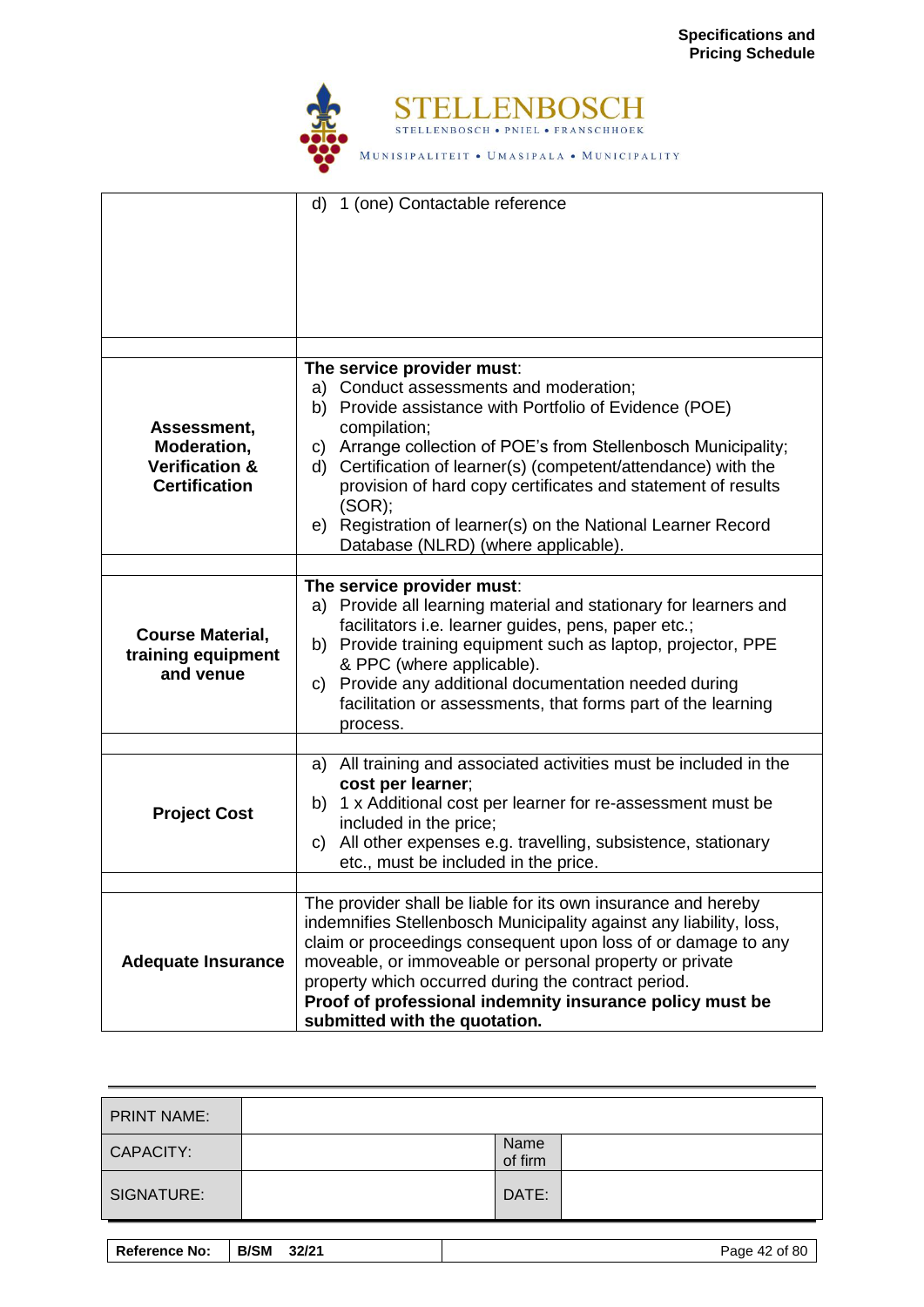| | |
|---|---|
| | d) 1 (one) Contactable reference |
| | |
| **Assessment, Moderation, Verification & Certification** | **The service provider must**:<br>a) Conduct assessments and moderation;<br>b) Provide assistance with Portfolio of Evidence (POE) compilation;<br>c) Arrange collection of POE's from Stellenbosch Municipality;<br>d) Certification of learner(s) (competent/attendance) with the provision of hard copy certificates and statement of results (SOR);<br>e) Registration of learner(s) on the National Learner Record Database (NLRD) (where applicable). |
| | |
| **Course Material, training equipment and venue** | **The service provider must**:<br>a) Provide all learning material and stationary for learners and facilitators i.e. learner guides, pens, paper etc.;<br>b) Provide training equipment such as laptop, projector, PPE & PPC (where applicable).<br>c) Provide any additional documentation needed during facilitation or assessments, that forms part of the learning process. |
| | |
| **Project Cost** | a) All training and associated activities must be included in the **cost per learner**;<br>b) 1 x Additional cost per learner for re-assessment must be included in the price;<br>c) All other expenses e.g. travelling, subsistence, stationary etc., must be included in the price. |
| | |
| **Adequate Insurance** | The provider shall be liable for its own insurance and hereby indemnifies Stellenbosch Municipality against any liability, loss, claim or proceedings consequent upon loss of or damage to any moveable, or immoveable or personal property or private property which occurred during the contract period.<br>**Proof of professional indemnity insurance policy must be submitted with the quotation.** |

| | | | |
|---|---|---|---|
| PRINT NAME: | | | |
| CAPACITY: | | Name of firm | |
| SIGNATURE: | | DATE: | |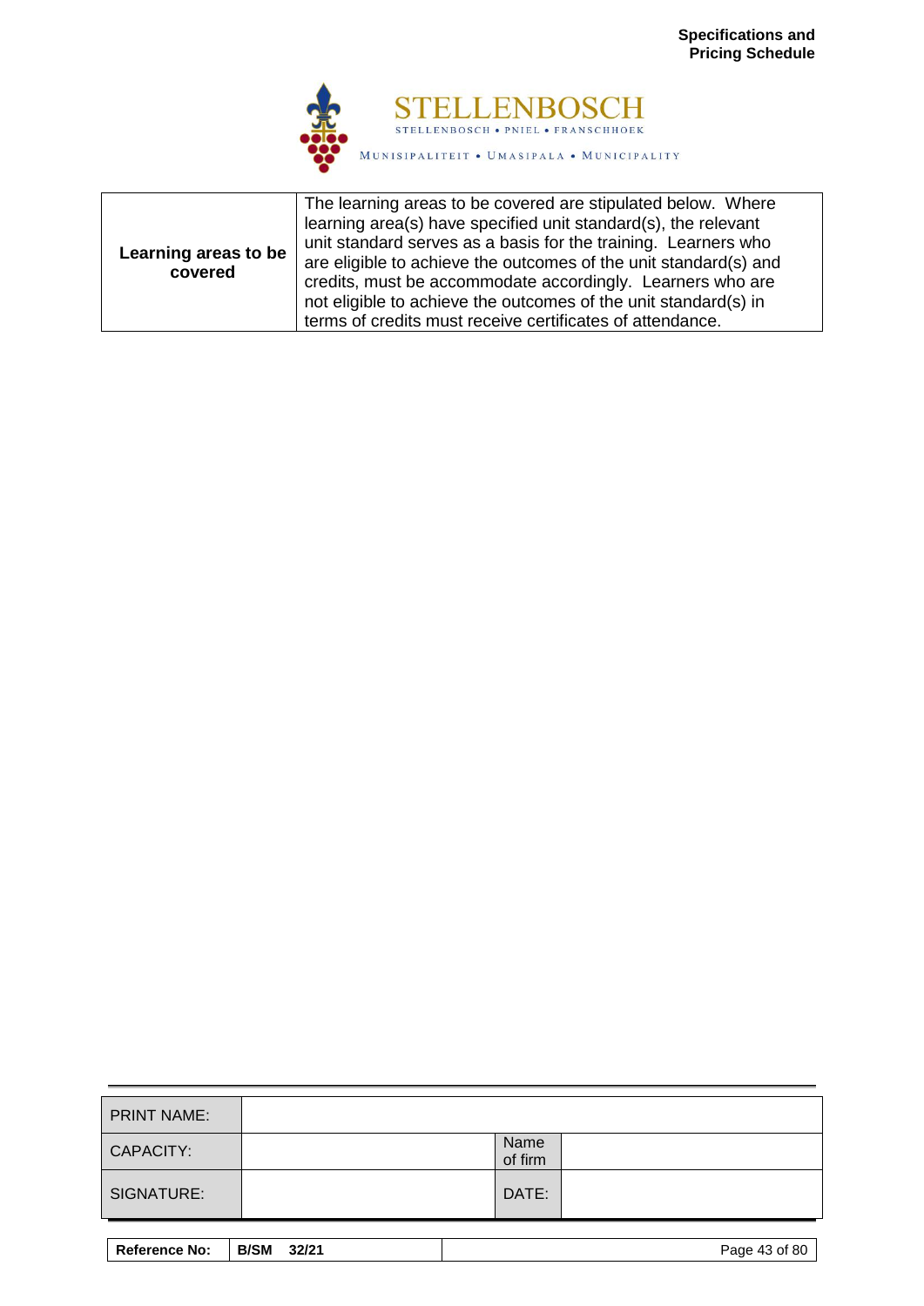| | |
|---|---|
| **Learning areas to be covered** | The learning areas to be covered are stipulated below. Where learning area(s) have specified unit standard(s), the relevant unit standard serves as a basis for the training. Learners who are eligible to achieve the outcomes of the unit standard(s) and credits, must be accommodate accordingly. Learners who are not eligible to achieve the outcomes of the unit standard(s) in terms of credits must receive certificates of attendance. |

| | | | |
|---|---|---|---|
| PRINT NAME: | | | |
| CAPACITY: | | Name of firm | |
| SIGNATURE: | | DATE: | |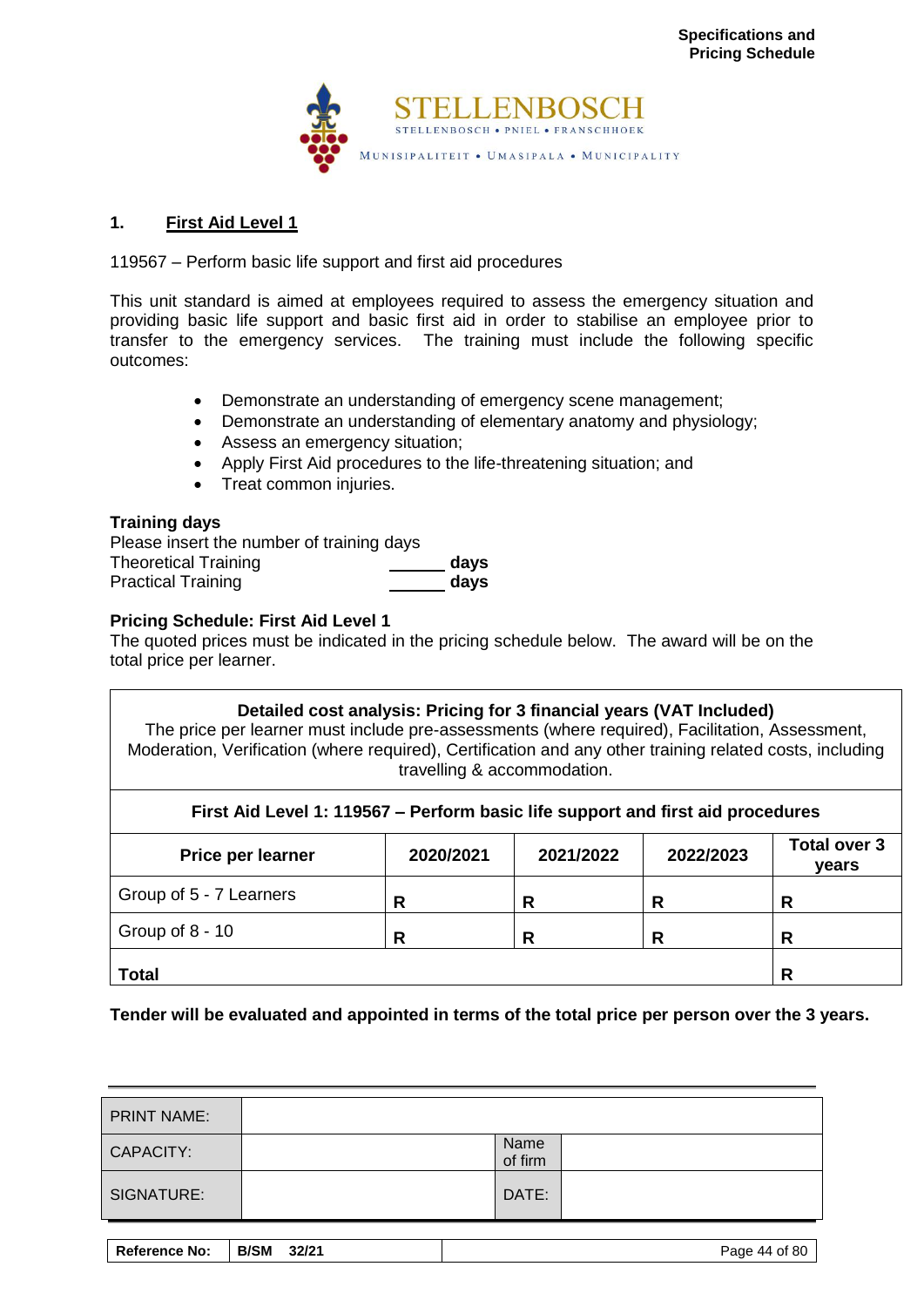Specifications and Pricing Schedule

STELLENBOSCH
STELLENBOSCH • PNIEL • FRANSCHHOEK
MUNISIPALITEIT • UMASIPALA • MUNICIPALITY

## 1. First Aid Level 1

119567 – Perform basic life support and first aid procedures

This unit standard is aimed at employees required to assess the emergency situation and providing basic life support and basic first aid in order to stabilise an employee prior to transfer to the emergency services. The training must include the following specific outcomes:

- Demonstrate an understanding of emergency scene management;
- Demonstrate an understanding of elementary anatomy and physiology;
- Assess an emergency situation;
- Apply First Aid procedures to the life-threatening situation; and
- Treat common injuries.

**Training days**

Please insert the number of training days

Theoretical Training ______ **days**

Practical Training ______ **days**

**Pricing Schedule: First Aid Level 1**

The quoted prices must be indicated in the pricing schedule below. The award will be on the total price per learner.

| **Detailed cost analysis: Pricing for 3 financial years (VAT Included)** The price per learner must include pre-assessments (where required), Facilitation, Assessment, Moderation, Verification (where required), Certification and any other training related costs, including travelling & accommodation. | | | | |
|---|---|---|---|---|
| **First Aid Level 1: 119567 – Perform basic life support and first aid procedures** | | | | |
| **Price per learner** | **2020/2021** | **2021/2022** | **2022/2023** | **Total over 3 years** |
| Group of 5 - 7 Learners | **R** | **R** | **R** | **R** |
| Group of 8 - 10 | **R** | **R** | **R** | **R** |
| **Total** | | | | **R** |

**Tender will be evaluated and appointed in terms of the total price per person over the 3 years.**

| | | | |
|---|---|---|---|
| PRINT NAME: | | | |
| CAPACITY: | | Name of firm | |
| SIGNATURE: | | DATE: | |

| | | |
|---|---|---|
| **Reference No:** | **B/SM 32/21** | |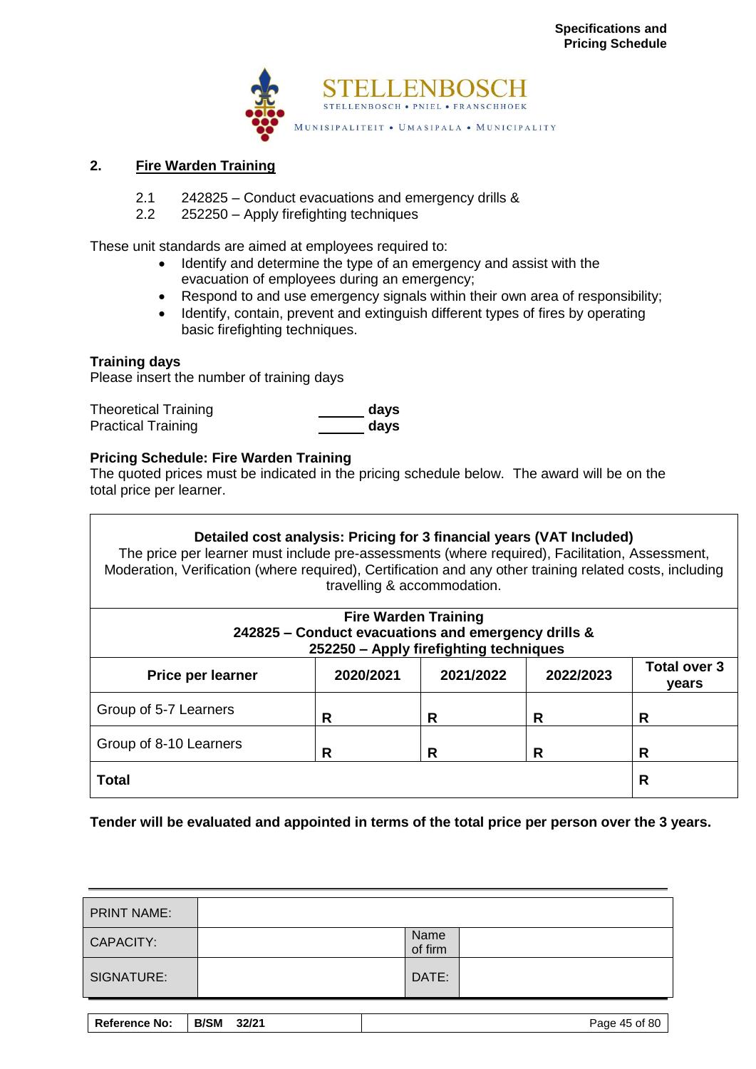## 2. Fire Warden Training

2.1 242825 – Conduct evacuations and emergency drills &
2.2 252250 – Apply firefighting techniques

These unit standards are aimed at employees required to:

- Identify and determine the type of an emergency and assist with the evacuation of employees during an emergency;
- Respond to and use emergency signals within their own area of responsibility;
- Identify, contain, prevent and extinguish different types of fires by operating basic firefighting techniques.

**Training days**
Please insert the number of training days

Theoretical Training ______ **days**
Practical Training ______ **days**

**Pricing Schedule: Fire Warden Training**
The quoted prices must be indicated in the pricing schedule below. The award will be on the total price per learner.

| **Detailed cost analysis: Pricing for 3 financial years (VAT Included)** The price per learner must include pre-assessments (where required), Facilitation, Assessment, Moderation, Verification (where required), Certification and any other training related costs, including travelling & accommodation. | | | | |
|---|---|---|---|---|
| **Fire Warden Training 242825 – Conduct evacuations and emergency drills & 252250 – Apply firefighting techniques** | | | | |
| **Price per learner** | **2020/2021** | **2021/2022** | **2022/2023** | **Total over 3 years** |
| Group of 5-7 Learners | **R** | **R** | **R** | **R** |
| Group of 8-10 Learners | **R** | **R** | **R** | **R** |
| **Total** | | | | **R** |

**Tender will be evaluated and appointed in terms of the total price per person over the 3 years.**

| | | | |
|---|---|---|---|
| PRINT NAME: | | | |
| CAPACITY: | | Name of firm | |
| SIGNATURE: | | DATE: | |

| | | |
|---|---|---|
| **Reference No:** | **B/SM 32/21** | |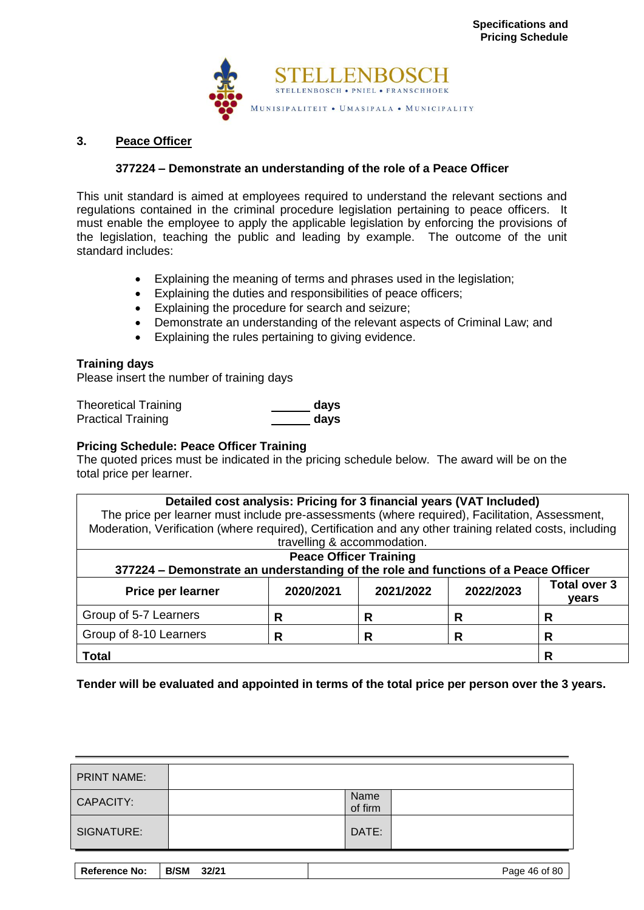## 3. Peace Officer

### 377224 – Demonstrate an understanding of the role of a Peace Officer

This unit standard is aimed at employees required to understand the relevant sections and regulations contained in the criminal procedure legislation pertaining to peace officers. It must enable the employee to apply the applicable legislation by enforcing the provisions of the legislation, teaching the public and leading by example. The outcome of the unit standard includes:

- Explaining the meaning of terms and phrases used in the legislation;
- Explaining the duties and responsibilities of peace officers;
- Explaining the procedure for search and seizure;
- Demonstrate an understanding of the relevant aspects of Criminal Law; and
- Explaining the rules pertaining to giving evidence.

**Training days**

Please insert the number of training days

Theoretical Training ______ **days**

Practical Training ______ **days**

**Pricing Schedule: Peace Officer Training**

The quoted prices must be indicated in the pricing schedule below. The award will be on the total price per learner.

| **Detailed cost analysis: Pricing for 3 financial years (VAT Included)** The price per learner must include pre-assessments (where required), Facilitation, Assessment, Moderation, Verification (where required), Certification and any other training related costs, including travelling & accommodation. | | | | |
|---|---|---|---|---|
| **Peace Officer Training** **377224 – Demonstrate an understanding of the role and functions of a Peace Officer** | | | | |
| **Price per learner** | **2020/2021** | **2021/2022** | **2022/2023** | **Total over 3 years** |
| Group of 5-7 Learners | **R** | **R** | **R** | **R** |
| Group of 8-10 Learners | **R** | **R** | **R** | **R** |
| **Total** | | | | **R** |

**Tender will be evaluated and appointed in terms of the total price per person over the 3 years.**

| PRINT NAME: | | | |
|---|---|---|---|
| CAPACITY: | | Name of firm | |
| SIGNATURE: | | DATE: | |

| Reference No: | B/SM 32/21 |
|---|---|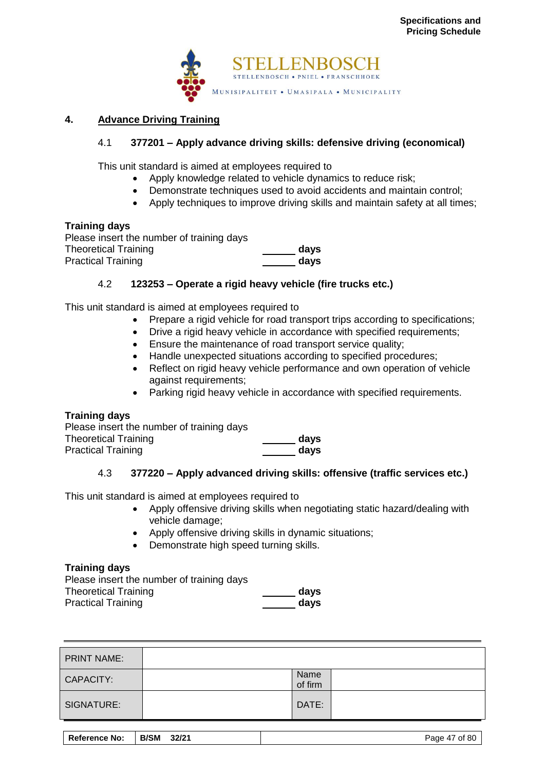## 4. Advance Driving Training

### 4.1 377201 – Apply advance driving skills: defensive driving (economical)

This unit standard is aimed at employees required to

- Apply knowledge related to vehicle dynamics to reduce risk;
- Demonstrate techniques used to avoid accidents and maintain control;
- Apply techniques to improve driving skills and maintain safety at all times;

**Training days**

Please insert the number of training days

Theoretical Training ______ **days**

Practical Training ______ **days**

### 4.2 123253 – Operate a rigid heavy vehicle (fire trucks etc.)

This unit standard is aimed at employees required to

- Prepare a rigid vehicle for road transport trips according to specifications;
- Drive a rigid heavy vehicle in accordance with specified requirements;
- Ensure the maintenance of road transport service quality;
- Handle unexpected situations according to specified procedures;
- Reflect on rigid heavy vehicle performance and own operation of vehicle against requirements;
- Parking rigid heavy vehicle in accordance with specified requirements.

**Training days**

Please insert the number of training days

Theoretical Training ______ **days**

Practical Training ______ **days**

### 4.3 377220 – Apply advanced driving skills: offensive (traffic services etc.)

This unit standard is aimed at employees required to

- Apply offensive driving skills when negotiating static hazard/dealing with vehicle damage;
- Apply offensive driving skills in dynamic situations;
- Demonstrate high speed turning skills.

**Training days**

Please insert the number of training days

Theoretical Training ______ **days**

Practical Training ______ **days**

| | | | |
|---|---|---|---|
| PRINT NAME: | | | |
| CAPACITY: | | Name of firm | |
| SIGNATURE: | | DATE: | |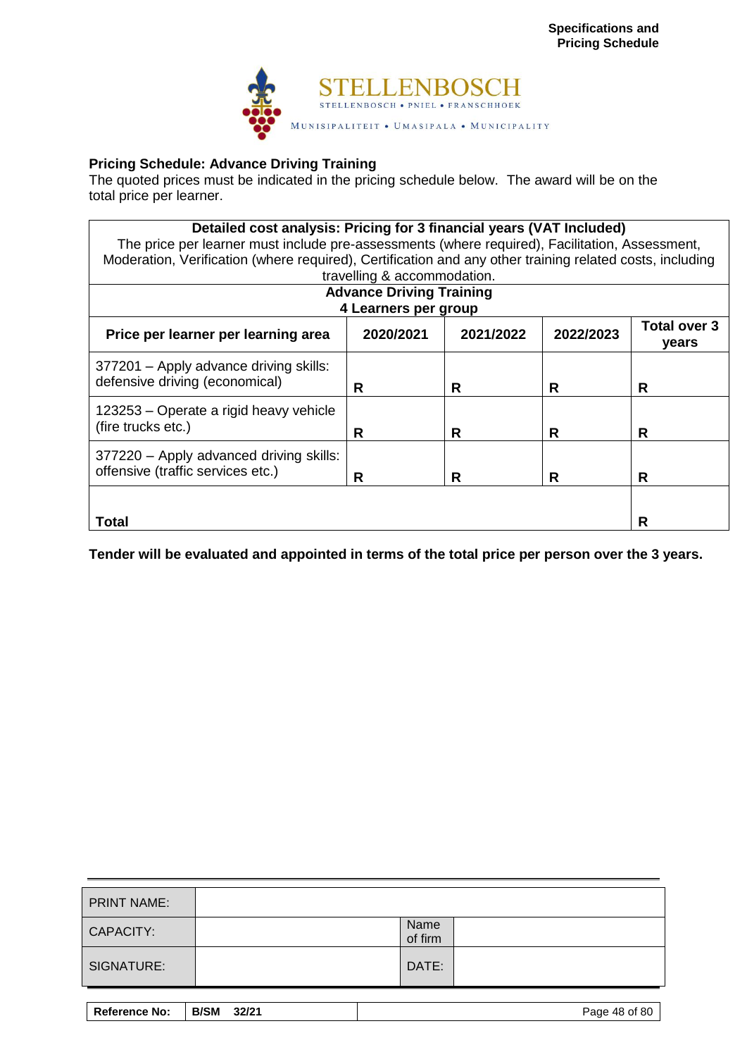**Specifications and Pricing Schedule**

STELLENBOSCH
STELLENBOSCH • PNIEL • FRANSCHHOEK
MUNISIPALITEIT • UMASIPALA • MUNICIPALITY

**Pricing Schedule: Advance Driving Training**

The quoted prices must be indicated in the pricing schedule below. The award will be on the total price per learner.

**Detailed cost analysis: Pricing for 3 financial years (VAT Included)**

The price per learner must include pre-assessments (where required), Facilitation, Assessment, Moderation, Verification (where required), Certification and any other training related costs, including travelling & accommodation.

**Advance Driving Training**
**4 Learners per group**

| Price per learner per learning area | 2020/2021 | 2021/2022 | 2022/2023 | Total over 3 years |
|---|---|---|---|---|
| 377201 – Apply advance driving skills: defensive driving (economical) | R | R | R | R |
| 123253 – Operate a rigid heavy vehicle (fire trucks etc.) | R | R | R | R |
| 377220 – Apply advanced driving skills: offensive (traffic services etc.) | R | R | R | R |
| **Total** | | | | R |

**Tender will be evaluated and appointed in terms of the total price per person over the 3 years.**

| PRINT NAME: | | | |
|---|---|---|---|
| CAPACITY: | | Name of firm | |
| SIGNATURE: | | DATE: | |

| Reference No: | B/SM 32/21 |
|---|---|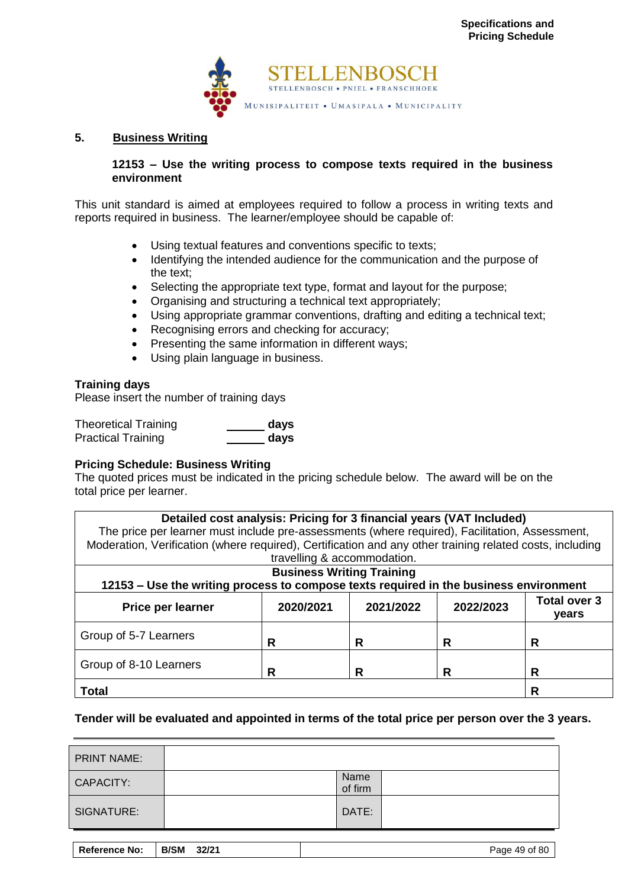## 5. Business Writing

### 12153 – Use the writing process to compose texts required in the business environment

This unit standard is aimed at employees required to follow a process in writing texts and reports required in business. The learner/employee should be capable of:

- Using textual features and conventions specific to texts;
- Identifying the intended audience for the communication and the purpose of the text;
- Selecting the appropriate text type, format and layout for the purpose;
- Organising and structuring a technical text appropriately;
- Using appropriate grammar conventions, drafting and editing a technical text;
- Recognising errors and checking for accuracy;
- Presenting the same information in different ways;
- Using plain language in business.

**Training days**
Please insert the number of training days

Theoretical Training ______ **days**
Practical Training ______ **days**

**Pricing Schedule: Business Writing**
The quoted prices must be indicated in the pricing schedule below. The award will be on the total price per learner.

| **Detailed cost analysis: Pricing for 3 financial years (VAT Included)** The price per learner must include pre-assessments (where required), Facilitation, Assessment, Moderation, Verification (where required), Certification and any other training related costs, including travelling & accommodation. | | | | |
|---|---|---|---|---|
| **Business Writing Training** **12153 – Use the writing process to compose texts required in the business environment** | | | | |
| **Price per learner** | **2020/2021** | **2021/2022** | **2022/2023** | **Total over 3 years** |
| Group of 5-7 Learners | **R** | **R** | **R** | **R** |
| Group of 8-10 Learners | **R** | **R** | **R** | **R** |
| **Total** | | | | **R** |

**Tender will be evaluated and appointed in terms of the total price per person over the 3 years.**

| | | | |
|---|---|---|---|
| PRINT NAME: | | | |
| CAPACITY: | | Name of firm | |
| SIGNATURE: | | DATE: | |

| | | |
|---|---|---|
| **Reference No:** | **B/SM 32/21** | |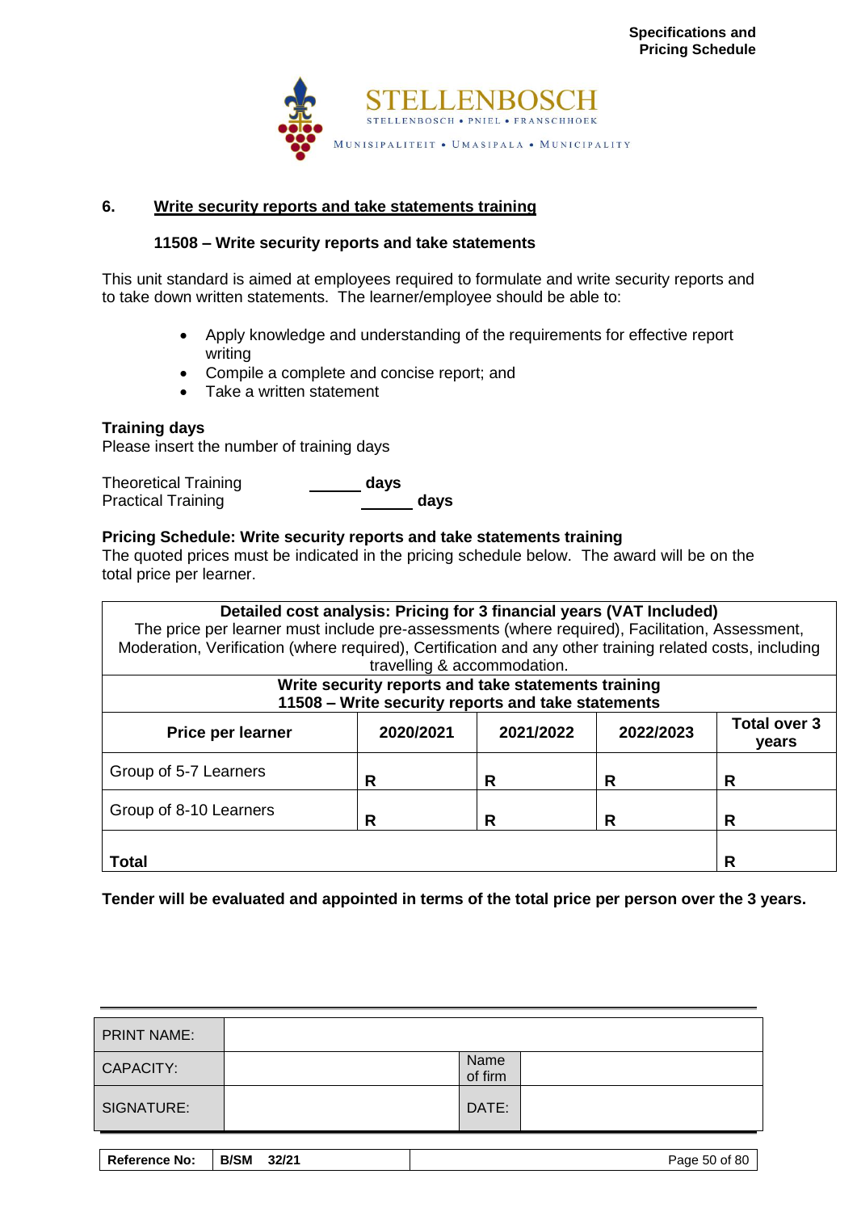## 6. Write security reports and take statements training

### 11508 – Write security reports and take statements

This unit standard is aimed at employees required to formulate and write security reports and to take down written statements. The learner/employee should be able to:

- Apply knowledge and understanding of the requirements for effective report writing
- Compile a complete and concise report; and
- Take a written statement

**Training days**

Please insert the number of training days

Theoretical Training ______ **days**

Practical Training ______ **days**

**Pricing Schedule: Write security reports and take statements training**

The quoted prices must be indicated in the pricing schedule below. The award will be on the total price per learner.

| **Detailed cost analysis: Pricing for 3 financial years (VAT Included)** The price per learner must include pre-assessments (where required), Facilitation, Assessment, Moderation, Verification (where required), Certification and any other training related costs, including travelling & accommodation. | | | | |
|---|---|---|---|---|
| **Write security reports and take statements training 11508 – Write security reports and take statements** | | | | |
| **Price per learner** | **2020/2021** | **2021/2022** | **2022/2023** | **Total over 3 years** |
| Group of 5-7 Learners | **R** | **R** | **R** | **R** |
| Group of 8-10 Learners | **R** | **R** | **R** | **R** |
| **Total** | | | | **R** |

**Tender will be evaluated and appointed in terms of the total price per person over the 3 years.**

| | | | |
|---|---|---|---|
| PRINT NAME: | | | |
| CAPACITY: | | Name of firm | |
| SIGNATURE: | | DATE: | |

| | | |
|---|---|---|
| **Reference No:** | **B/SM 32/21** | |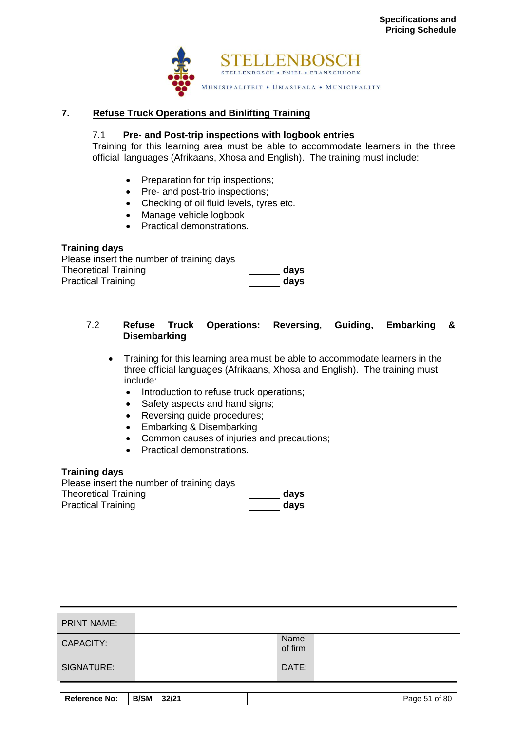## 7. Refuse Truck Operations and Binlifting Training

### 7.1 Pre- and Post-trip inspections with logbook entries

Training for this learning area must be able to accommodate learners in the three official languages (Afrikaans, Xhosa and English). The training must include:

- Preparation for trip inspections;
- Pre- and post-trip inspections;
- Checking of oil fluid levels, tyres etc.
- Manage vehicle logbook
- Practical demonstrations.

**Training days**

Please insert the number of training days

Theoretical Training ______ **days**

Practical Training ______ **days**

### 7.2 Refuse Truck Operations: Reversing, Guiding, Embarking & Disembarking

- Training for this learning area must be able to accommodate learners in the three official languages (Afrikaans, Xhosa and English). The training must include:
  - Introduction to refuse truck operations;
  - Safety aspects and hand signs;
  - Reversing guide procedures;
  - Embarking & Disembarking
  - Common causes of injuries and precautions;
  - Practical demonstrations.

**Training days**

Please insert the number of training days

Theoretical Training ______ **days**

Practical Training ______ **days**

| | | | |
|---|---|---|---|
| PRINT NAME: | | | |
| CAPACITY: | | Name of firm | |
| SIGNATURE: | | DATE: | |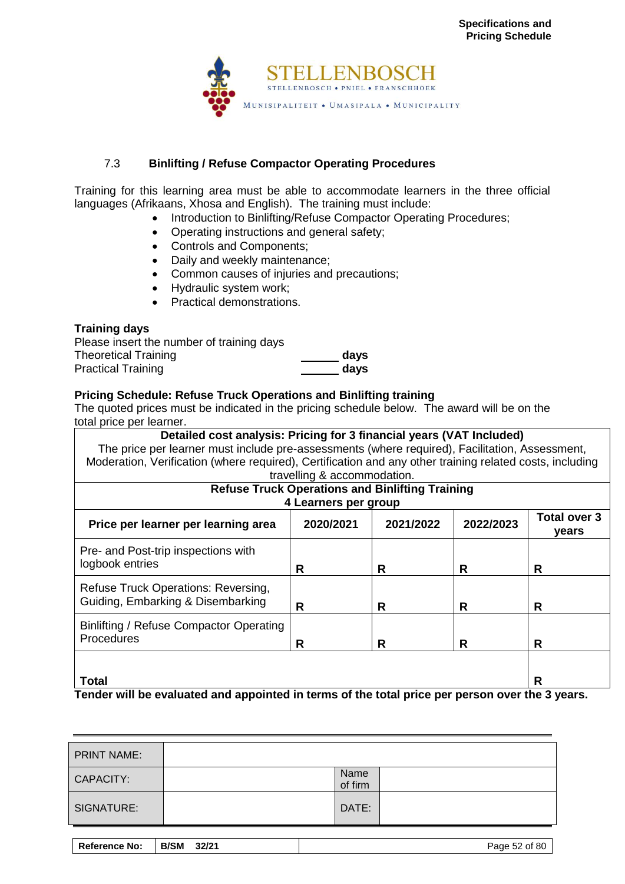### 7.3 Binlifting / Refuse Compactor Operating Procedures

Training for this learning area must be able to accommodate learners in the three official languages (Afrikaans, Xhosa and English). The training must include:

- Introduction to Binlifting/Refuse Compactor Operating Procedures;
- Operating instructions and general safety;
- Controls and Components;
- Daily and weekly maintenance;
- Common causes of injuries and precautions;
- Hydraulic system work;
- Practical demonstrations.

**Training days**

Please insert the number of training days

Theoretical Training ______ **days**

Practical Training ______ **days**

**Pricing Schedule: Refuse Truck Operations and Binlifting training**

The quoted prices must be indicated in the pricing schedule below. The award will be on the total price per learner.

| **Detailed cost analysis: Pricing for 3 financial years (VAT Included)** The price per learner must include pre-assessments (where required), Facilitation, Assessment, Moderation, Verification (where required), Certification and any other training related costs, including travelling & accommodation. | | | | |
|---|---|---|---|---|
| **Refuse Truck Operations and Binlifting Training 4 Learners per group** | | | | |
| **Price per learner per learning area** | **2020/2021** | **2021/2022** | **2022/2023** | **Total over 3 years** |
| Pre- and Post-trip inspections with logbook entries | **R** | **R** | **R** | **R** |
| Refuse Truck Operations: Reversing, Guiding, Embarking & Disembarking | **R** | **R** | **R** | **R** |
| Binlifting / Refuse Compactor Operating Procedures | **R** | **R** | **R** | **R** |
| **Total** | | | | **R** |

**Tender will be evaluated and appointed in terms of the total price per person over the 3 years.**

| | | | |
|---|---|---|---|
| PRINT NAME: | | | |
| CAPACITY: | | Name of firm | |
| SIGNATURE: | | DATE: | |

| | | |
|---|---|---|
| **Reference No:** | **B/SM 32/21** | |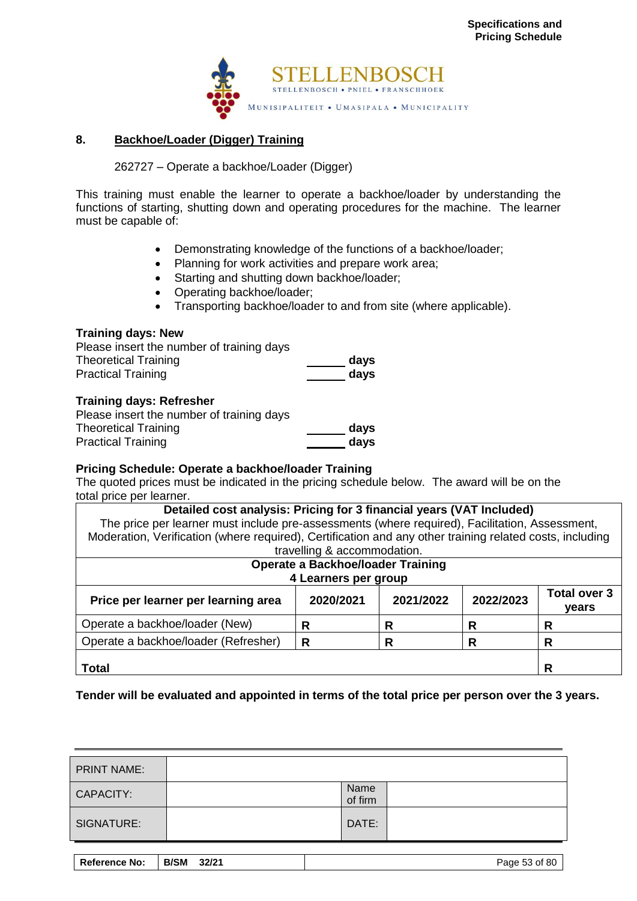## 8. Backhoe/Loader (Digger) Training

262727 – Operate a backhoe/Loader (Digger)

This training must enable the learner to operate a backhoe/loader by understanding the functions of starting, shutting down and operating procedures for the machine. The learner must be capable of:

- Demonstrating knowledge of the functions of a backhoe/loader;
- Planning for work activities and prepare work area;
- Starting and shutting down backhoe/loader;
- Operating backhoe/loader;
- Transporting backhoe/loader to and from site (where applicable).

**Training days: New**
Please insert the number of training days
Theoretical Training ______ **days**
Practical Training ______ **days**

**Training days: Refresher**
Please insert the number of training days
Theoretical Training ______ **days**
Practical Training ______ **days**

**Pricing Schedule: Operate a backhoe/loader Training**
The quoted prices must be indicated in the pricing schedule below. The award will be on the total price per learner.

| **Detailed cost analysis: Pricing for 3 financial years (VAT Included)** The price per learner must include pre-assessments (where required), Facilitation, Assessment, Moderation, Verification (where required), Certification and any other training related costs, including travelling & accommodation. | | | | |
|---|---|---|---|---|
| **Operate a Backhoe/loader Training 4 Learners per group** | | | | |
| **Price per learner per learning area** | **2020/2021** | **2021/2022** | **2022/2023** | **Total over 3 years** |
| Operate a backhoe/loader (New) | **R** | **R** | **R** | **R** |
| Operate a backhoe/loader (Refresher) | **R** | **R** | **R** | **R** |
| **Total** | | | | **R** |

**Tender will be evaluated and appointed in terms of the total price per person over the 3 years.**

| | | | |
|---|---|---|---|
| PRINT NAME: | | | |
| CAPACITY: | | Name of firm | |
| SIGNATURE: | | DATE: | |

| | | |
|---|---|---|
| **Reference No:** | **B/SM 32/21** | |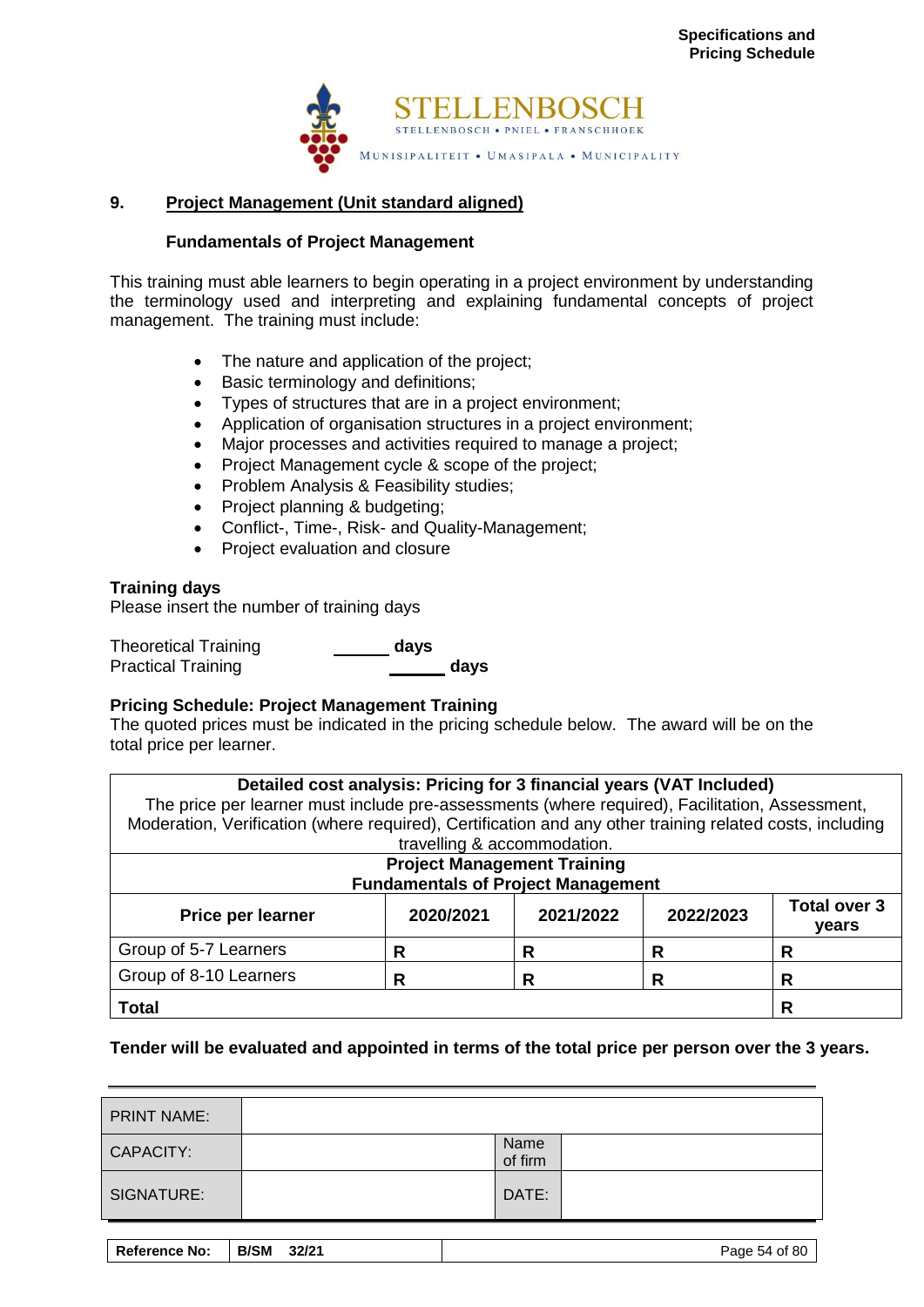## 9. Project Management (Unit standard aligned)

### Fundamentals of Project Management

This training must able learners to begin operating in a project environment by understanding the terminology used and interpreting and explaining fundamental concepts of project management. The training must include:

- The nature and application of the project;
- Basic terminology and definitions;
- Types of structures that are in a project environment;
- Application of organisation structures in a project environment;
- Major processes and activities required to manage a project;
- Project Management cycle & scope of the project;
- Problem Analysis & Feasibility studies;
- Project planning & budgeting;
- Conflict-, Time-, Risk- and Quality-Management;
- Project evaluation and closure

**Training days**

Please insert the number of training days

Theoretical Training ______ **days**

Practical Training ______ **days**

**Pricing Schedule: Project Management Training**

The quoted prices must be indicated in the pricing schedule below. The award will be on the total price per learner.

| **Detailed cost analysis: Pricing for 3 financial years (VAT Included)** The price per learner must include pre-assessments (where required), Facilitation, Assessment, Moderation, Verification (where required), Certification and any other training related costs, including travelling & accommodation. | | | | |
|---|---|---|---|---|
| **Project Management Training Fundamentals of Project Management** | | | | |
| **Price per learner** | **2020/2021** | **2021/2022** | **2022/2023** | **Total over 3 years** |
| Group of 5-7 Learners | **R** | **R** | **R** | **R** |
| Group of 8-10 Learners | **R** | **R** | **R** | **R** |
| **Total** | | | | **R** |

**Tender will be evaluated and appointed in terms of the total price per person over the 3 years.**

| | | | |
|---|---|---|---|
| PRINT NAME: | | | |
| CAPACITY: | | Name of firm | |
| SIGNATURE: | | DATE: | |

| | | |
|---|---|---|
| **Reference No:** | **B/SM 32/21** | |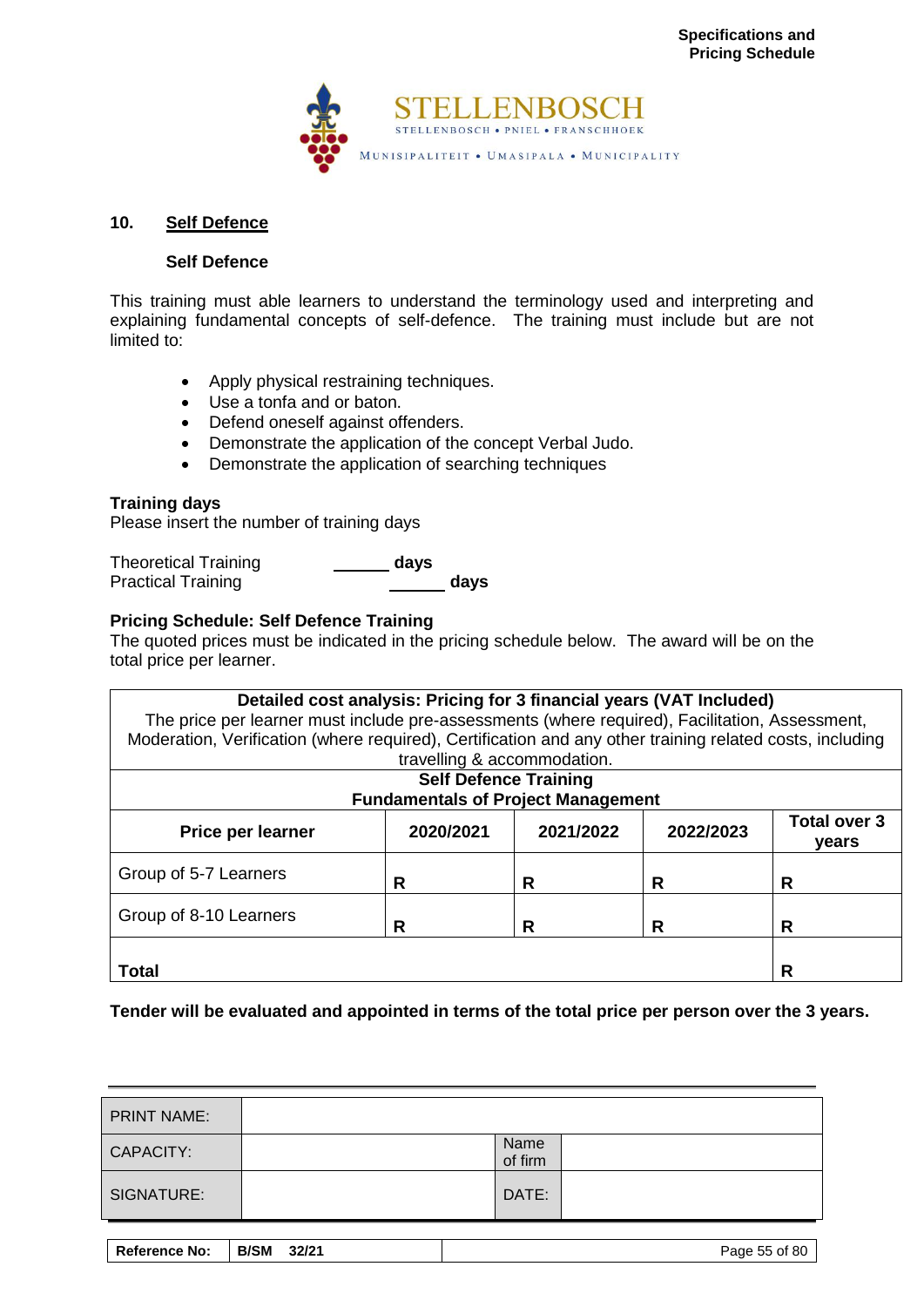## 10. Self Defence

**Self Defence**

This training must able learners to understand the terminology used and interpreting and explaining fundamental concepts of self-defence. The training must include but are not limited to:

- Apply physical restraining techniques.
- Use a tonfa and or baton.
- Defend oneself against offenders.
- Demonstrate the application of the concept Verbal Judo.
- Demonstrate the application of searching techniques

**Training days**

Please insert the number of training days

Theoretical Training ______ **days**
Practical Training ______ **days**

**Pricing Schedule: Self Defence Training**

The quoted prices must be indicated in the pricing schedule below. The award will be on the total price per learner.

| **Detailed cost analysis: Pricing for 3 financial years (VAT Included)** The price per learner must include pre-assessments (where required), Facilitation, Assessment, Moderation, Verification (where required), Certification and any other training related costs, including travelling & accommodation. | | | | |
|---|---|---|---|---|
| **Self Defence Training** **Fundamentals of Project Management** | | | | |
| **Price per learner** | **2020/2021** | **2021/2022** | **2022/2023** | **Total over 3 years** |
| Group of 5-7 Learners | **R** | **R** | **R** | **R** |
| Group of 8-10 Learners | **R** | **R** | **R** | **R** |
| **Total** | | | | **R** |

**Tender will be evaluated and appointed in terms of the total price per person over the 3 years.**

| PRINT NAME: | | | |
|---|---|---|---|
| CAPACITY: | | Name of firm | |
| SIGNATURE: | | DATE: | |

| Reference No: | B/SM 32/21 |
|---|---|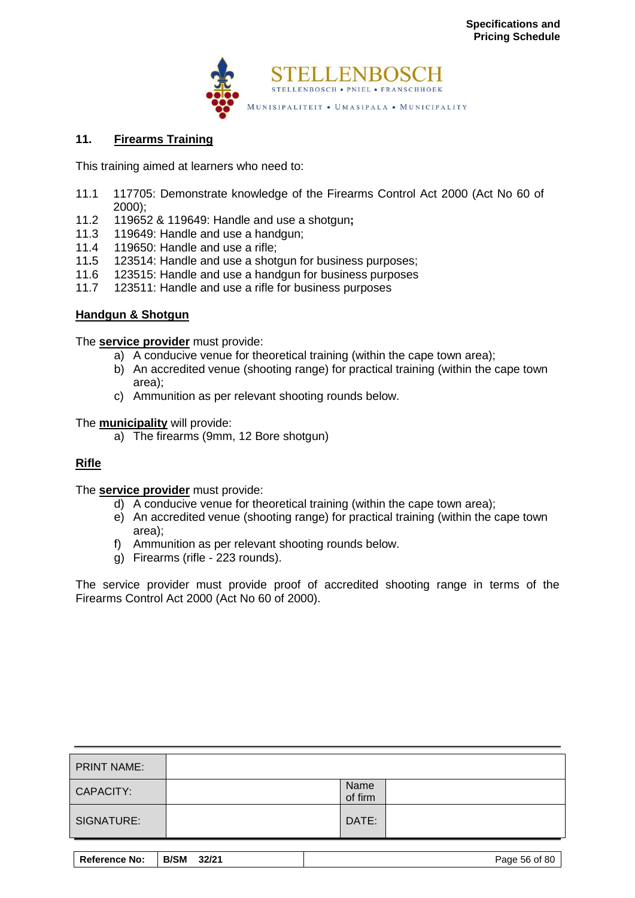## 11. Firearms Training

This training aimed at learners who need to:

11.1 117705: Demonstrate knowledge of the Firearms Control Act 2000 (Act No 60 of 2000);
11.2 119652 & 119649: Handle and use a shotgun**;**
11.3 119649: Handle and use a handgun;
11.4 119650: Handle and use a rifle;
11**.**5 123514: Handle and use a shotgun for business purposes;
11.6 123515: Handle and use a handgun for business purposes
11.7 123511: Handle and use a rifle for business purposes

**Handgun & Shotgun**

The **service provider** must provide:

a) A conducive venue for theoretical training (within the cape town area);
b) An accredited venue (shooting range) for practical training (within the cape town area);
c) Ammunition as per relevant shooting rounds below.

The **municipality** will provide:

a) The firearms (9mm, 12 Bore shotgun)

**Rifle**

The **service provider** must provide:

d) A conducive venue for theoretical training (within the cape town area);
e) An accredited venue (shooting range) for practical training (within the cape town area);
f) Ammunition as per relevant shooting rounds below.
g) Firearms (rifle - 223 rounds).

The service provider must provide proof of accredited shooting range in terms of the Firearms Control Act 2000 (Act No 60 of 2000).

| | | | |
|---|---|---|---|
| PRINT NAME: | | | |
| CAPACITY: | | Name of firm | |
| SIGNATURE: | | DATE: | |

| | | |
|---|---|---|
| Reference No: | B/SM 32/21 | |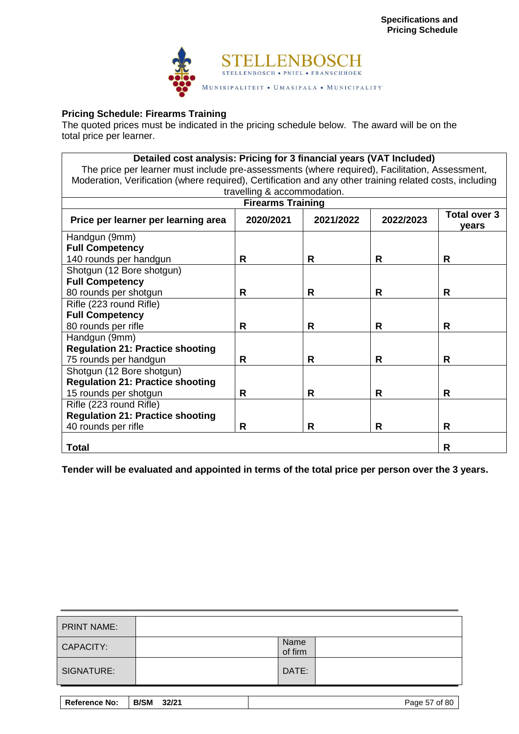### Pricing Schedule: Firearms Training

The quoted prices must be indicated in the pricing schedule below. The award will be on the total price per learner.

| Detailed cost analysis: Pricing for 3 financial years (VAT Included) The price per learner must include pre-assessments (where required), Facilitation, Assessment, Moderation, Verification (where required), Certification and any other training related costs, including travelling & accommodation. | | | | |
|---|---|---|---|---|
| **Firearms Training** | | | | |
| **Price per learner per learning area** | **2020/2021** | **2021/2022** | **2022/2023** | **Total over 3 years** |
| Handgun (9mm) **Full Competency** 140 rounds per handgun | **R** | **R** | **R** | **R** |
| Shotgun (12 Bore shotgun) **Full Competency** 80 rounds per shotgun | **R** | **R** | **R** | **R** |
| Rifle (223 round Rifle) **Full Competency** 80 rounds per rifle | **R** | **R** | **R** | **R** |
| Handgun (9mm) **Regulation 21: Practice shooting** 75 rounds per handgun | **R** | **R** | **R** | **R** |
| Shotgun (12 Bore shotgun) **Regulation 21: Practice shooting** 15 rounds per shotgun | **R** | **R** | **R** | **R** |
| Rifle (223 round Rifle) **Regulation 21: Practice shooting** 40 rounds per rifle | **R** | **R** | **R** | **R** |
| **Total** | | | | **R** |

**Tender will be evaluated and appointed in terms of the total price per person over the 3 years.**

| | | | |
|---|---|---|---|
| PRINT NAME: | | | |
| CAPACITY: | | Name of firm | |
| SIGNATURE: | | DATE: | |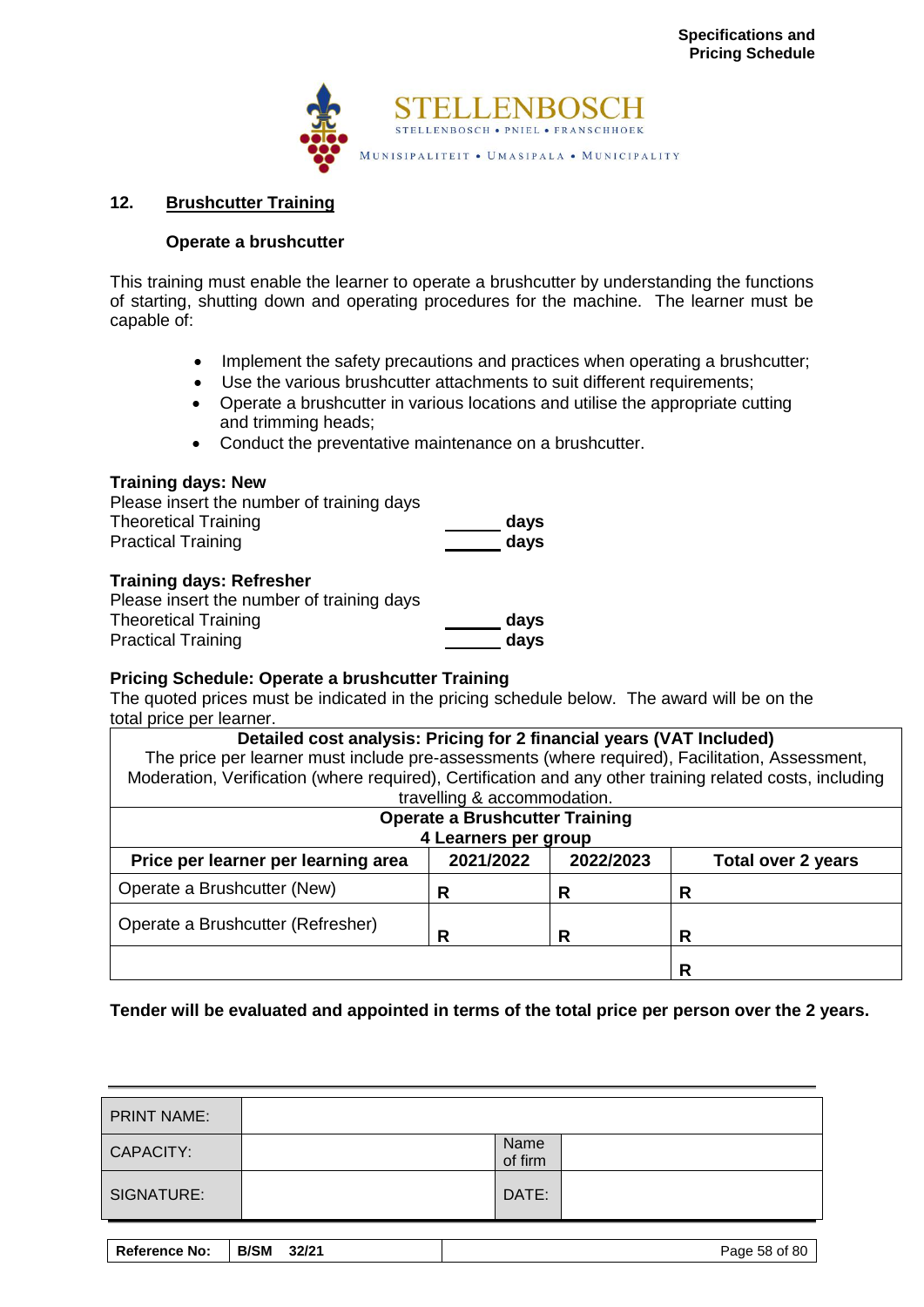## 12. Brushcutter Training

### Operate a brushcutter

This training must enable the learner to operate a brushcutter by understanding the functions of starting, shutting down and operating procedures for the machine. The learner must be capable of:

- Implement the safety precautions and practices when operating a brushcutter;
- Use the various brushcutter attachments to suit different requirements;
- Operate a brushcutter in various locations and utilise the appropriate cutting and trimming heads;
- Conduct the preventative maintenance on a brushcutter.

**Training days: New**

Please insert the number of training days

Theoretical Training ______ **days**

Practical Training ______ **days**

**Training days: Refresher**

Please insert the number of training days

Theoretical Training ______ **days**

Practical Training ______ **days**

**Pricing Schedule: Operate a brushcutter Training**

The quoted prices must be indicated in the pricing schedule below. The award will be on the total price per learner.

| **Detailed cost analysis: Pricing for 2 financial years (VAT Included)**<br>The price per learner must include pre-assessments (where required), Facilitation, Assessment, Moderation, Verification (where required), Certification and any other training related costs, including travelling & accommodation. | | | |
|---|---|---|---|
| **Operate a Brushcutter Training**<br>**4 Learners per group** | | | |
| **Price per learner per learning area** | **2021/2022** | **2022/2023** | **Total over 2 years** |
| Operate a Brushcutter (New) | **R** | **R** | **R** |
| Operate a Brushcutter (Refresher) | **R** | **R** | **R** |
| | | | **R** |

**Tender will be evaluated and appointed in terms of the total price per person over the 2 years.**

| | | | |
|---|---|---|---|
| PRINT NAME: | | | |
| CAPACITY: | | Name of firm | |
| SIGNATURE: | | DATE: | |

| | | |
|---|---|---|
| **Reference No:** | **B/SM 32/21** | |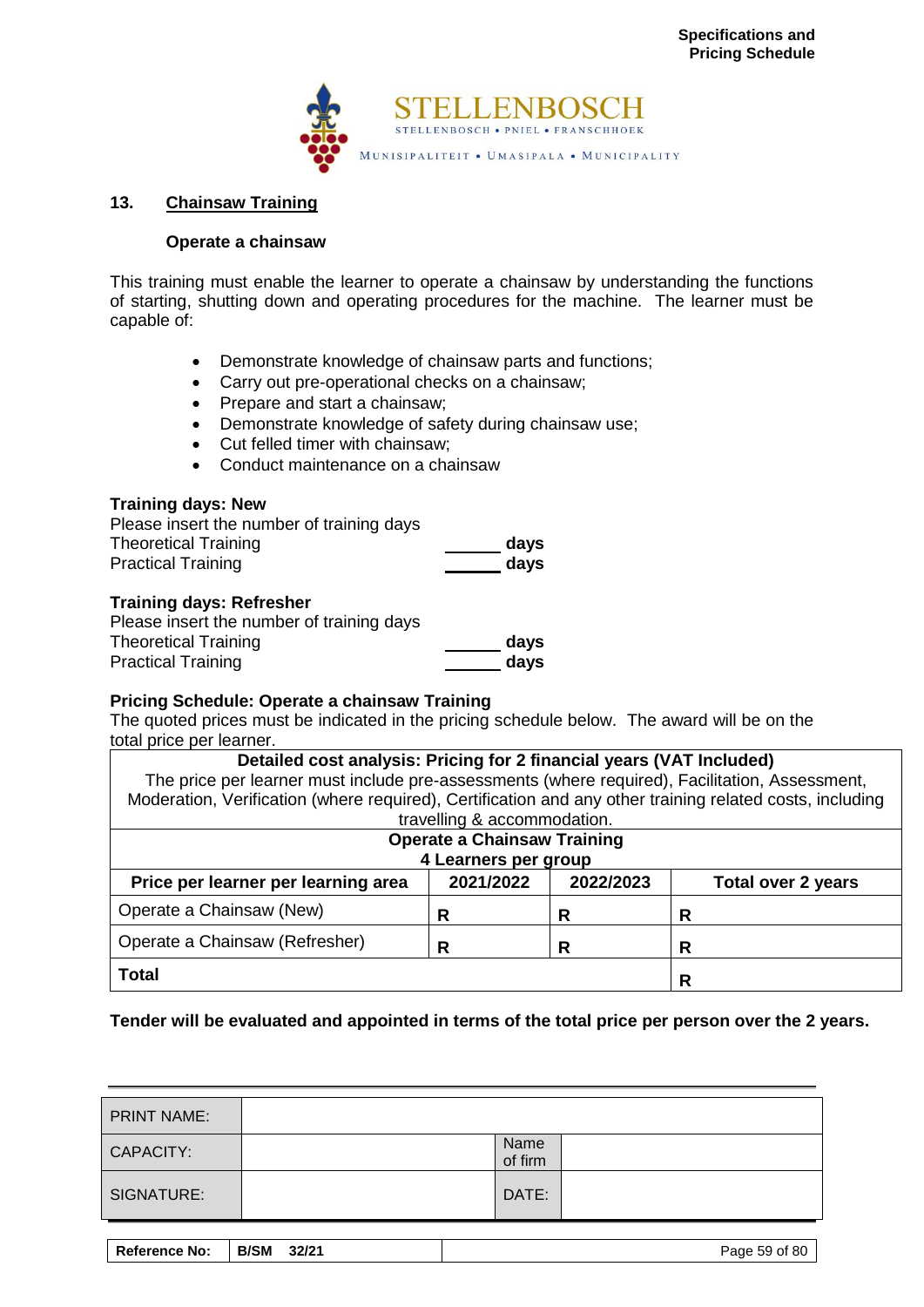## 13. Chainsaw Training

### Operate a chainsaw

This training must enable the learner to operate a chainsaw by understanding the functions of starting, shutting down and operating procedures for the machine. The learner must be capable of:

- Demonstrate knowledge of chainsaw parts and functions;
- Carry out pre-operational checks on a chainsaw;
- Prepare and start a chainsaw;
- Demonstrate knowledge of safety during chainsaw use;
- Cut felled timer with chainsaw;
- Conduct maintenance on a chainsaw

**Training days: New**
Please insert the number of training days
Theoretical Training ______ **days**
Practical Training ______ **days**

**Training days: Refresher**
Please insert the number of training days
Theoretical Training ______ **days**
Practical Training ______ **days**

**Pricing Schedule: Operate a chainsaw Training**
The quoted prices must be indicated in the pricing schedule below. The award will be on the total price per learner.

| **Detailed cost analysis: Pricing for 2 financial years (VAT Included)** The price per learner must include pre-assessments (where required), Facilitation, Assessment, Moderation, Verification (where required), Certification and any other training related costs, including travelling & accommodation. | | | |
|---|---|---|---|
| **Operate a Chainsaw Training 4 Learners per group** | | | |
| **Price per learner per learning area** | **2021/2022** | **2022/2023** | **Total over 2 years** |
| Operate a Chainsaw (New) | **R** | **R** | **R** |
| Operate a Chainsaw (Refresher) | **R** | **R** | **R** |
| **Total** | | | **R** |

**Tender will be evaluated and appointed in terms of the total price per person over the 2 years.**

| | | | |
|---|---|---|---|
| PRINT NAME: | | | |
| CAPACITY: | | Name of firm | |
| SIGNATURE: | | DATE: | |

| | | |
|---|---|---|
| **Reference No:** | **B/SM 32/21** | |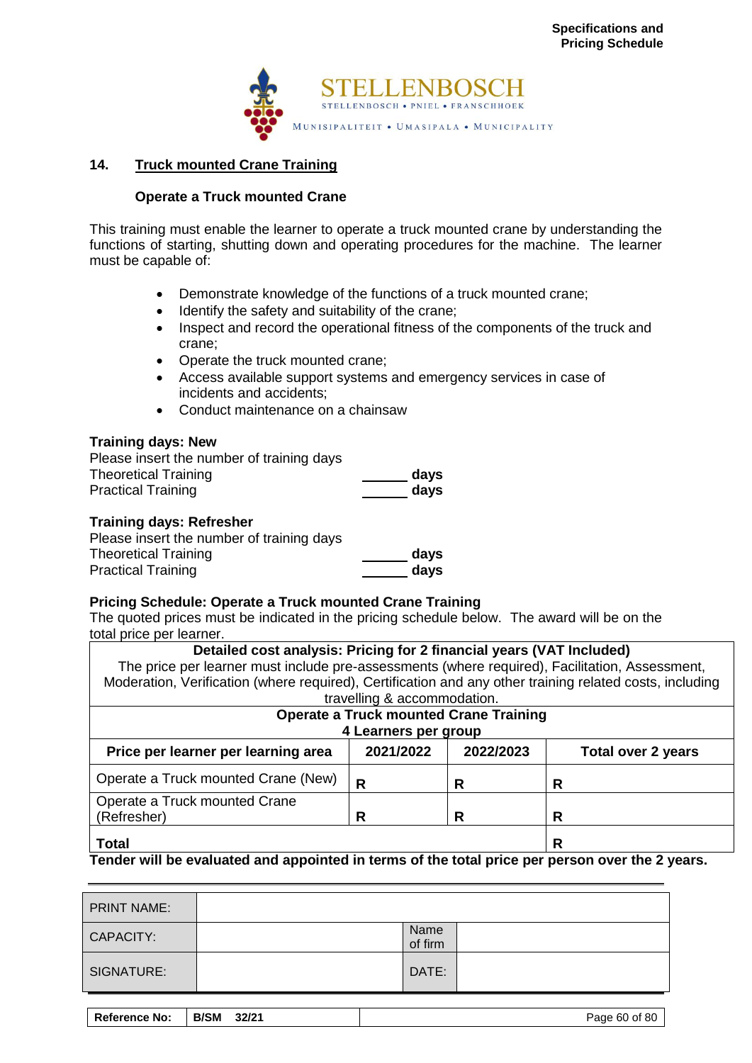## 14. Truck mounted Crane Training

### Operate a Truck mounted Crane

This training must enable the learner to operate a truck mounted crane by understanding the functions of starting, shutting down and operating procedures for the machine. The learner must be capable of:

- Demonstrate knowledge of the functions of a truck mounted crane;
- Identify the safety and suitability of the crane;
- Inspect and record the operational fitness of the components of the truck and crane;
- Operate the truck mounted crane;
- Access available support systems and emergency services in case of incidents and accidents;
- Conduct maintenance on a chainsaw

**Training days: New**

Please insert the number of training days

Theoretical Training ______ **days**

Practical Training ______ **days**

**Training days: Refresher**

Please insert the number of training days

Theoretical Training ______ **days**

Practical Training ______ **days**

**Pricing Schedule: Operate a Truck mounted Crane Training**

The quoted prices must be indicated in the pricing schedule below. The award will be on the total price per learner.

| **Detailed cost analysis: Pricing for 2 financial years (VAT Included)** The price per learner must include pre-assessments (where required), Facilitation, Assessment, Moderation, Verification (where required), Certification and any other training related costs, including travelling & accommodation. | | | |
|---|---|---|---|
| **Operate a Truck mounted Crane Training 4 Learners per group** | | | |
| **Price per learner per learning area** | **2021/2022** | **2022/2023** | **Total over 2 years** |
| Operate a Truck mounted Crane (New) | **R** | **R** | **R** |
| Operate a Truck mounted Crane (Refresher) | **R** | **R** | **R** |
| **Total** | | | **R** |

**Tender will be evaluated and appointed in terms of the total price per person over the 2 years.**

| | | | |
|---|---|---|---|
| PRINT NAME: | | | |
| CAPACITY: | | Name of firm | |
| SIGNATURE: | | DATE: | |

| | | |
|---|---|---|
| **Reference No:** | **B/SM 32/21** | |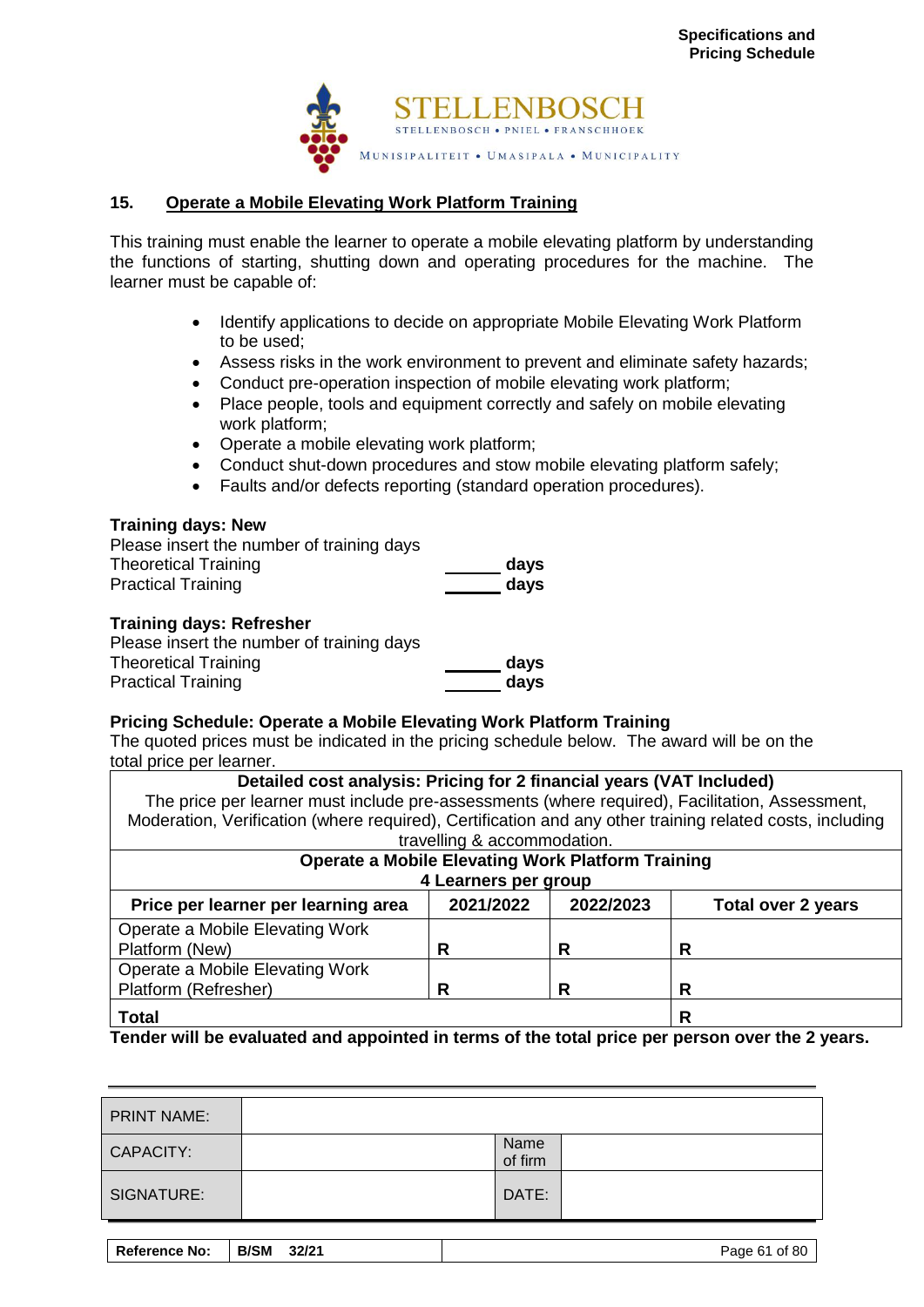## 15. Operate a Mobile Elevating Work Platform Training

This training must enable the learner to operate a mobile elevating platform by understanding the functions of starting, shutting down and operating procedures for the machine. The learner must be capable of:

- Identify applications to decide on appropriate Mobile Elevating Work Platform to be used;
- Assess risks in the work environment to prevent and eliminate safety hazards;
- Conduct pre-operation inspection of mobile elevating work platform;
- Place people, tools and equipment correctly and safely on mobile elevating work platform;
- Operate a mobile elevating work platform;
- Conduct shut-down procedures and stow mobile elevating platform safely;
- Faults and/or defects reporting (standard operation procedures).

**Training days: New**

Please insert the number of training days

Theoretical Training ______ **days**

Practical Training ______ **days**

**Training days: Refresher**

Please insert the number of training days

Theoretical Training ______ **days**

Practical Training ______ **days**

**Pricing Schedule: Operate a Mobile Elevating Work Platform Training**

The quoted prices must be indicated in the pricing schedule below. The award will be on the total price per learner.

| **Detailed cost analysis: Pricing for 2 financial years (VAT Included)** The price per learner must include pre-assessments (where required), Facilitation, Assessment, Moderation, Verification (where required), Certification and any other training related costs, including travelling & accommodation. | | | |
|---|---|---|---|
| **Operate a Mobile Elevating Work Platform Training 4 Learners per group** | | | |
| **Price per learner per learning area** | **2021/2022** | **2022/2023** | **Total over 2 years** |
| Operate a Mobile Elevating Work Platform (New) | **R** | **R** | **R** |
| Operate a Mobile Elevating Work Platform (Refresher) | **R** | **R** | **R** |
| **Total** | | | **R** |

**Tender will be evaluated and appointed in terms of the total price per person over the 2 years.**

| | | | |
|---|---|---|---|
| PRINT NAME: | | | |
| CAPACITY: | | Name of firm | |
| SIGNATURE: | | DATE: | |

| | | |
|---|---|---|
| **Reference No:** | **B/SM 32/21** | |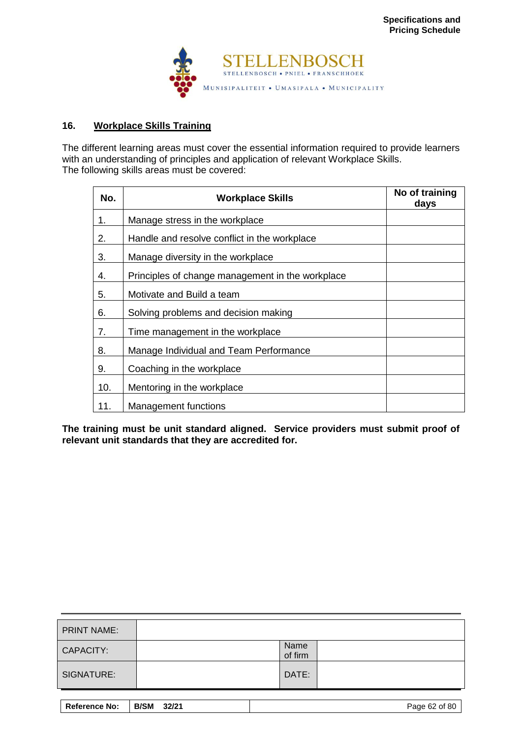## 16. Workplace Skills Training

The different learning areas must cover the essential information required to provide learners with an understanding of principles and application of relevant Workplace Skills.
The following skills areas must be covered:

| No. | Workplace Skills | No of training days |
|---|---|---|
| 1. | Manage stress in the workplace | |
| 2. | Handle and resolve conflict in the workplace | |
| 3. | Manage diversity in the workplace | |
| 4. | Principles of change management in the workplace | |
| 5. | Motivate and Build a team | |
| 6. | Solving problems and decision making | |
| 7. | Time management in the workplace | |
| 8. | Manage Individual and Team Performance | |
| 9. | Coaching in the workplace | |
| 10. | Mentoring in the workplace | |
| 11. | Management functions | |

**The training must be unit standard aligned. Service providers must submit proof of relevant unit standards that they are accredited for.**

| | | | |
|---|---|---|---|
| PRINT NAME: | | | |
| CAPACITY: | | Name of firm | |
| SIGNATURE: | | DATE: | |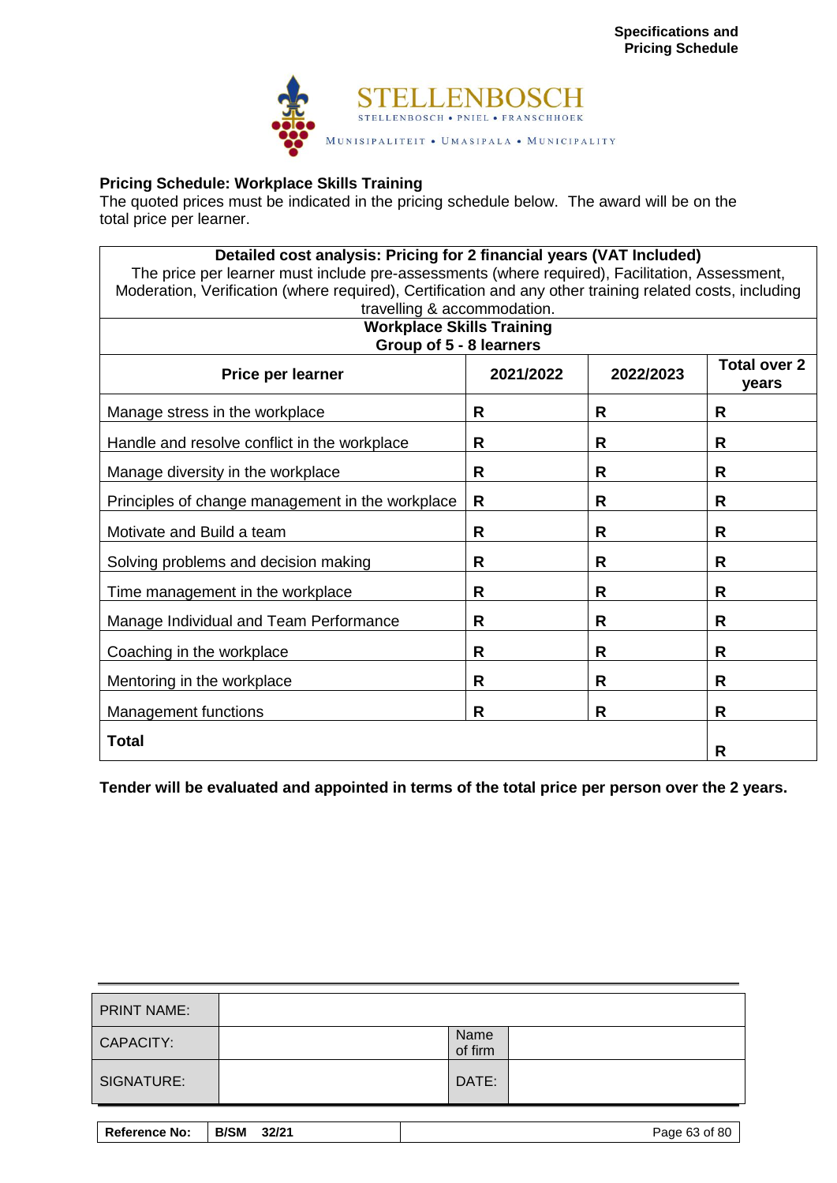## Pricing Schedule: Workplace Skills Training

The quoted prices must be indicated in the pricing schedule below. The award will be on the total price per learner.

| Detailed cost analysis: Pricing for 2 financial years (VAT Included) The price per learner must include pre-assessments (where required), Facilitation, Assessment, Moderation, Verification (where required), Certification and any other training related costs, including travelling & accommodation. | | | |
|---|---|---|---|
| **Workplace Skills Training Group of 5 - 8 learners** | | | |
| **Price per learner** | **2021/2022** | **2022/2023** | **Total over 2 years** |
| Manage stress in the workplace | **R** | **R** | **R** |
| Handle and resolve conflict in the workplace | **R** | **R** | **R** |
| Manage diversity in the workplace | **R** | **R** | **R** |
| Principles of change management in the workplace | **R** | **R** | **R** |
| Motivate and Build a team | **R** | **R** | **R** |
| Solving problems and decision making | **R** | **R** | **R** |
| Time management in the workplace | **R** | **R** | **R** |
| Manage Individual and Team Performance | **R** | **R** | **R** |
| Coaching in the workplace | **R** | **R** | **R** |
| Mentoring in the workplace | **R** | **R** | **R** |
| Management functions | **R** | **R** | **R** |
| **Total** | | | **R** |

**Tender will be evaluated and appointed in terms of the total price per person over the 2 years.**

| | | | |
|---|---|---|---|
| PRINT NAME: | | | |
| CAPACITY: | | Name of firm | |
| SIGNATURE: | | DATE: | |

| | | |
|---|---|---|
| **Reference No:** | **B/SM 32/21** | |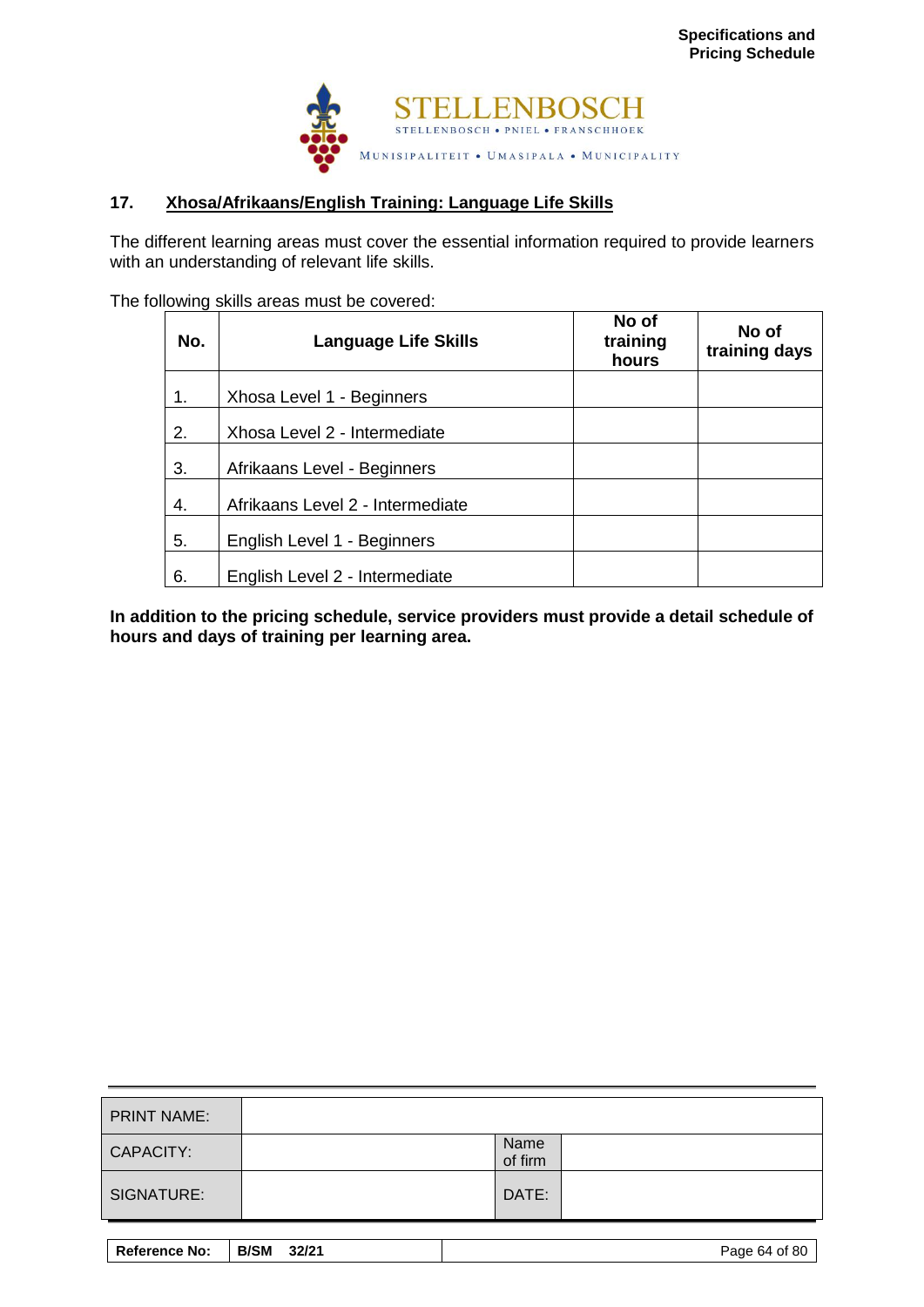## 17. Xhosa/Afrikaans/English Training: Language Life Skills

The different learning areas must cover the essential information required to provide learners with an understanding of relevant life skills.

The following skills areas must be covered:

| No. | Language Life Skills | No of training hours | No of training days |
|---|---|---|---|
| 1. | Xhosa Level 1 - Beginners | | |
| 2. | Xhosa Level 2 - Intermediate | | |
| 3. | Afrikaans Level - Beginners | | |
| 4. | Afrikaans Level 2 - Intermediate | | |
| 5. | English Level 1 - Beginners | | |
| 6. | English Level 2 - Intermediate | | |

**In addition to the pricing schedule, service providers must provide a detail schedule of hours and days of training per learning area.**

| PRINT NAME: | | | |
|---|---|---|---|
| CAPACITY: | | Name of firm | |
| SIGNATURE: | | DATE: | |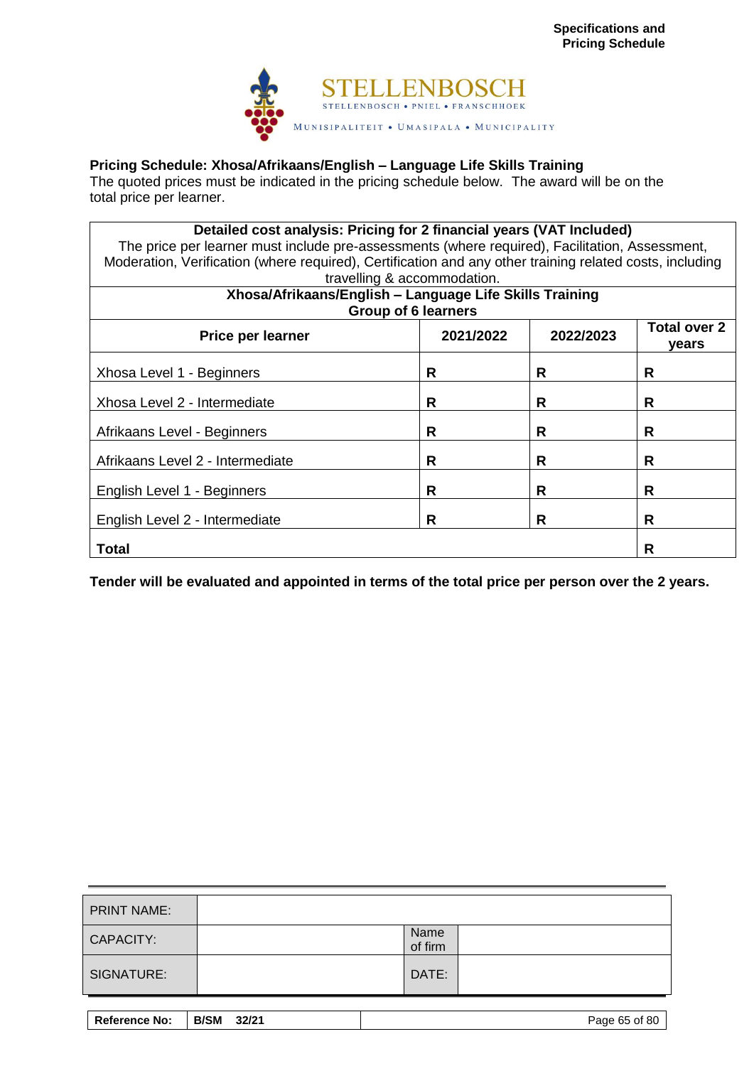**Specifications and Pricing Schedule**

STELLENBOSCH
STELLENBOSCH • PNIEL • FRANSCHHOEK
MUNISIPALITEIT • UMASIPALA • MUNICIPALITY

**Pricing Schedule: Xhosa/Afrikaans/English – Language Life Skills Training**
The quoted prices must be indicated in the pricing schedule below. The award will be on the total price per learner.

| **Detailed cost analysis: Pricing for 2 financial years (VAT Included)** The price per learner must include pre-assessments (where required), Facilitation, Assessment, Moderation, Verification (where required), Certification and any other training related costs, including travelling & accommodation. | | | |
|---|---|---|---|
| **Xhosa/Afrikaans/English – Language Life Skills Training Group of 6 learners** | | | |
| **Price per learner** | **2021/2022** | **2022/2023** | **Total over 2 years** |
| Xhosa Level 1 - Beginners | **R** | **R** | **R** |
| Xhosa Level 2 - Intermediate | **R** | **R** | **R** |
| Afrikaans Level - Beginners | **R** | **R** | **R** |
| Afrikaans Level 2 - Intermediate | **R** | **R** | **R** |
| English Level 1 - Beginners | **R** | **R** | **R** |
| English Level 2 - Intermediate | **R** | **R** | **R** |
| **Total** | | | **R** |

**Tender will be evaluated and appointed in terms of the total price per person over the 2 years.**

| PRINT NAME: | | | |
|---|---|---|---|
| CAPACITY: | | Name of firm | |
| SIGNATURE: | | DATE: | |

| **Reference No:** | **B/SM 32/21** |
|---|---|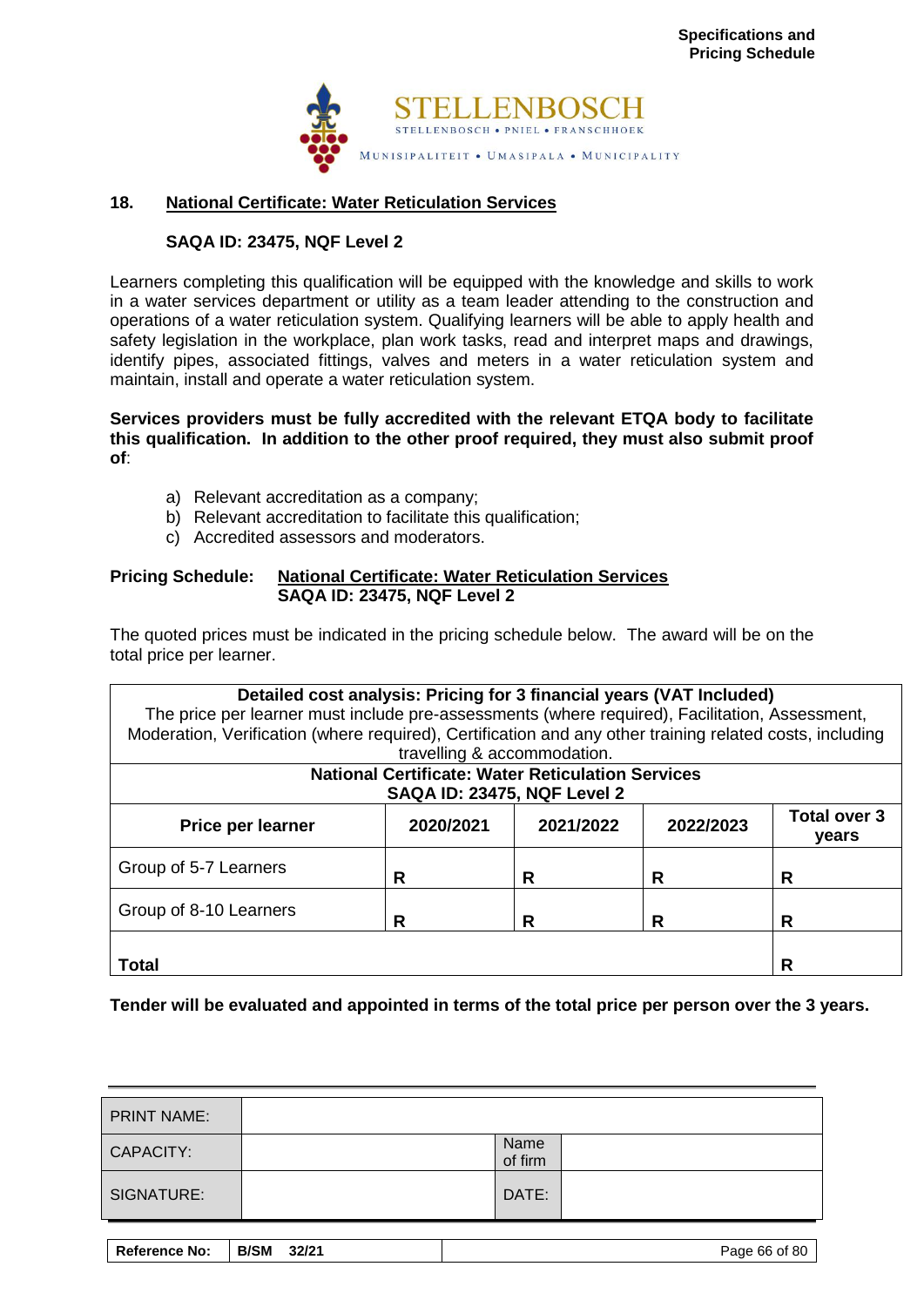## 18. National Certificate: Water Reticulation Services

### SAQA ID: 23475, NQF Level 2

Learners completing this qualification will be equipped with the knowledge and skills to work in a water services department or utility as a team leader attending to the construction and operations of a water reticulation system. Qualifying learners will be able to apply health and safety legislation in the workplace, plan work tasks, read and interpret maps and drawings, identify pipes, associated fittings, valves and meters in a water reticulation system and maintain, install and operate a water reticulation system.

**Services providers must be fully accredited with the relevant ETQA body to facilitate this qualification. In addition to the other proof required, they must also submit proof of**:

a) Relevant accreditation as a company;
b) Relevant accreditation to facilitate this qualification;
c) Accredited assessors and moderators.

**Pricing Schedule: National Certificate: Water Reticulation Services SAQA ID: 23475, NQF Level 2**

The quoted prices must be indicated in the pricing schedule below. The award will be on the total price per learner.

| **Detailed cost analysis: Pricing for 3 financial years (VAT Included)** The price per learner must include pre-assessments (where required), Facilitation, Assessment, Moderation, Verification (where required), Certification and any other training related costs, including travelling & accommodation. | | | | |
|---|---|---|---|---|
| **National Certificate: Water Reticulation Services SAQA ID: 23475, NQF Level 2** | | | | |
| **Price per learner** | **2020/2021** | **2021/2022** | **2022/2023** | **Total over 3 years** |
| Group of 5-7 Learners | **R** | **R** | **R** | **R** |
| Group of 8-10 Learners | **R** | **R** | **R** | **R** |
| **Total** | | | | **R** |

**Tender will be evaluated and appointed in terms of the total price per person over the 3 years.**

| | | | |
|---|---|---|---|
| PRINT NAME: | | | |
| CAPACITY: | | Name of firm | |
| SIGNATURE: | | DATE: | |

| | | |
|---|---|---|
| **Reference No:** | **B/SM 32/21** | |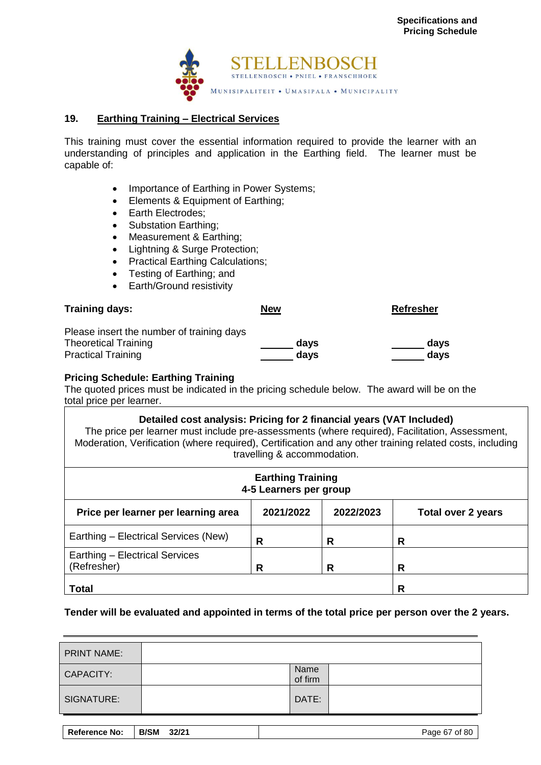## 19. Earthing Training – Electrical Services

This training must cover the essential information required to provide the learner with an understanding of principles and application in the Earthing field. The learner must be capable of:

- Importance of Earthing in Power Systems;
- Elements & Equipment of Earthing;
- Earth Electrodes;
- Substation Earthing;
- Measurement & Earthing;
- Lightning & Surge Protection;
- Practical Earthing Calculations;
- Testing of Earthing; and
- Earth/Ground resistivity

| **Training days:** | **New** | **Refresher** |
|---|---|---|
| Please insert the number of training days | | |
| Theoretical Training | ______ **days** | ______ **days** |
| Practical Training | ______ **days** | ______ **days** |

**Pricing Schedule: Earthing Training**

The quoted prices must be indicated in the pricing schedule below. The award will be on the total price per learner.

**Detailed cost analysis: Pricing for 2 financial years (VAT Included)**

The price per learner must include pre-assessments (where required), Facilitation, Assessment, Moderation, Verification (where required), Certification and any other training related costs, including travelling & accommodation.

**Earthing Training**
**4-5 Learners per group**

| Price per learner per learning area | 2021/2022 | 2022/2023 | Total over 2 years |
|---|---|---|---|
| Earthing – Electrical Services (New) | R | R | R |
| Earthing – Electrical Services (Refresher) | R | R | R |
| **Total** | | | R |

**Tender will be evaluated and appointed in terms of the total price per person over the 2 years.**

| | | | |
|---|---|---|---|
| PRINT NAME: | | | |
| CAPACITY: | | Name of firm | |
| SIGNATURE: | | DATE: | |

| | | |
|---|---|---|
| **Reference No:** | **B/SM 32/21** | |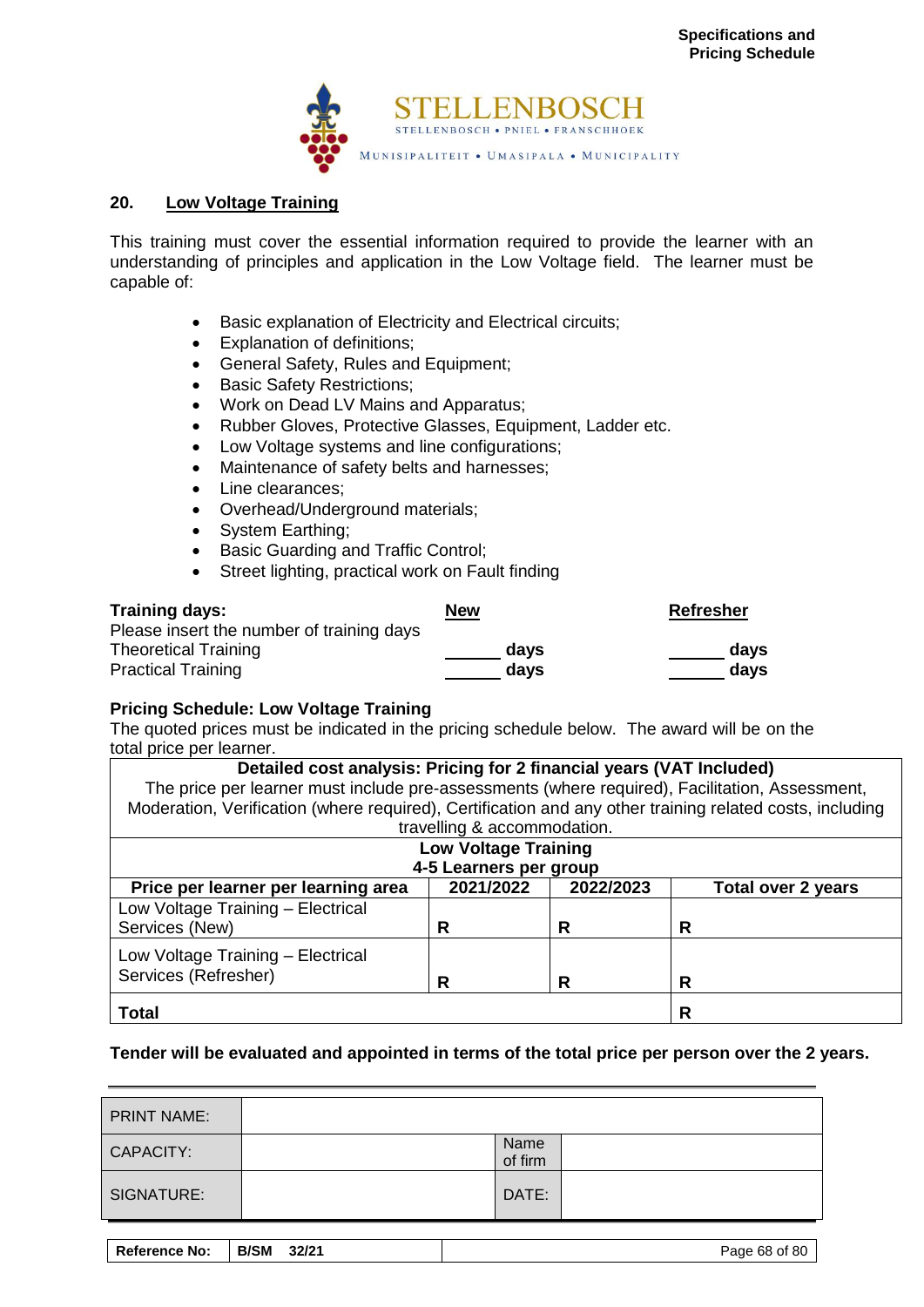## 20. Low Voltage Training

This training must cover the essential information required to provide the learner with an understanding of principles and application in the Low Voltage field. The learner must be capable of:

- Basic explanation of Electricity and Electrical circuits;
- Explanation of definitions;
- General Safety, Rules and Equipment;
- Basic Safety Restrictions;
- Work on Dead LV Mains and Apparatus;
- Rubber Gloves, Protective Glasses, Equipment, Ladder etc.
- Low Voltage systems and line configurations;
- Maintenance of safety belts and harnesses;
- Line clearances;
- Overhead/Underground materials;
- System Earthing;
- Basic Guarding and Traffic Control;
- Street lighting, practical work on Fault finding

| **Training days:** | **New** | **Refresher** |
|---|---|---|
| Please insert the number of training days | | |
| Theoretical Training | ______ **days** | ______ **days** |
| Practical Training | ______ **days** | ______ **days** |

**Pricing Schedule: Low Voltage Training**

The quoted prices must be indicated in the pricing schedule below. The award will be on the total price per learner.

| **Detailed cost analysis: Pricing for 2 financial years (VAT Included)** The price per learner must include pre-assessments (where required), Facilitation, Assessment, Moderation, Verification (where required), Certification and any other training related costs, including travelling & accommodation. | | | |
|---|---|---|---|
| **Low Voltage Training 4-5 Learners per group** | | | |
| **Price per learner per learning area** | **2021/2022** | **2022/2023** | **Total over 2 years** |
| Low Voltage Training – Electrical Services (New) | **R** | **R** | **R** |
| Low Voltage Training – Electrical Services (Refresher) | **R** | **R** | **R** |
| **Total** | | | **R** |

**Tender will be evaluated and appointed in terms of the total price per person over the 2 years.**

| | | | |
|---|---|---|---|
| PRINT NAME: | | | |
| CAPACITY: | | Name of firm | |
| SIGNATURE: | | DATE: | |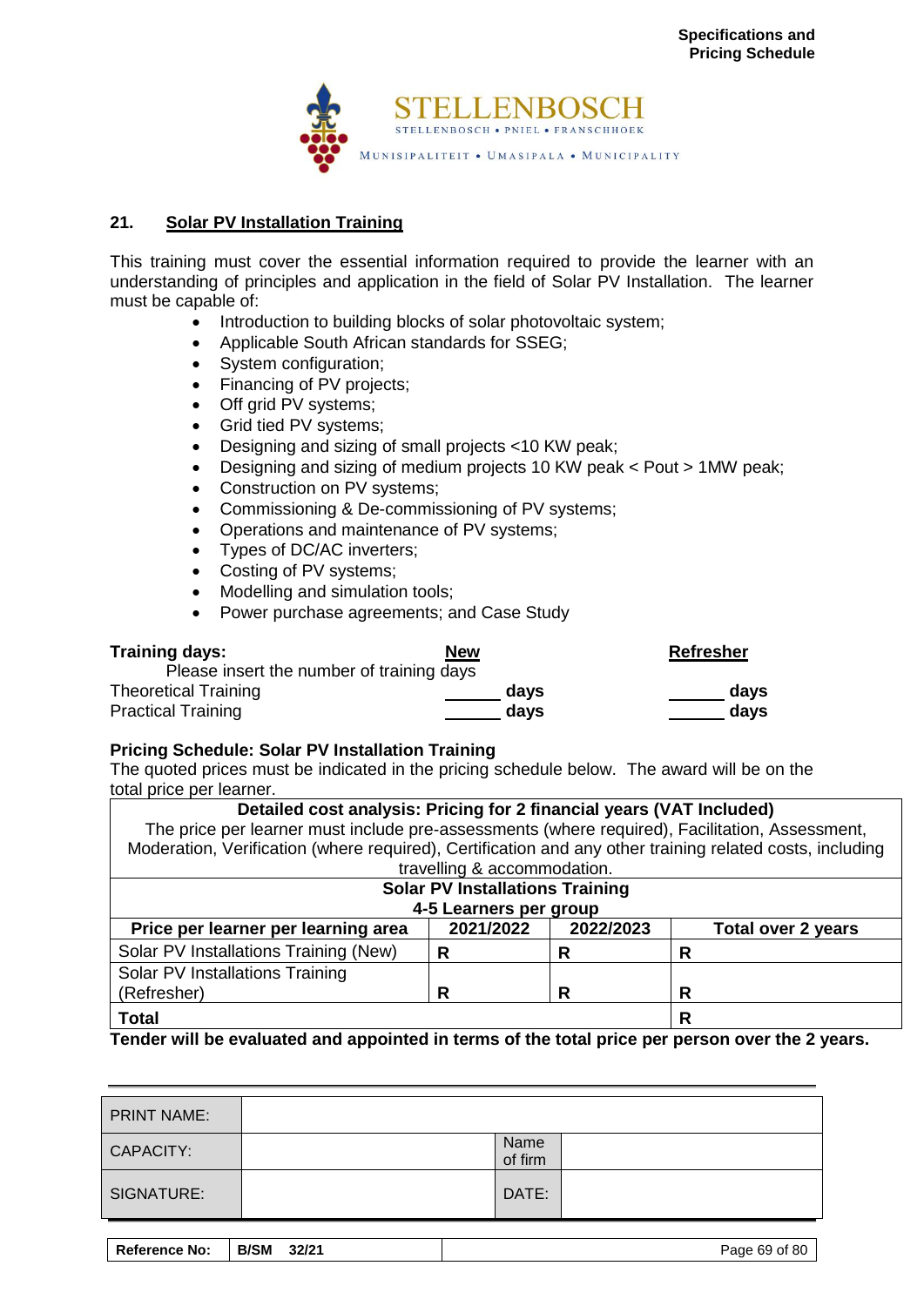## 21. Solar PV Installation Training

This training must cover the essential information required to provide the learner with an understanding of principles and application in the field of Solar PV Installation. The learner must be capable of:

- Introduction to building blocks of solar photovoltaic system;
- Applicable South African standards for SSEG;
- System configuration;
- Financing of PV projects;
- Off grid PV systems;
- Grid tied PV systems;
- Designing and sizing of small projects <10 KW peak;
- Designing and sizing of medium projects 10 KW peak < Pout > 1MW peak;
- Construction on PV systems;
- Commissioning & De-commissioning of PV systems;
- Operations and maintenance of PV systems;
- Types of DC/AC inverters;
- Costing of PV systems;
- Modelling and simulation tools;
- Power purchase agreements; and Case Study

| **Training days:** | **New** | **Refresher** |
|---|---|---|
| Please insert the number of training days | | |
| Theoretical Training | ______ **days** | ______ **days** |
| Practical Training | ______ **days** | ______ **days** |

**Pricing Schedule: Solar PV Installation Training**

The quoted prices must be indicated in the pricing schedule below. The award will be on the total price per learner.

| **Detailed cost analysis: Pricing for 2 financial years (VAT Included)**<br>The price per learner must include pre-assessments (where required), Facilitation, Assessment, Moderation, Verification (where required), Certification and any other training related costs, including travelling & accommodation. | | | |
|---|---|---|---|
| **Solar PV Installations Training**<br>**4-5 Learners per group** | | | |
| **Price per learner per learning area** | **2021/2022** | **2022/2023** | **Total over 2 years** |
| Solar PV Installations Training (New) | **R** | **R** | **R** |
| Solar PV Installations Training (Refresher) | **R** | **R** | **R** |
| **Total** | | | **R** |

**Tender will be evaluated and appointed in terms of the total price per person over the 2 years.**

| PRINT NAME: | | | |
|---|---|---|---|
| CAPACITY: | | Name of firm | |
| SIGNATURE: | | DATE: | |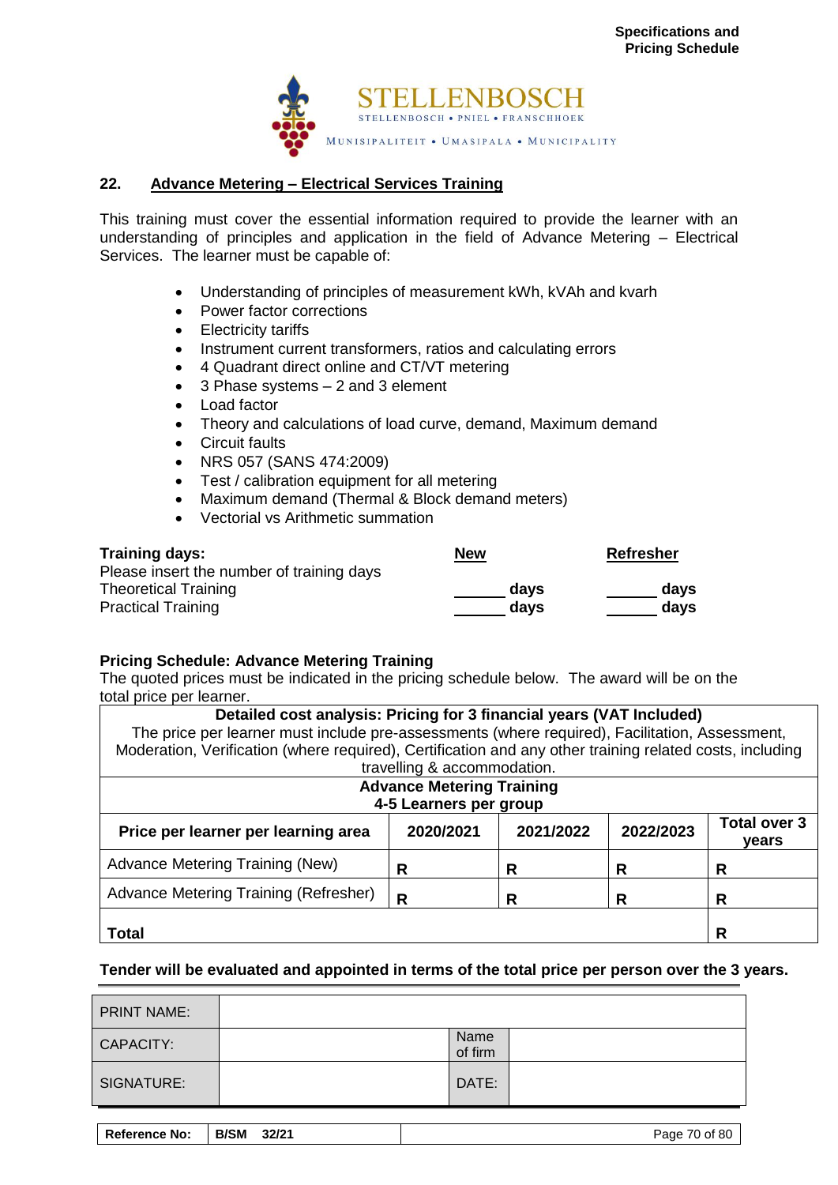## 22. Advance Metering – Electrical Services Training

This training must cover the essential information required to provide the learner with an understanding of principles and application in the field of Advance Metering – Electrical Services. The learner must be capable of:

- Understanding of principles of measurement kWh, kVAh and kvarh
- Power factor corrections
- Electricity tariffs
- Instrument current transformers, ratios and calculating errors
- 4 Quadrant direct online and CT/VT metering
- 3 Phase systems – 2 and 3 element
- Load factor
- Theory and calculations of load curve, demand, Maximum demand
- Circuit faults
- NRS 057 (SANS 474:2009)
- Test / calibration equipment for all metering
- Maximum demand (Thermal & Block demand meters)
- Vectorial vs Arithmetic summation

| **Training days:** | **New** | **Refresher** |
|---|---|---|
| Please insert the number of training days | | |
| Theoretical Training | ______ **days** | ______ **days** |
| Practical Training | ______ **days** | ______ **days** |

**Pricing Schedule: Advance Metering Training**

The quoted prices must be indicated in the pricing schedule below. The award will be on the total price per learner.

| **Detailed cost analysis: Pricing for 3 financial years (VAT Included)** The price per learner must include pre-assessments (where required), Facilitation, Assessment, Moderation, Verification (where required), Certification and any other training related costs, including travelling & accommodation. | | | | |
|---|---|---|---|---|
| **Advance Metering Training 4-5 Learners per group** | | | | |
| **Price per learner per learning area** | **2020/2021** | **2021/2022** | **2022/2023** | **Total over 3 years** |
| Advance Metering Training (New) | **R** | **R** | **R** | **R** |
| Advance Metering Training (Refresher) | **R** | **R** | **R** | **R** |
| **Total** | | | | **R** |

**Tender will be evaluated and appointed in terms of the total price per person over the 3 years.**

| | | | |
|---|---|---|---|
| PRINT NAME: | | | |
| CAPACITY: | | Name of firm | |
| SIGNATURE: | | DATE: | |

| | | |
|---|---|---|
| **Reference No:** | **B/SM 32/21** | |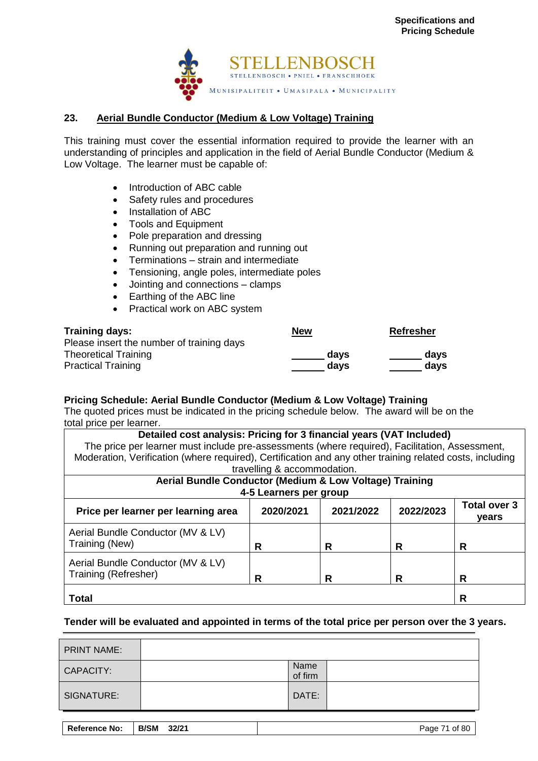## 23. Aerial Bundle Conductor (Medium & Low Voltage) Training

This training must cover the essential information required to provide the learner with an understanding of principles and application in the field of Aerial Bundle Conductor (Medium & Low Voltage. The learner must be capable of:

- Introduction of ABC cable
- Safety rules and procedures
- Installation of ABC
- Tools and Equipment
- Pole preparation and dressing
- Running out preparation and running out
- Terminations – strain and intermediate
- Tensioning, angle poles, intermediate poles
- Jointing and connections – clamps
- Earthing of the ABC line
- Practical work on ABC system

| **Training days:** | **New** | **Refresher** |
|---|---|---|
| Please insert the number of training days | | |
| Theoretical Training | ______ **days** | ______ **days** |
| Practical Training | ______ **days** | ______ **days** |

**Pricing Schedule: Aerial Bundle Conductor (Medium & Low Voltage) Training**

The quoted prices must be indicated in the pricing schedule below. The award will be on the total price per learner.

| **Detailed cost analysis: Pricing for 3 financial years (VAT Included)** The price per learner must include pre-assessments (where required), Facilitation, Assessment, Moderation, Verification (where required), Certification and any other training related costs, including travelling & accommodation. | | | | |
|---|---|---|---|---|
| **Aerial Bundle Conductor (Medium & Low Voltage) Training 4-5 Learners per group** | | | | |
| **Price per learner per learning area** | **2020/2021** | **2021/2022** | **2022/2023** | **Total over 3 years** |
| Aerial Bundle Conductor (MV & LV) Training (New) | **R** | **R** | **R** | **R** |
| Aerial Bundle Conductor (MV & LV) Training (Refresher) | **R** | **R** | **R** | **R** |
| **Total** | | | | **R** |

**Tender will be evaluated and appointed in terms of the total price per person over the 3 years.**

| PRINT NAME: | | | |
|---|---|---|---|
| CAPACITY: | | Name of firm | |
| SIGNATURE: | | DATE: | |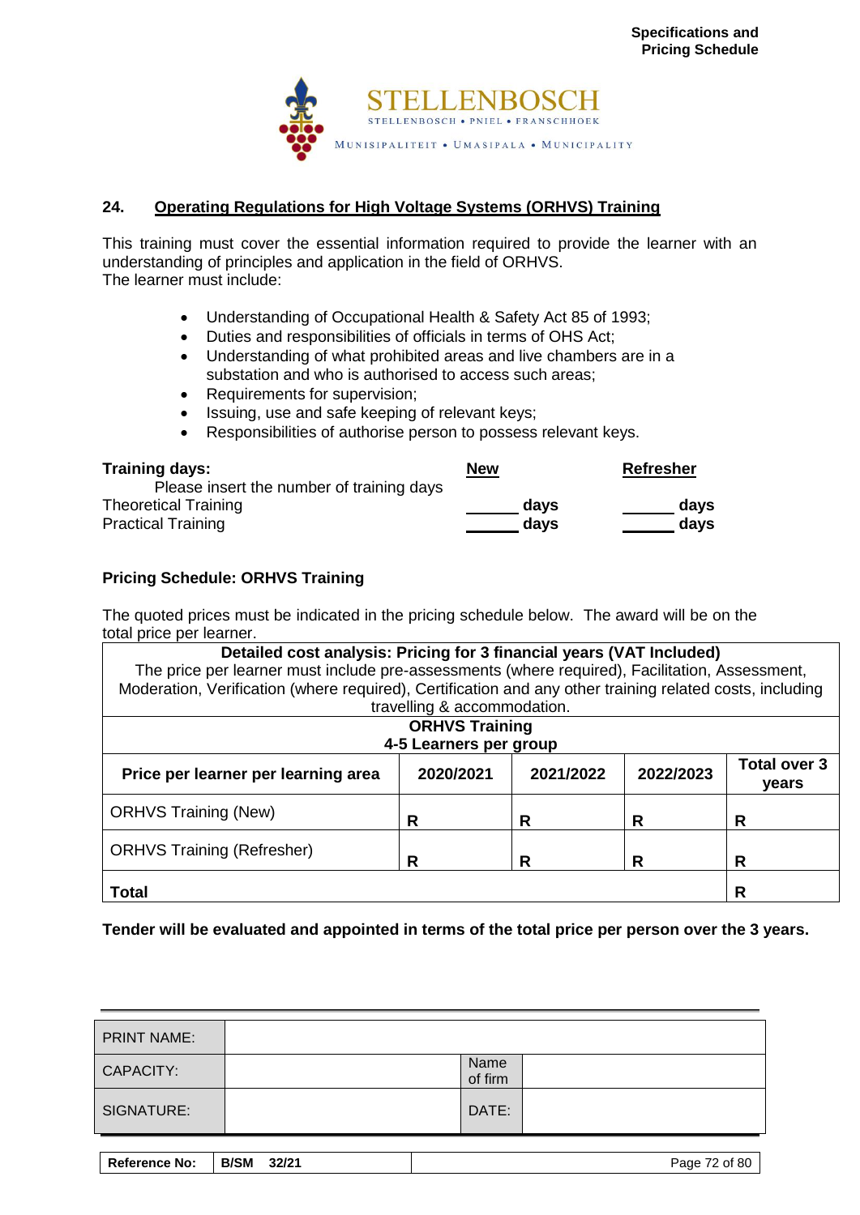## 24. Operating Regulations for High Voltage Systems (ORHVS) Training

This training must cover the essential information required to provide the learner with an understanding of principles and application in the field of ORHVS.
The learner must include:

- Understanding of Occupational Health & Safety Act 85 of 1993;
- Duties and responsibilities of officials in terms of OHS Act;
- Understanding of what prohibited areas and live chambers are in a substation and who is authorised to access such areas;
- Requirements for supervision;
- Issuing, use and safe keeping of relevant keys;
- Responsibilities of authorise person to possess relevant keys.

| **Training days:** Please insert the number of training days | **New** | **Refresher** |
|---|---|---|
| Theoretical Training | ______ **days** | ______ **days** |
| Practical Training | ______ **days** | ______ **days** |

**Pricing Schedule: ORHVS Training**

The quoted prices must be indicated in the pricing schedule below. The award will be on the total price per learner.

| **Detailed cost analysis: Pricing for 3 financial years (VAT Included)** The price per learner must include pre-assessments (where required), Facilitation, Assessment, Moderation, Verification (where required), Certification and any other training related costs, including travelling & accommodation. | | | | |
|---|---|---|---|---|
| **ORHVS Training 4-5 Learners per group** | | | | |
| **Price per learner per learning area** | **2020/2021** | **2021/2022** | **2022/2023** | **Total over 3 years** |
| ORHVS Training (New) | **R** | **R** | **R** | **R** |
| ORHVS Training (Refresher) | **R** | **R** | **R** | **R** |
| **Total** | | | | **R** |

**Tender will be evaluated and appointed in terms of the total price per person over the 3 years.**

| | | | |
|---|---|---|---|
| PRINT NAME: | | | |
| CAPACITY: | | Name of firm | |
| SIGNATURE: | | DATE: | |

| | | |
|---|---|---|
| **Reference No:** | **B/SM 32/21** | |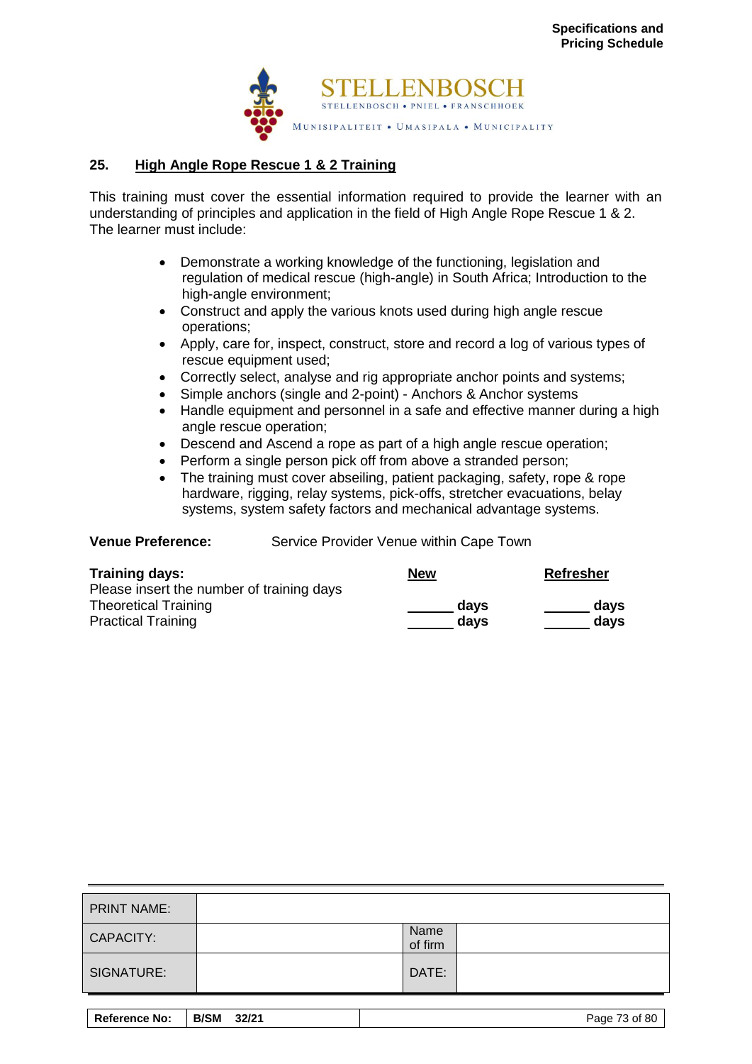## 25. High Angle Rope Rescue 1 & 2 Training

This training must cover the essential information required to provide the learner with an understanding of principles and application in the field of High Angle Rope Rescue 1 & 2. The learner must include:

- Demonstrate a working knowledge of the functioning, legislation and regulation of medical rescue (high-angle) in South Africa; Introduction to the high-angle environment;
- Construct and apply the various knots used during high angle rescue operations;
- Apply, care for, inspect, construct, store and record a log of various types of rescue equipment used;
- Correctly select, analyse and rig appropriate anchor points and systems;
- Simple anchors (single and 2-point) - Anchors & Anchor systems
- Handle equipment and personnel in a safe and effective manner during a high angle rescue operation;
- Descend and Ascend a rope as part of a high angle rescue operation;
- Perform a single person pick off from above a stranded person;
- The training must cover abseiling, patient packaging, safety, rope & rope hardware, rigging, relay systems, pick-offs, stretcher evacuations, belay systems, system safety factors and mechanical advantage systems.

**Venue Preference:** Service Provider Venue within Cape Town

| **Training days:** | **New** | **Refresher** |
|---|---|---|
| Please insert the number of training days | | |
| Theoretical Training | ______ **days** | ______ **days** |
| Practical Training | ______ **days** | ______ **days** |

| | | | |
|---|---|---|---|
| PRINT NAME: | | | |
| CAPACITY: | | Name of firm | |
| SIGNATURE: | | DATE: | |

| | | |
|---|---|---|
| **Reference No:** | **B/SM 32/21** | |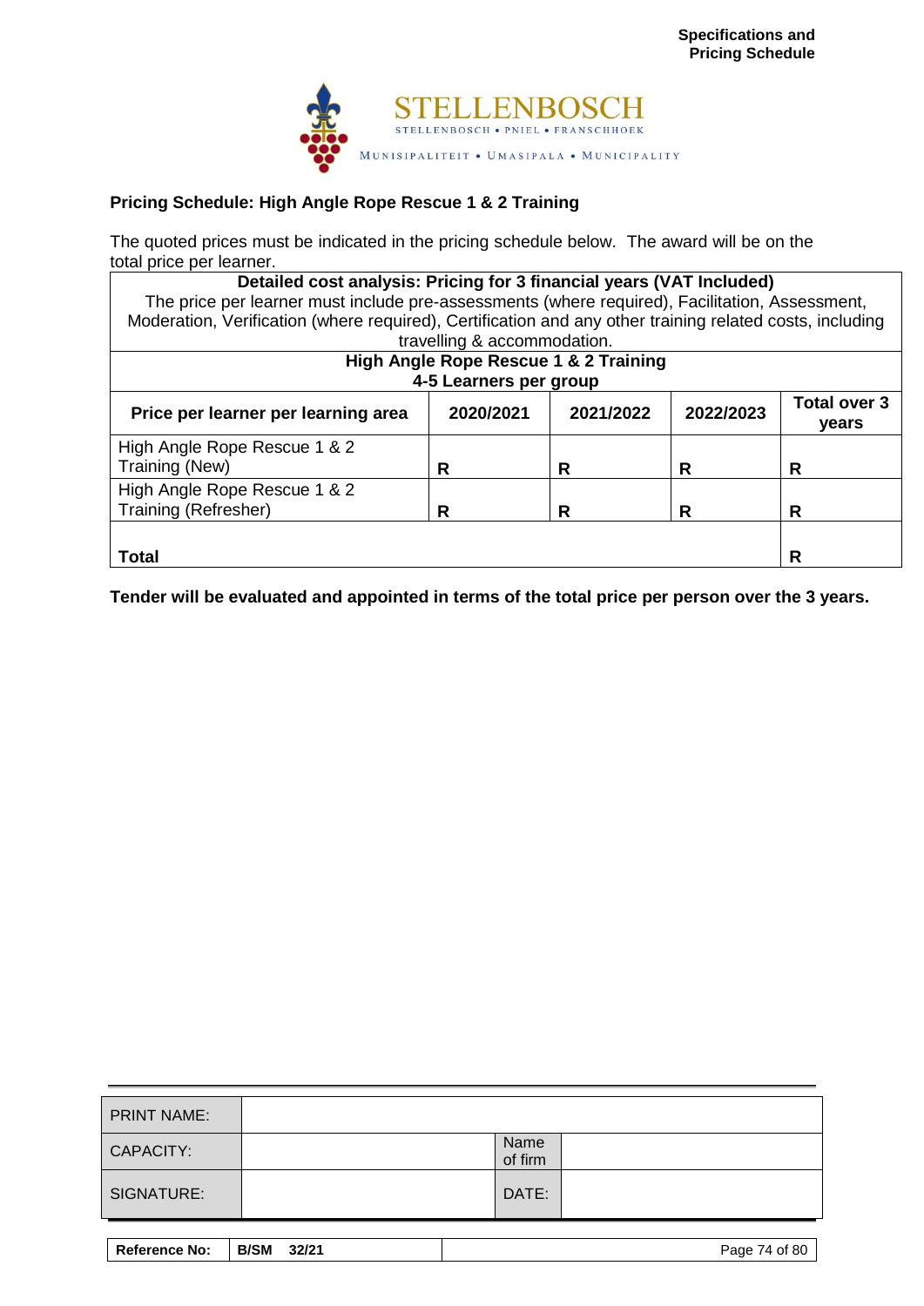## Pricing Schedule: High Angle Rope Rescue 1 & 2 Training

The quoted prices must be indicated in the pricing schedule below. The award will be on the total price per learner.

| **Detailed cost analysis: Pricing for 3 financial years (VAT Included)** The price per learner must include pre-assessments (where required), Facilitation, Assessment, Moderation, Verification (where required), Certification and any other training related costs, including travelling & accommodation. | | | | |
|---|---|---|---|---|
| **High Angle Rope Rescue 1 & 2 Training 4-5 Learners per group** | | | | |
| **Price per learner per learning area** | **2020/2021** | **2021/2022** | **2022/2023** | **Total over 3 years** |
| High Angle Rope Rescue 1 & 2 Training (New) | **R** | **R** | **R** | **R** |
| High Angle Rope Rescue 1 & 2 Training (Refresher) | **R** | **R** | **R** | **R** |
| **Total** | | | | **R** |

**Tender will be evaluated and appointed in terms of the total price per person over the 3 years.**

| | | | |
|---|---|---|---|
| PRINT NAME: | | | |
| CAPACITY: | | Name of firm | |
| SIGNATURE: | | DATE: | |

| | | |
|---|---|---|
| **Reference No:** | **B/SM 32/21** | |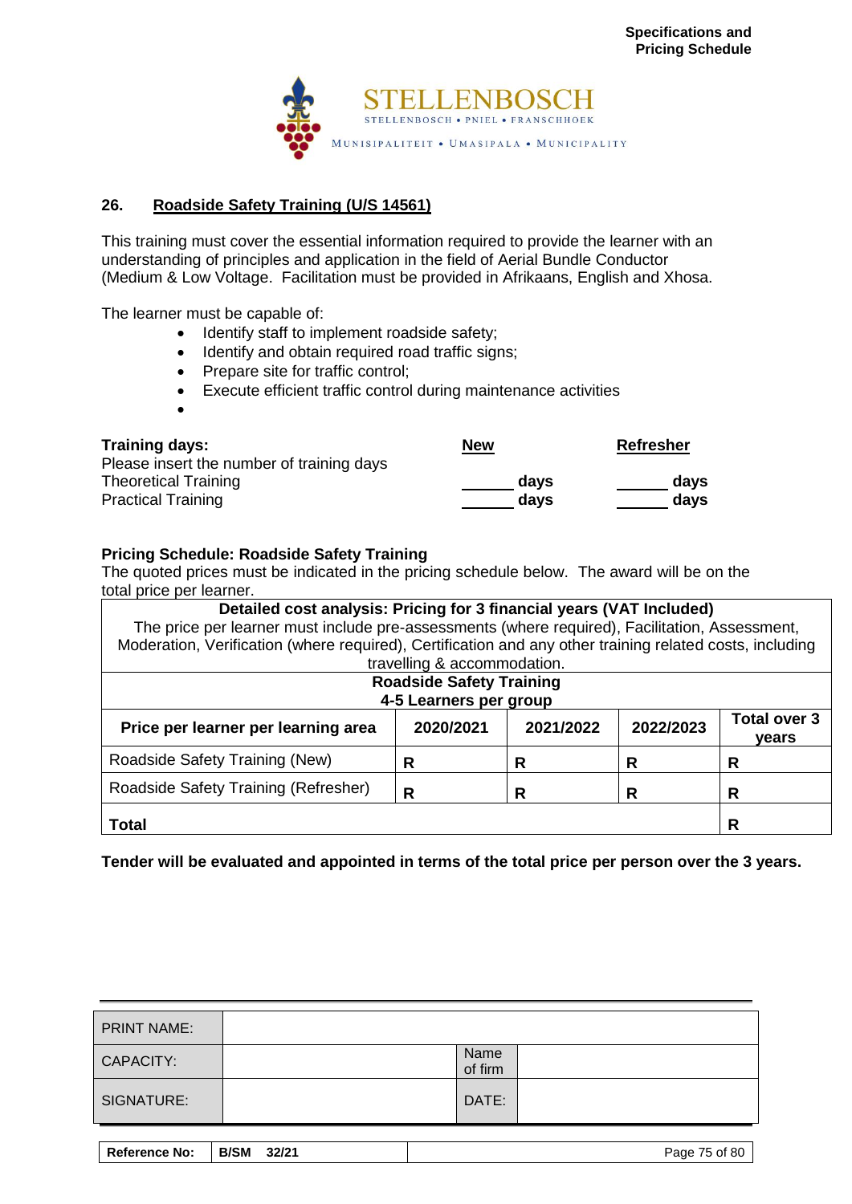## 26. Roadside Safety Training (U/S 14561)

This training must cover the essential information required to provide the learner with an understanding of principles and application in the field of Aerial Bundle Conductor (Medium & Low Voltage. Facilitation must be provided in Afrikaans, English and Xhosa.

The learner must be capable of:

- Identify staff to implement roadside safety;
- Identify and obtain required road traffic signs;
- Prepare site for traffic control;
- Execute efficient traffic control during maintenance activities
- 

| **Training days:** | **New** | **Refresher** |
|---|---|---|
| Please insert the number of training days | | |
| Theoretical Training | ______ **days** | ______ **days** |
| Practical Training | ______ **days** | ______ **days** |

**Pricing Schedule: Roadside Safety Training**

The quoted prices must be indicated in the pricing schedule below. The award will be on the total price per learner.

| **Detailed cost analysis: Pricing for 3 financial years (VAT Included)** The price per learner must include pre-assessments (where required), Facilitation, Assessment, Moderation, Verification (where required), Certification and any other training related costs, including travelling & accommodation. | | | | |
|---|---|---|---|---|
| **Roadside Safety Training 4-5 Learners per group** | | | | |
| **Price per learner per learning area** | **2020/2021** | **2021/2022** | **2022/2023** | **Total over 3 years** |
| Roadside Safety Training (New) | **R** | **R** | **R** | **R** |
| Roadside Safety Training (Refresher) | **R** | **R** | **R** | **R** |
| **Total** | | | | **R** |

**Tender will be evaluated and appointed in terms of the total price per person over the 3 years.**

| | | | |
|---|---|---|---|
| PRINT NAME: | | | |
| CAPACITY: | | Name of firm | |
| SIGNATURE: | | DATE: | |

| | | |
|---|---|---|
| **Reference No:** | **B/SM 32/21** | |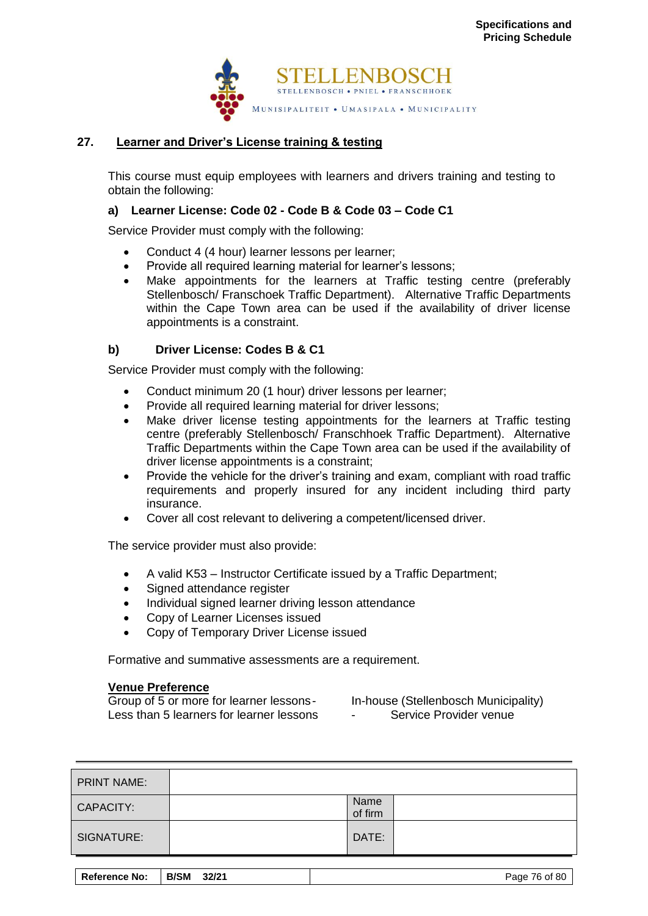## 27. Learner and Driver's License training & testing

This course must equip employees with learners and drivers training and testing to obtain the following:

### a) Learner License: Code 02 - Code B & Code 03 – Code C1

Service Provider must comply with the following:

- Conduct 4 (4 hour) learner lessons per learner;
- Provide all required learning material for learner's lessons;
- Make appointments for the learners at Traffic testing centre (preferably Stellenbosch/ Franschoek Traffic Department). Alternative Traffic Departments within the Cape Town area can be used if the availability of driver license appointments is a constraint.

### b) Driver License: Codes B & C1

Service Provider must comply with the following:

- Conduct minimum 20 (1 hour) driver lessons per learner;
- Provide all required learning material for driver lessons;
- Make driver license testing appointments for the learners at Traffic testing centre (preferably Stellenbosch/ Franschhoek Traffic Department). Alternative Traffic Departments within the Cape Town area can be used if the availability of driver license appointments is a constraint;
- Provide the vehicle for the driver's training and exam, compliant with road traffic requirements and properly insured for any incident including third party insurance.
- Cover all cost relevant to delivering a competent/licensed driver.

The service provider must also provide:

- A valid K53 – Instructor Certificate issued by a Traffic Department;
- Signed attendance register
- Individual signed learner driving lesson attendance
- Copy of Learner Licenses issued
- Copy of Temporary Driver License issued

Formative and summative assessments are a requirement.

**Venue Preference**

Group of 5 or more for learner lessons - In-house (Stellenbosch Municipality)
Less than 5 learners for learner lessons - Service Provider venue

| | | | |
|---|---|---|---|
| PRINT NAME: | | | |
| CAPACITY: | | Name of firm | |
| SIGNATURE: | | DATE: | |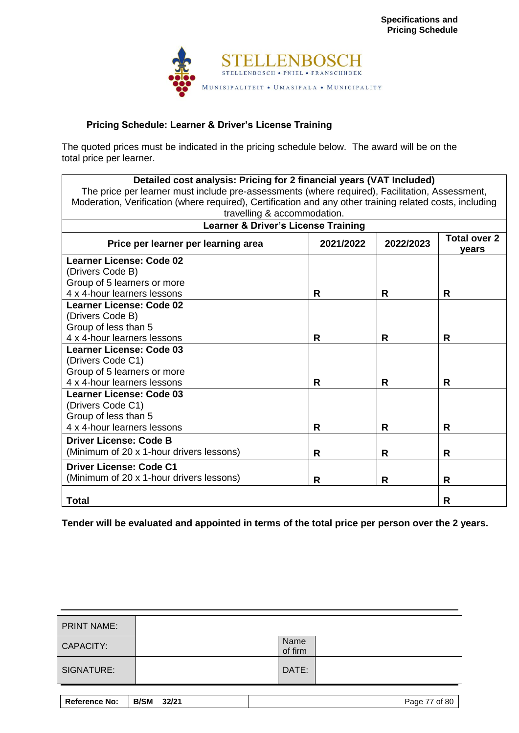Specifications and Pricing Schedule

STELLENBOSCH

STELLENBOSCH • PNIEL • FRANSCHHOEK

MUNISIPALITEIT • UMASIPALA • MUNICIPALITY

### Pricing Schedule: Learner & Driver's License Training

The quoted prices must be indicated in the pricing schedule below. The award will be on the total price per learner.

| | | | |
|---|---|---|---|
| **Detailed cost analysis: Pricing for 2 financial years (VAT Included)**<br>The price per learner must include pre-assessments (where required), Facilitation, Assessment, Moderation, Verification (where required), Certification and any other training related costs, including travelling & accommodation. | | | |
| **Learner & Driver's License Training** | | | |
| **Price per learner per learning area** | **2021/2022** | **2022/2023** | **Total over 2 years** |
| **Learner License: Code 02**<br>(Drivers Code B)<br>Group of 5 learners or more<br>4 x 4-hour learners lessons | **R** | **R** | **R** |
| **Learner License: Code 02**<br>(Drivers Code B)<br>Group of less than 5<br>4 x 4-hour learners lessons | **R** | **R** | **R** |
| **Learner License: Code 03**<br>(Drivers Code C1)<br>Group of 5 learners or more<br>4 x 4-hour learners lessons | **R** | **R** | **R** |
| **Learner License: Code 03**<br>(Drivers Code C1)<br>Group of less than 5<br>4 x 4-hour learners lessons | **R** | **R** | **R** |
| **Driver License: Code B**<br>(Minimum of 20 x 1-hour drivers lessons) | **R** | **R** | **R** |
| **Driver License: Code C1**<br>(Minimum of 20 x 1-hour drivers lessons) | **R** | **R** | **R** |
| **Total** | | | **R** |

**Tender will be evaluated and appointed in terms of the total price per person over the 2 years.**

| | | | |
|---|---|---|---|
| PRINT NAME: | | | |
| CAPACITY: | | Name of firm | |
| SIGNATURE: | | DATE: | |

| | | |
|---|---|---|
| **Reference No:** | **B/SM 32/21** | |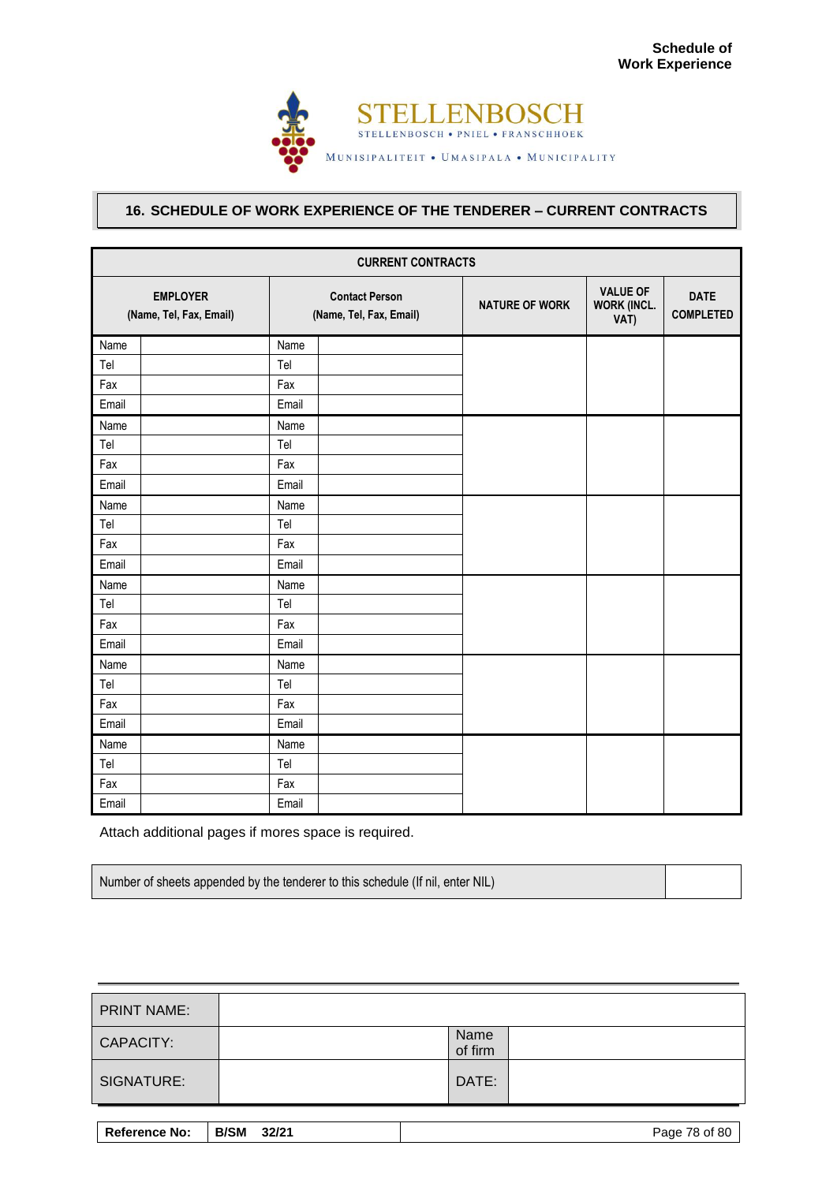## 16. SCHEDULE OF WORK EXPERIENCE OF THE TENDERER – CURRENT CONTRACTS

| CURRENT CONTRACTS | | | | | | |
|---|---|---|---|---|---|---|
| **EMPLOYER** (Name, Tel, Fax, Email) | | **Contact Person** (Name, Tel, Fax, Email) | | **NATURE OF WORK** | **VALUE OF WORK (INCL. VAT)** | **DATE COMPLETED** |
| Name | | Name | | | | |
| Tel | | Tel | | | | |
| Fax | | Fax | | | | |
| Email | | Email | | | | |
| Name | | Name | | | | |
| Tel | | Tel | | | | |
| Fax | | Fax | | | | |
| Email | | Email | | | | |
| Name | | Name | | | | |
| Tel | | Tel | | | | |
| Fax | | Fax | | | | |
| Email | | Email | | | | |
| Name | | Name | | | | |
| Tel | | Tel | | | | |
| Fax | | Fax | | | | |
| Email | | Email | | | | |
| Name | | Name | | | | |
| Tel | | Tel | | | | |
| Fax | | Fax | | | | |
| Email | | Email | | | | |
| Name | | Name | | | | |
| Tel | | Tel | | | | |
| Fax | | Fax | | | | |
| Email | | Email | | | | |

Attach additional pages if mores space is required.

| | |
|---|---|
| Number of sheets appended by the tenderer to this schedule (If nil, enter NIL) | |

| | | | |
|---|---|---|---|
| PRINT NAME: | | | |
| CAPACITY: | | Name of firm | |
| SIGNATURE: | | DATE: | |

| | | |
|---|---|---|
| **Reference No:** | **B/SM 32/21** | |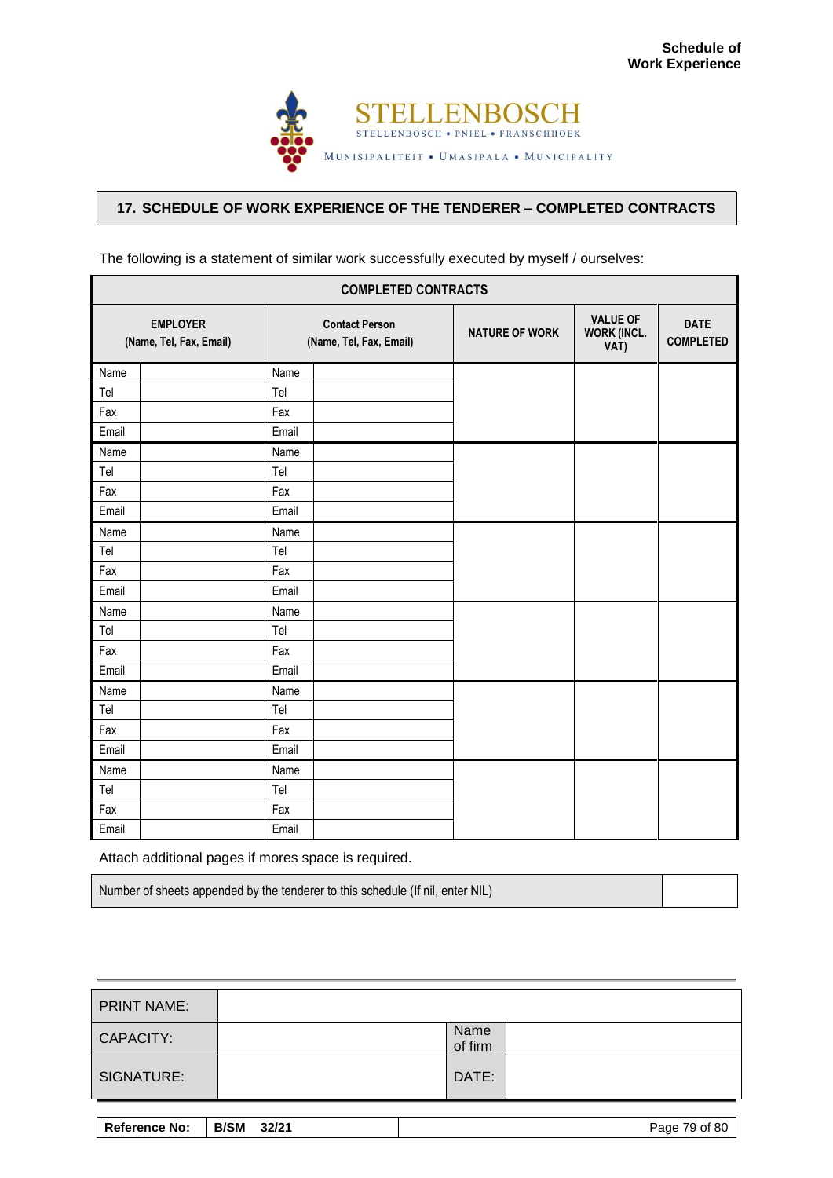**Schedule of Work Experience**

STELLENBOSCH
STELLENBOSCH • PNIEL • FRANSCHHOEK
MUNISIPALITEIT • UMASIPALA • MUNICIPALITY

## 17. SCHEDULE OF WORK EXPERIENCE OF THE TENDERER – COMPLETED CONTRACTS

The following is a statement of similar work successfully executed by myself / ourselves:

| COMPLETED CONTRACTS | | | | | | |
|---|---|---|---|---|---|---|
| **EMPLOYER (Name, Tel, Fax, Email)** | | **Contact Person (Name, Tel, Fax, Email)** | | **NATURE OF WORK** | **VALUE OF WORK (INCL. VAT)** | **DATE COMPLETED** |
| Name | | Name | | | | |
| Tel | | Tel | | | | |
| Fax | | Fax | | | | |
| Email | | Email | | | | |
| Name | | Name | | | | |
| Tel | | Tel | | | | |
| Fax | | Fax | | | | |
| Email | | Email | | | | |
| Name | | Name | | | | |
| Tel | | Tel | | | | |
| Fax | | Fax | | | | |
| Email | | Email | | | | |
| Name | | Name | | | | |
| Tel | | Tel | | | | |
| Fax | | Fax | | | | |
| Email | | Email | | | | |
| Name | | Name | | | | |
| Tel | | Tel | | | | |
| Fax | | Fax | | | | |
| Email | | Email | | | | |
| Name | | Name | | | | |
| Tel | | Tel | | | | |
| Fax | | Fax | | | | |
| Email | | Email | | | | |

Attach additional pages if mores space is required.

| | |
|---|---|
| Number of sheets appended by the tenderer to this schedule (If nil, enter NIL) | |

| | | | |
|---|---|---|---|
| PRINT NAME: | | | |
| CAPACITY: | | Name of firm | |
| SIGNATURE: | | DATE: | |

| | | |
|---|---|---|
| **Reference No:** | **B/SM 32/21** | |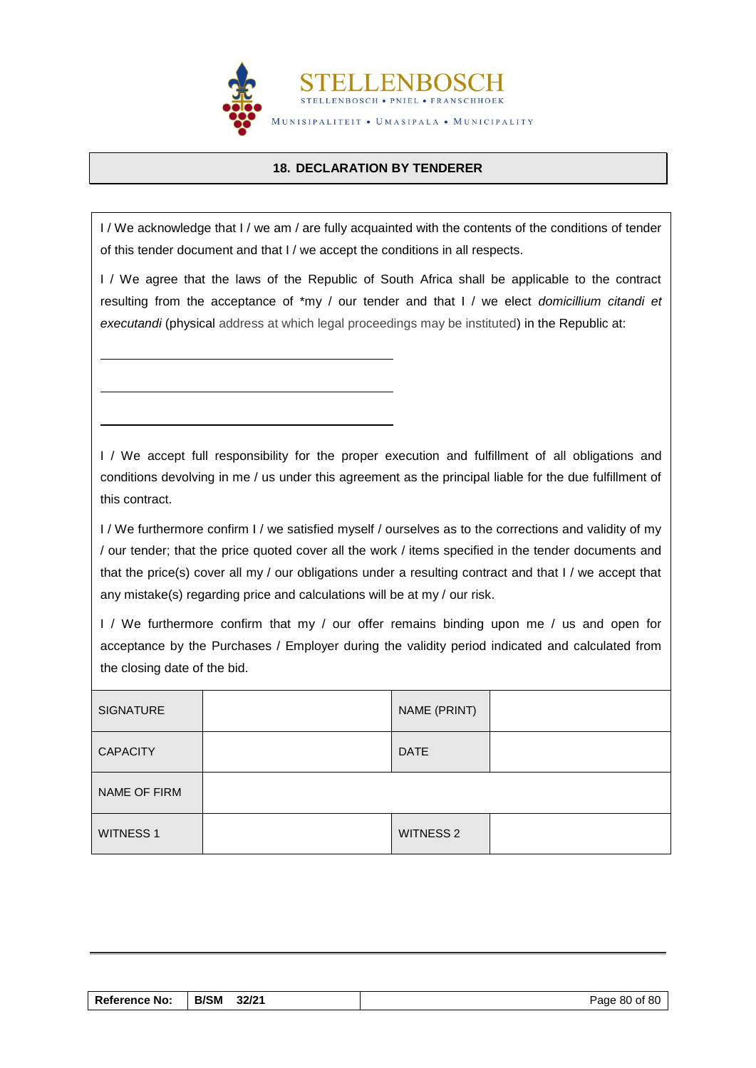## 18. DECLARATION BY TENDERER

I / We acknowledge that I / we am / are fully acquainted with the contents of the conditions of tender of this tender document and that I / we accept the conditions in all respects.

I / We agree that the laws of the Republic of South Africa shall be applicable to the contract resulting from the acceptance of *my / our tender and that I / we elect *domicillium citandi et executandi* (physical address at which legal proceedings may be instituted) in the Republic at:

\_\_\_\_\_\_\_\_\_\_\_\_\_\_\_\_\_\_\_\_\_\_\_\_\_\_\_\_\_\_\_\_\_\_\_\_\_\_\_\_

\_\_\_\_\_\_\_\_\_\_\_\_\_\_\_\_\_\_\_\_\_\_\_\_\_\_\_\_\_\_\_\_\_\_\_\_\_\_\_\_

\_\_\_\_\_\_\_\_\_\_\_\_\_\_\_\_\_\_\_\_\_\_\_\_\_\_\_\_\_\_\_\_\_\_\_\_\_\_\_\_

I / We accept full responsibility for the proper execution and fulfillment of all obligations and conditions devolving in me / us under this agreement as the principal liable for the due fulfillment of this contract.

I / We furthermore confirm I / we satisfied myself / ourselves as to the corrections and validity of my / our tender; that the price quoted cover all the work / items specified in the tender documents and that the price(s) cover all my / our obligations under a resulting contract and that I / we accept that any mistake(s) regarding price and calculations will be at my / our risk.

I / We furthermore confirm that my / our offer remains binding upon me / us and open for acceptance by the Purchases / Employer during the validity period indicated and calculated from the closing date of the bid.

| | | | |
|---|---|---|---|
| SIGNATURE | | NAME (PRINT) | |
| CAPACITY | | DATE | |
| NAME OF FIRM | | | |
| WITNESS 1 | | WITNESS 2 | |

| | | |
|---|---|---|
| **Reference No:** | **B/SM 32/21** | |